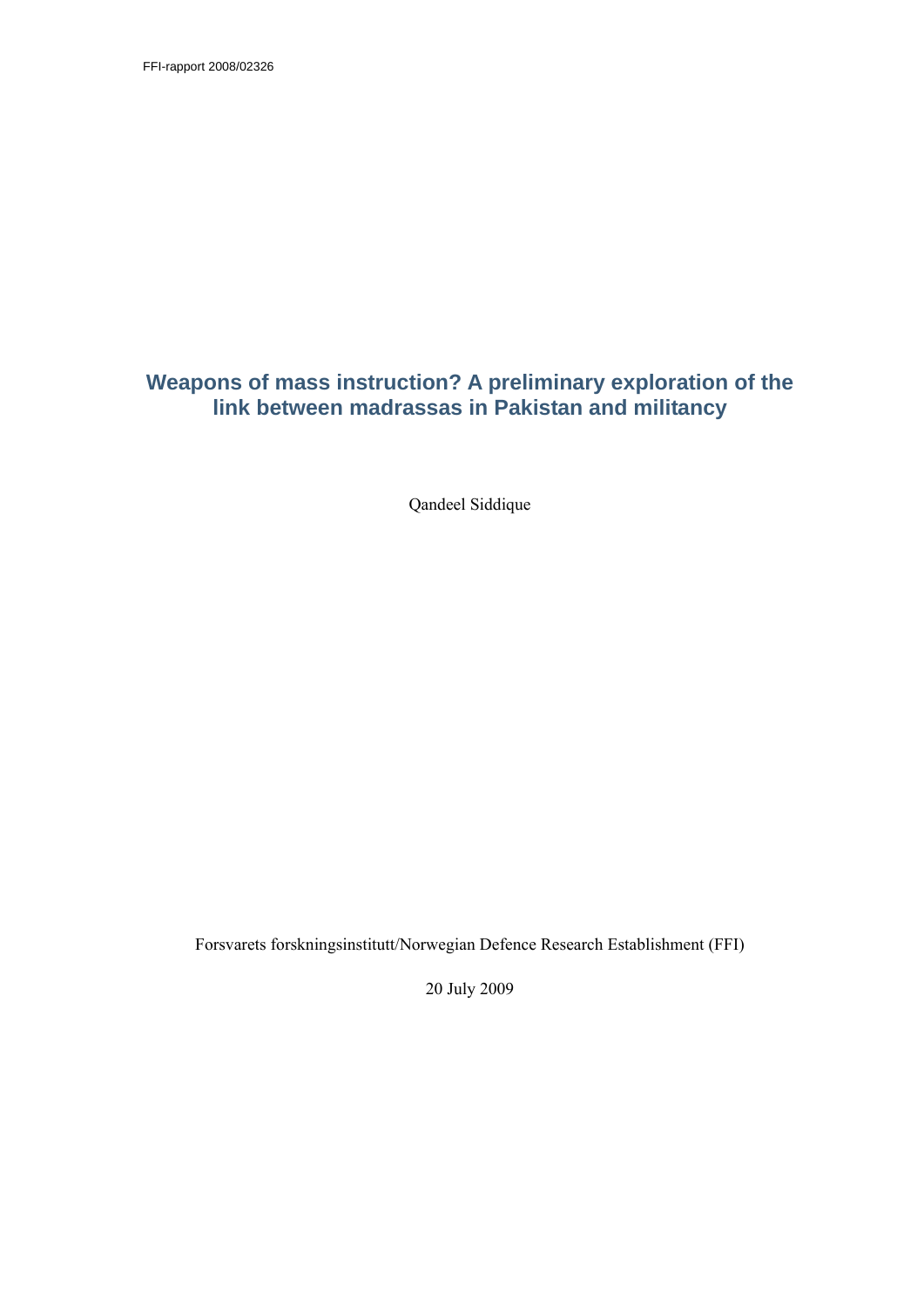FFI-rapport 2008/02326

# Weapons of mass instruction? A preliminary exploration of the link between madrassas in Pakistan and militancy

Qandeel Siddique

Forsvarets forskningsinstitutt/Norwegian Defence Research Establishment (FFI)

20 July 2009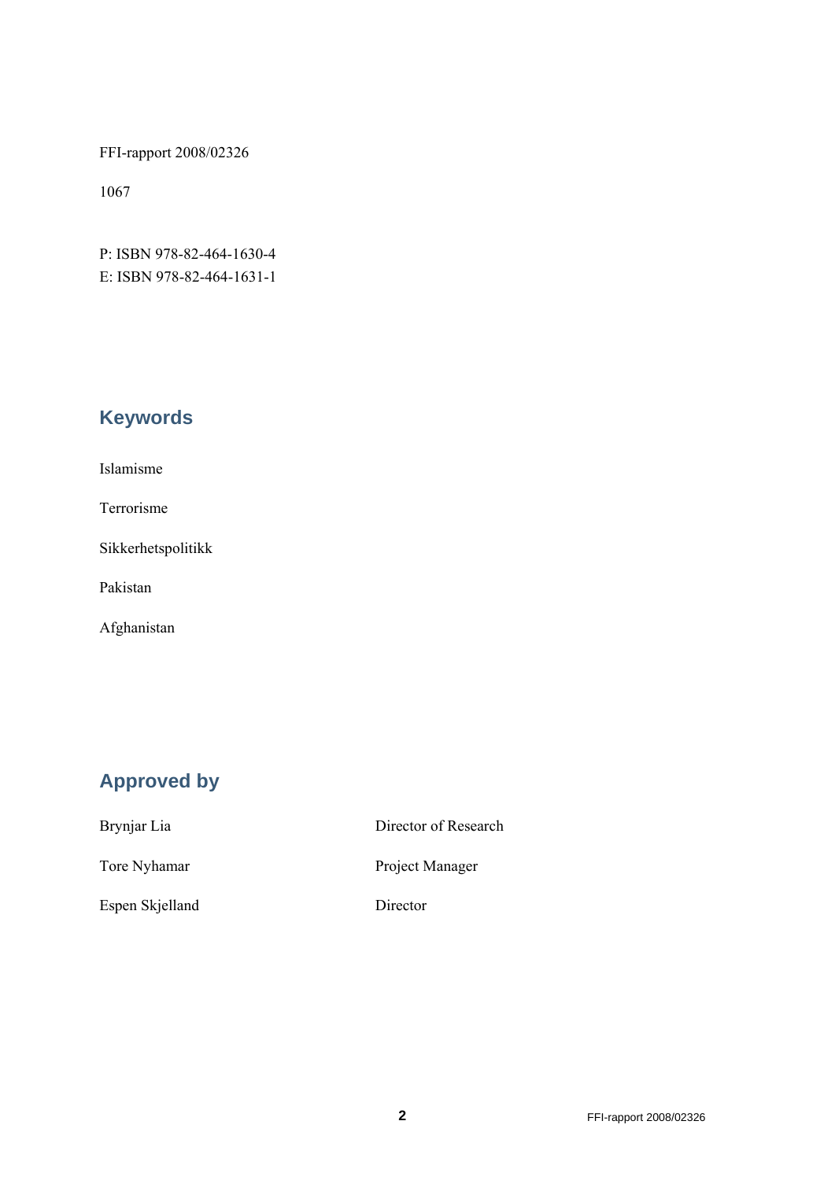FFI-rapport 2008/02326

1067

P: ISBN 978-82-464-1630-4
E: ISBN 978-82-464-1631-1

## Keywords

Islamisme

Terrorisme

Sikkerhetspolitikk

Pakistan

Afghanistan

## Approved by

| | |
|---|---|
| Brynjar Lia | Director of Research |
| Tore Nyhamar | Project Manager |
| Espen Skjelland | Director |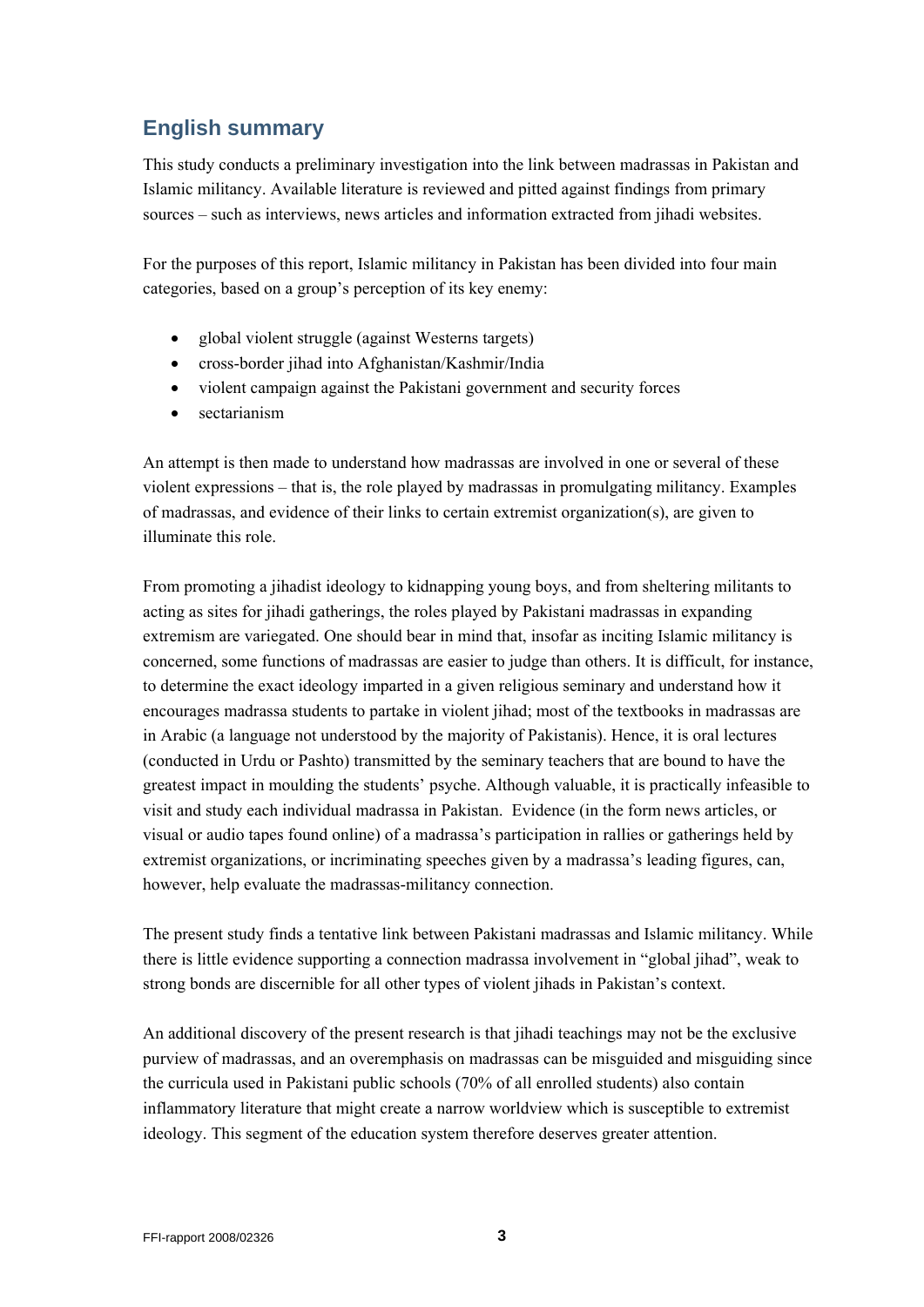## English summary

This study conducts a preliminary investigation into the link between madrassas in Pakistan and Islamic militancy. Available literature is reviewed and pitted against findings from primary sources – such as interviews, news articles and information extracted from jihadi websites.

For the purposes of this report, Islamic militancy in Pakistan has been divided into four main categories, based on a group's perception of its key enemy:

- global violent struggle (against Westerns targets)
- cross-border jihad into Afghanistan/Kashmir/India
- violent campaign against the Pakistani government and security forces
- sectarianism

An attempt is then made to understand how madrassas are involved in one or several of these violent expressions – that is, the role played by madrassas in promulgating militancy. Examples of madrassas, and evidence of their links to certain extremist organization(s), are given to illuminate this role.

From promoting a jihadist ideology to kidnapping young boys, and from sheltering militants to acting as sites for jihadi gatherings, the roles played by Pakistani madrassas in expanding extremism are variegated. One should bear in mind that, insofar as inciting Islamic militancy is concerned, some functions of madrassas are easier to judge than others. It is difficult, for instance, to determine the exact ideology imparted in a given religious seminary and understand how it encourages madrassa students to partake in violent jihad; most of the textbooks in madrassas are in Arabic (a language not understood by the majority of Pakistanis). Hence, it is oral lectures (conducted in Urdu or Pashto) transmitted by the seminary teachers that are bound to have the greatest impact in moulding the students' psyche. Although valuable, it is practically infeasible to visit and study each individual madrassa in Pakistan. Evidence (in the form news articles, or visual or audio tapes found online) of a madrassa's participation in rallies or gatherings held by extremist organizations, or incriminating speeches given by a madrassa's leading figures, can, however, help evaluate the madrassas-militancy connection.

The present study finds a tentative link between Pakistani madrassas and Islamic militancy. While there is little evidence supporting a connection madrassa involvement in "global jihad", weak to strong bonds are discernible for all other types of violent jihads in Pakistan's context.

An additional discovery of the present research is that jihadi teachings may not be the exclusive purview of madrassas, and an overemphasis on madrassas can be misguided and misguiding since the curricula used in Pakistani public schools (70% of all enrolled students) also contain inflammatory literature that might create a narrow worldview which is susceptible to extremist ideology. This segment of the education system therefore deserves greater attention.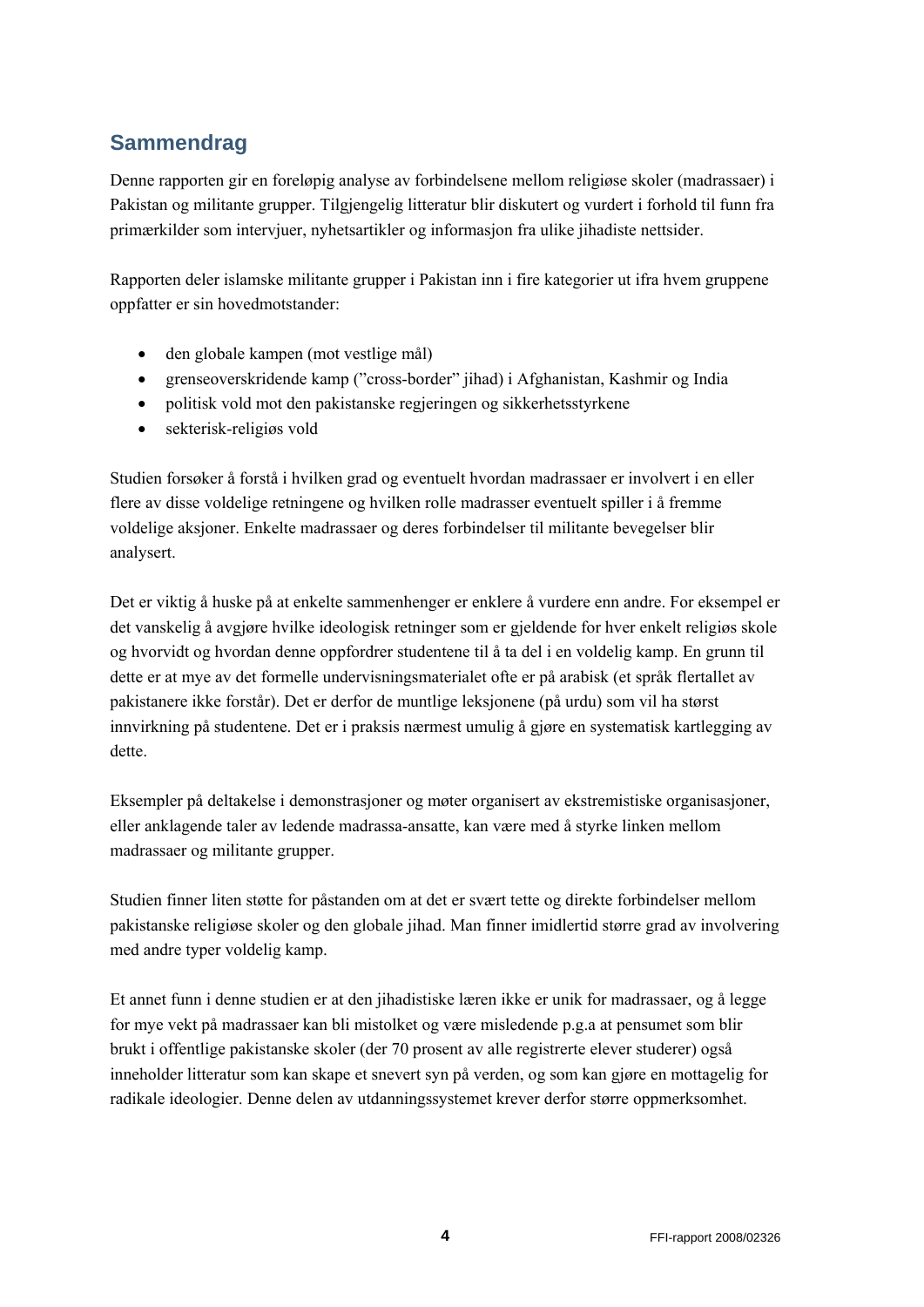## Sammendrag

Denne rapporten gir en foreløpig analyse av forbindelsene mellom religiøse skoler (madrassaer) i Pakistan og militante grupper. Tilgjengelig litteratur blir diskutert og vurdert i forhold til funn fra primærkilder som intervjuer, nyhetsartikler og informasjon fra ulike jihadiste nettsider.

Rapporten deler islamske militante grupper i Pakistan inn i fire kategorier ut ifra hvem gruppene oppfatter er sin hovedmotstander:

- den globale kampen (mot vestlige mål)
- grenseoverskridende kamp ("cross-border" jihad) i Afghanistan, Kashmir og India
- politisk vold mot den pakistanske regjeringen og sikkerhetsstyrkene
- sekterisk-religiøs vold

Studien forsøker å forstå i hvilken grad og eventuelt hvordan madrassaer er involvert i en eller flere av disse voldelige retningene og hvilken rolle madrasser eventuelt spiller i å fremme voldelige aksjoner. Enkelte madrassaer og deres forbindelser til militante bevegelser blir analysert.

Det er viktig å huske på at enkelte sammenhenger er enklere å vurdere enn andre. For eksempel er det vanskelig å avgjøre hvilke ideologisk retninger som er gjeldende for hver enkelt religiøs skole og hvorvidt og hvordan denne oppfordrer studentene til å ta del i en voldelig kamp. En grunn til dette er at mye av det formelle undervisningsmaterialet ofte er på arabisk (et språk flertallet av pakistanere ikke forstår). Det er derfor de muntlige leksjonene (på urdu) som vil ha størst innvirkning på studentene. Det er i praksis nærmest umulig å gjøre en systematisk kartlegging av dette.

Eksempler på deltakelse i demonstrasjoner og møter organisert av ekstremistiske organisasjoner, eller anklagende taler av ledende madrassa-ansatte, kan være med å styrke linken mellom madrassaer og militante grupper.

Studien finner liten støtte for påstanden om at det er svært tette og direkte forbindelser mellom pakistanske religiøse skoler og den globale jihad. Man finner imidlertid større grad av involvering med andre typer voldelig kamp.

Et annet funn i denne studien er at den jihadistiske læren ikke er unik for madrassaer, og å legge for mye vekt på madrassaer kan bli mistolket og være misledende p.g.a at pensumet som blir brukt i offentlige pakistanske skoler (der 70 prosent av alle registrerte elever studerer) også inneholder litteratur som kan skape et snevert syn på verden, og som kan gjøre en mottagelig for radikale ideologier. Denne delen av utdanningssystemet krever derfor større oppmerksomhet.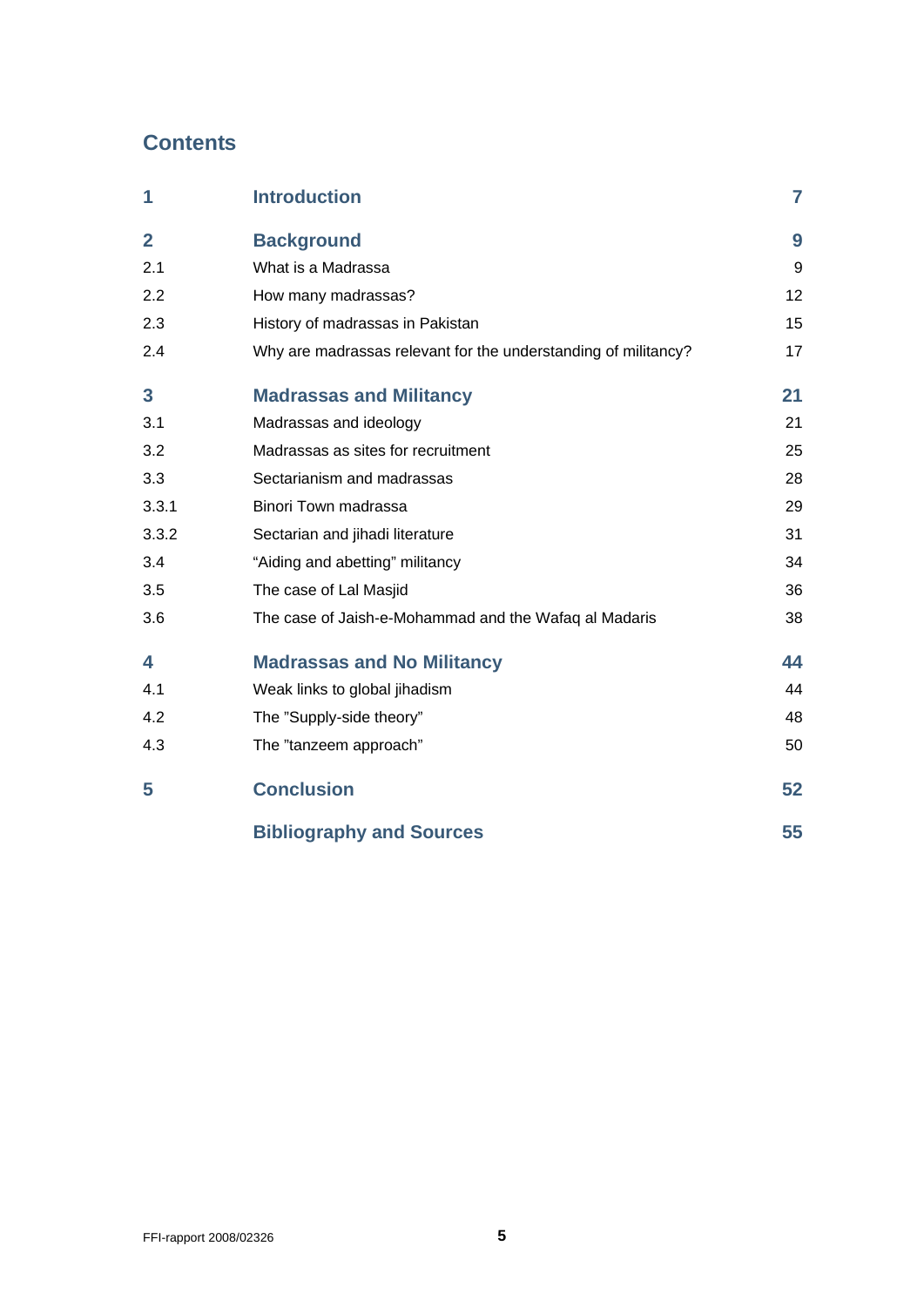# Contents

| | | |
|---|---|---|
| **1** | **Introduction** | **7** |
| **2** | **Background** | **9** |
| 2.1 | What is a Madrassa | 9 |
| 2.2 | How many madrassas? | 12 |
| 2.3 | History of madrassas in Pakistan | 15 |
| 2.4 | Why are madrassas relevant for the understanding of militancy? | 17 |
| **3** | **Madrassas and Militancy** | **21** |
| 3.1 | Madrassas and ideology | 21 |
| 3.2 | Madrassas as sites for recruitment | 25 |
| 3.3 | Sectarianism and madrassas | 28 |
| 3.3.1 | Binori Town madrassa | 29 |
| 3.3.2 | Sectarian and jihadi literature | 31 |
| 3.4 | “Aiding and abetting” militancy | 34 |
| 3.5 | The case of Lal Masjid | 36 |
| 3.6 | The case of Jaish-e-Mohammad and the Wafaq al Madaris | 38 |
| **4** | **Madrassas and No Militancy** | **44** |
| 4.1 | Weak links to global jihadism | 44 |
| 4.2 | The ”Supply-side theory” | 48 |
| 4.3 | The ”tanzeem approach” | 50 |
| **5** | **Conclusion** | **52** |
| | **Bibliography and Sources** | **55** |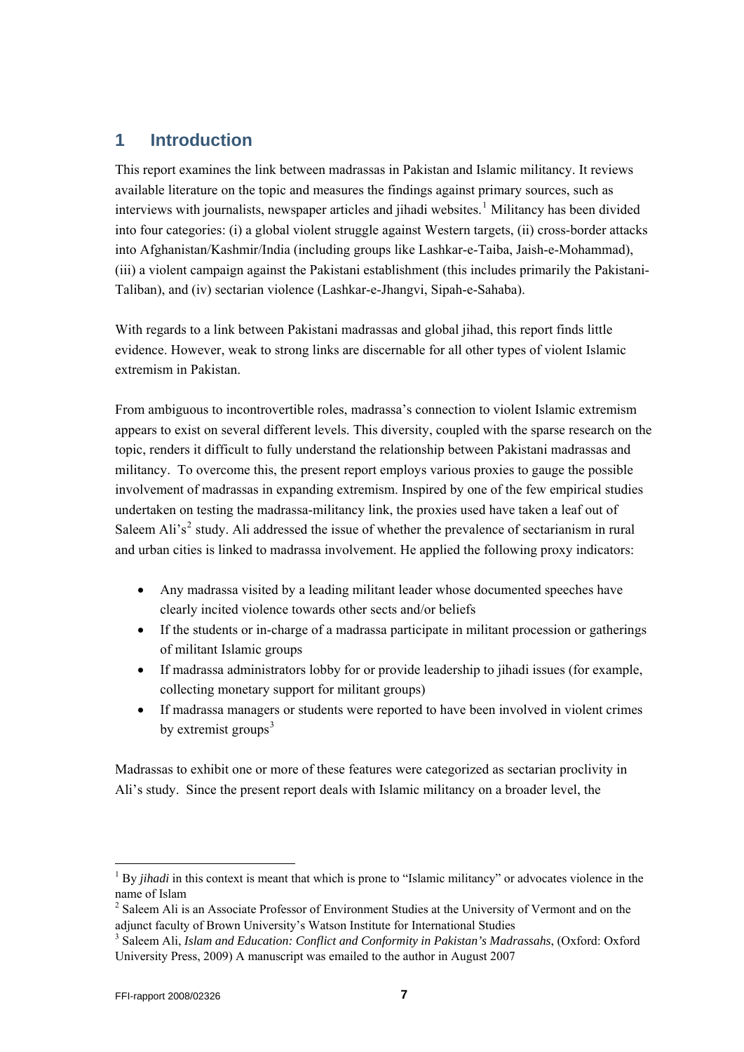# 1 Introduction

This report examines the link between madrassas in Pakistan and Islamic militancy. It reviews available literature on the topic and measures the findings against primary sources, such as interviews with journalists, newspaper articles and jihadi websites.[1] Militancy has been divided into four categories: (i) a global violent struggle against Western targets, (ii) cross-border attacks into Afghanistan/Kashmir/India (including groups like Lashkar-e-Taiba, Jaish-e-Mohammad), (iii) a violent campaign against the Pakistani establishment (this includes primarily the Pakistani-Taliban), and (iv) sectarian violence (Lashkar-e-Jhangvi, Sipah-e-Sahaba).

With regards to a link between Pakistani madrassas and global jihad, this report finds little evidence. However, weak to strong links are discernable for all other types of violent Islamic extremism in Pakistan.

From ambiguous to incontrovertible roles, madrassa's connection to violent Islamic extremism appears to exist on several different levels. This diversity, coupled with the sparse research on the topic, renders it difficult to fully understand the relationship between Pakistani madrassas and militancy. To overcome this, the present report employs various proxies to gauge the possible involvement of madrassas in expanding extremism. Inspired by one of the few empirical studies undertaken on testing the madrassa-militancy link, the proxies used have taken a leaf out of Saleem Ali's[2] study. Ali addressed the issue of whether the prevalence of sectarianism in rural and urban cities is linked to madrassa involvement. He applied the following proxy indicators:

- Any madrassa visited by a leading militant leader whose documented speeches have clearly incited violence towards other sects and/or beliefs
- If the students or in-charge of a madrassa participate in militant procession or gatherings of militant Islamic groups
- If madrassa administrators lobby for or provide leadership to jihadi issues (for example, collecting monetary support for militant groups)
- If madrassa managers or students were reported to have been involved in violent crimes by extremist groups[3]

Madrassas to exhibit one or more of these features were categorized as sectarian proclivity in Ali's study. Since the present report deals with Islamic militancy on a broader level, the

---

[1] By *jihadi* in this context is meant that which is prone to "Islamic militancy" or advocates violence in the name of Islam

[2] Saleem Ali is an Associate Professor of Environment Studies at the University of Vermont and on the adjunct faculty of Brown University's Watson Institute for International Studies

[3] Saleem Ali, *Islam and Education: Conflict and Conformity in Pakistan's Madrassahs*, (Oxford: Oxford University Press, 2009) A manuscript was emailed to the author in August 2007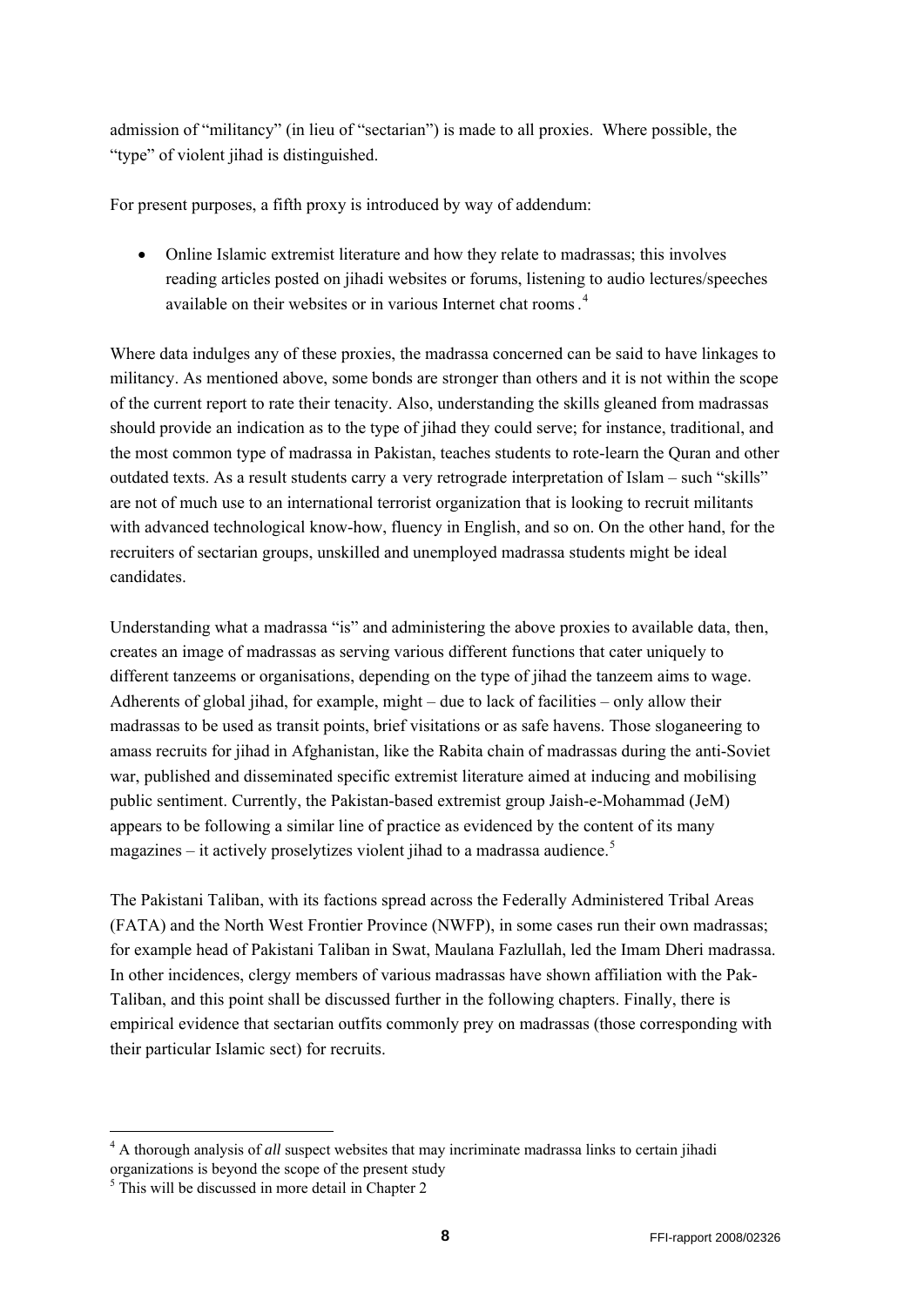admission of "militancy" (in lieu of "sectarian") is made to all proxies. Where possible, the "type" of violent jihad is distinguished.

For present purposes, a fifth proxy is introduced by way of addendum:

- Online Islamic extremist literature and how they relate to madrassas; this involves reading articles posted on jihadi websites or forums, listening to audio lectures/speeches available on their websites or in various Internet chat rooms.[4]

Where data indulges any of these proxies, the madrassa concerned can be said to have linkages to militancy. As mentioned above, some bonds are stronger than others and it is not within the scope of the current report to rate their tenacity. Also, understanding the skills gleaned from madrassas should provide an indication as to the type of jihad they could serve; for instance, traditional, and the most common type of madrassa in Pakistan, teaches students to rote-learn the Quran and other outdated texts. As a result students carry a very retrograde interpretation of Islam – such "skills" are not of much use to an international terrorist organization that is looking to recruit militants with advanced technological know-how, fluency in English, and so on. On the other hand, for the recruiters of sectarian groups, unskilled and unemployed madrassa students might be ideal candidates.

Understanding what a madrassa "is" and administering the above proxies to available data, then, creates an image of madrassas as serving various different functions that cater uniquely to different tanzeems or organisations, depending on the type of jihad the tanzeem aims to wage. Adherents of global jihad, for example, might – due to lack of facilities – only allow their madrassas to be used as transit points, brief visitations or as safe havens. Those sloganeering to amass recruits for jihad in Afghanistan, like the Rabita chain of madrassas during the anti-Soviet war, published and disseminated specific extremist literature aimed at inducing and mobilising public sentiment. Currently, the Pakistan-based extremist group Jaish-e-Mohammad (JeM) appears to be following a similar line of practice as evidenced by the content of its many magazines – it actively proselytizes violent jihad to a madrassa audience.[5]

The Pakistani Taliban, with its factions spread across the Federally Administered Tribal Areas (FATA) and the North West Frontier Province (NWFP), in some cases run their own madrassas; for example head of Pakistani Taliban in Swat, Maulana Fazlullah, led the Imam Dheri madrassa. In other incidences, clergy members of various madrassas have shown affiliation with the Pak-Taliban, and this point shall be discussed further in the following chapters. Finally, there is empirical evidence that sectarian outfits commonly prey on madrassas (those corresponding with their particular Islamic sect) for recruits.

---

[4] A thorough analysis of *all* suspect websites that may incriminate madrassa links to certain jihadi organizations is beyond the scope of the present study

[5] This will be discussed in more detail in Chapter 2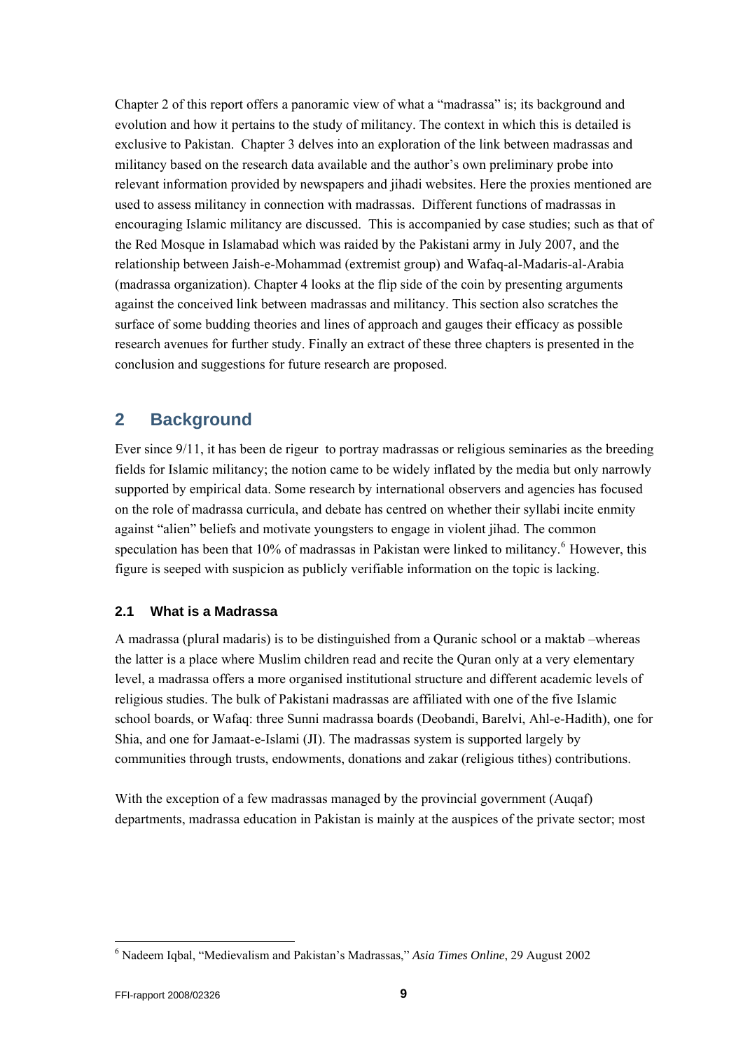Chapter 2 of this report offers a panoramic view of what a "madrassa" is; its background and evolution and how it pertains to the study of militancy. The context in which this is detailed is exclusive to Pakistan. Chapter 3 delves into an exploration of the link between madrassas and militancy based on the research data available and the author's own preliminary probe into relevant information provided by newspapers and jihadi websites. Here the proxies mentioned are used to assess militancy in connection with madrassas. Different functions of madrassas in encouraging Islamic militancy are discussed. This is accompanied by case studies; such as that of the Red Mosque in Islamabad which was raided by the Pakistani army in July 2007, and the relationship between Jaish-e-Mohammad (extremist group) and Wafaq-al-Madaris-al-Arabia (madrassa organization). Chapter 4 looks at the flip side of the coin by presenting arguments against the conceived link between madrassas and militancy. This section also scratches the surface of some budding theories and lines of approach and gauges their efficacy as possible research avenues for further study. Finally an extract of these three chapters is presented in the conclusion and suggestions for future research are proposed.

## 2 Background

Ever since 9/11, it has been de rigeur to portray madrassas or religious seminaries as the breeding fields for Islamic militancy; the notion came to be widely inflated by the media but only narrowly supported by empirical data. Some research by international observers and agencies has focused on the role of madrassa curricula, and debate has centred on whether their syllabi incite enmity against "alien" beliefs and motivate youngsters to engage in violent jihad. The common speculation has been that 10% of madrassas in Pakistan were linked to militancy.[6] However, this figure is seeped with suspicion as publicly verifiable information on the topic is lacking.

### 2.1 What is a Madrassa

A madrassa (plural madaris) is to be distinguished from a Quranic school or a maktab –whereas the latter is a place where Muslim children read and recite the Quran only at a very elementary level, a madrassa offers a more organised institutional structure and different academic levels of religious studies. The bulk of Pakistani madrassas are affiliated with one of the five Islamic school boards, or Wafaq: three Sunni madrassa boards (Deobandi, Barelvi, Ahl-e-Hadith), one for Shia, and one for Jamaat-e-Islami (JI). The madrassas system is supported largely by communities through trusts, endowments, donations and zakar (religious tithes) contributions.

With the exception of a few madrassas managed by the provincial government (Auqaf) departments, madrassa education in Pakistan is mainly at the auspices of the private sector; most

[6] Nadeem Iqbal, "Medievalism and Pakistan's Madrassas," *Asia Times Online*, 29 August 2002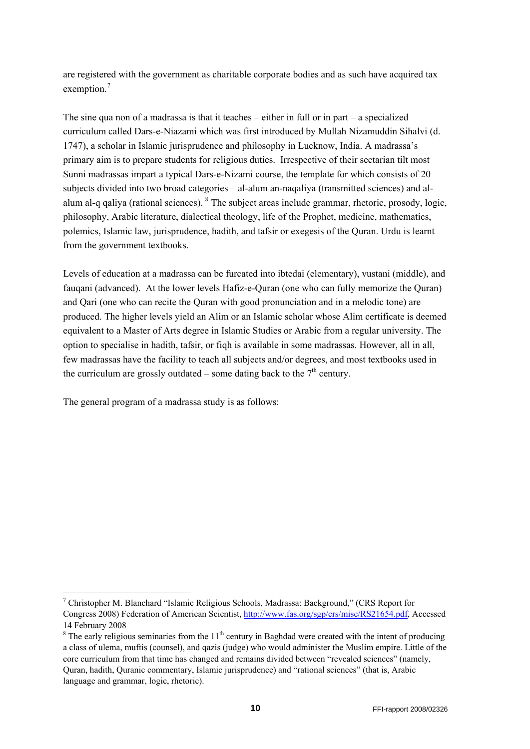are registered with the government as charitable corporate bodies and as such have acquired tax exemption.[7]

The sine qua non of a madrassa is that it teaches – either in full or in part – a specialized curriculum called Dars-e-Niazami which was first introduced by Mullah Nizamuddin Sihalvi (d. 1747), a scholar in Islamic jurisprudence and philosophy in Lucknow, India. A madrassa's primary aim is to prepare students for religious duties. Irrespective of their sectarian tilt most Sunni madrassas impart a typical Dars-e-Nizami course, the template for which consists of 20 subjects divided into two broad categories – al-alum an-naqaliya (transmitted sciences) and al-alum al-q qaliya (rational sciences).[8] The subject areas include grammar, rhetoric, prosody, logic, philosophy, Arabic literature, dialectical theology, life of the Prophet, medicine, mathematics, polemics, Islamic law, jurisprudence, hadith, and tafsir or exegesis of the Quran. Urdu is learnt from the government textbooks.

Levels of education at a madrassa can be furcated into ibtedai (elementary), vustani (middle), and fauqani (advanced). At the lower levels Hafiz-e-Quran (one who can fully memorize the Quran) and Qari (one who can recite the Quran with good pronunciation and in a melodic tone) are produced. The higher levels yield an Alim or an Islamic scholar whose Alim certificate is deemed equivalent to a Master of Arts degree in Islamic Studies or Arabic from a regular university. The option to specialise in hadith, tafsir, or fiqh is available in some madrassas. However, all in all, few madrassas have the facility to teach all subjects and/or degrees, and most textbooks used in the curriculum are grossly outdated – some dating back to the 7th century.

The general program of a madrassa study is as follows:

---

[7] Christopher M. Blanchard "Islamic Religious Schools, Madrassa: Background," (CRS Report for Congress 2008) Federation of American Scientist, http://www.fas.org/sgp/crs/misc/RS21654.pdf, Accessed 14 February 2008

[8] The early religious seminaries from the 11th century in Baghdad were created with the intent of producing a class of ulema, muftis (counsel), and qazis (judge) who would administer the Muslim empire. Little of the core curriculum from that time has changed and remains divided between "revealed sciences" (namely, Quran, hadith, Quranic commentary, Islamic jurisprudence) and "rational sciences" (that is, Arabic language and grammar, logic, rhetoric).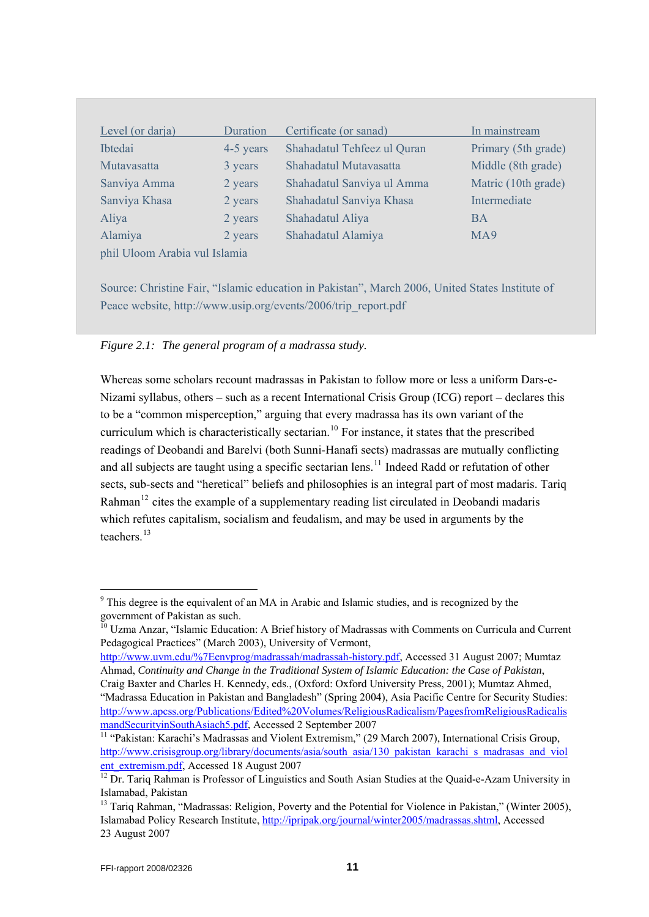| Level (or darja) | Duration | Certificate (or sanad) | In mainstream |
|---|---|---|---|
| Ibtedai | 4-5 years | Shahadatul Tehfeez ul Quran | Primary (5th grade) |
| Mutavasatta | 3 years | Shahadatul Mutavasatta | Middle (8th grade) |
| Sanviya Amma | 2 years | Shahadatul Sanviya ul Amma | Matric (10th grade) |
| Sanviya Khasa | 2 years | Shahadatul Sanviya Khasa | Intermediate |
| Aliya | 2 years | Shahadatul Aliya | BA |
| Alamiya | 2 years | Shahadatul Alamiya | MA[9] |
| phil Uloom Arabia vul Islamia | | | |

Source: Christine Fair, "Islamic education in Pakistan", March 2006, United States Institute of Peace website, http://www.usip.org/events/2006/trip_report.pdf

*Figure 2.1: The general program of a madrassa study.*

Whereas some scholars recount madrassas in Pakistan to follow more or less a uniform Dars-e-Nizami syllabus, others – such as a recent International Crisis Group (ICG) report – declares this to be a "common misperception," arguing that every madrassa has its own variant of the curriculum which is characteristically sectarian.[10] For instance, it states that the prescribed readings of Deobandi and Barelvi (both Sunni-Hanafi sects) madrassas are mutually conflicting and all subjects are taught using a specific sectarian lens.[11] Indeed Radd or refutation of other sects, sub-sects and "heretical" beliefs and philosophies is an integral part of most madaris. Tariq Rahman[12] cites the example of a supplementary reading list circulated in Deobandi madaris which refutes capitalism, socialism and feudalism, and may be used in arguments by the teachers.[13]

---

[9] This degree is the equivalent of an MA in Arabic and Islamic studies, and is recognized by the government of Pakistan as such.

[10] Uzma Anzar, "Islamic Education: A Brief history of Madrassas with Comments on Curricula and Current Pedagogical Practices" (March 2003), University of Vermont, http://www.uvm.edu/%7Eenvprog/madrassah/madrassah-history.pdf, Accessed 31 August 2007; Mumtaz Ahmad, *Continuity and Change in the Traditional System of Islamic Education: the Case of Pakistan*, Craig Baxter and Charles H. Kennedy, eds., (Oxford: Oxford University Press, 2001); Mumtaz Ahmed, "Madrassa Education in Pakistan and Bangladesh" (Spring 2004), Asia Pacific Centre for Security Studies: http://www.apcss.org/Publications/Edited%20Volumes/ReligiousRadicalism/PagesfromReligiousRadicalismandSecurityinSouthAsiach5.pdf, Accessed 2 September 2007

[11] "Pakistan: Karachi's Madrassas and Violent Extremism," (29 March 2007), International Crisis Group, http://www.crisisgroup.org/library/documents/asia/south_asia/130_pakistan_karachi_s_madrasas_and_violent_extremism.pdf, Accessed 18 August 2007

[12] Dr. Tariq Rahman is Professor of Linguistics and South Asian Studies at the Quaid-e-Azam University in Islamabad, Pakistan

[13] Tariq Rahman, "Madrassas: Religion, Poverty and the Potential for Violence in Pakistan," (Winter 2005), Islamabad Policy Research Institute, http://ipripak.org/journal/winter2005/madrassas.shtml, Accessed 23 August 2007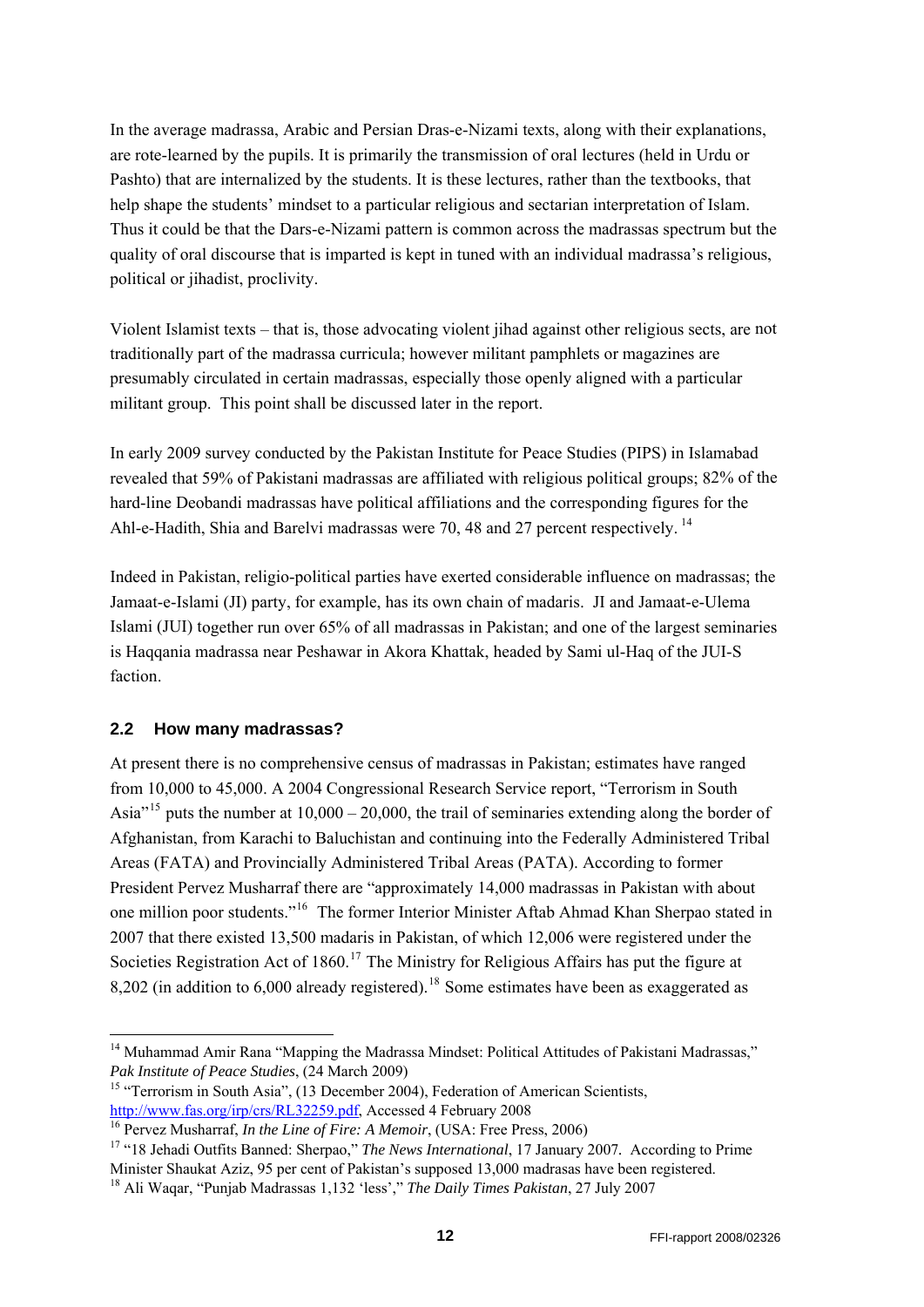In the average madrassa, Arabic and Persian Dras-e-Nizami texts, along with their explanations, are rote-learned by the pupils. It is primarily the transmission of oral lectures (held in Urdu or Pashto) that are internalized by the students. It is these lectures, rather than the textbooks, that help shape the students' mindset to a particular religious and sectarian interpretation of Islam. Thus it could be that the Dars-e-Nizami pattern is common across the madrassas spectrum but the quality of oral discourse that is imparted is kept in tuned with an individual madrassa's religious, political or jihadist, proclivity.

Violent Islamist texts – that is, those advocating violent jihad against other religious sects, are not traditionally part of the madrassa curricula; however militant pamphlets or magazines are presumably circulated in certain madrassas, especially those openly aligned with a particular militant group. This point shall be discussed later in the report.

In early 2009 survey conducted by the Pakistan Institute for Peace Studies (PIPS) in Islamabad revealed that 59% of Pakistani madrassas are affiliated with religious political groups; 82% of the hard-line Deobandi madrassas have political affiliations and the corresponding figures for the Ahl-e-Hadith, Shia and Barelvi madrassas were 70, 48 and 27 percent respectively. [14]

Indeed in Pakistan, religio-political parties have exerted considerable influence on madrassas; the Jamaat-e-Islami (JI) party, for example, has its own chain of madaris. JI and Jamaat-e-Ulema Islami (JUI) together run over 65% of all madrassas in Pakistan; and one of the largest seminaries is Haqqania madrassa near Peshawar in Akora Khattak, headed by Sami ul-Haq of the JUI-S faction.

## 2.2 How many madrassas?

At present there is no comprehensive census of madrassas in Pakistan; estimates have ranged from 10,000 to 45,000. A 2004 Congressional Research Service report, "Terrorism in South Asia"[15] puts the number at 10,000 – 20,000, the trail of seminaries extending along the border of Afghanistan, from Karachi to Baluchistan and continuing into the Federally Administered Tribal Areas (FATA) and Provincially Administered Tribal Areas (PATA). According to former President Pervez Musharraf there are "approximately 14,000 madrassas in Pakistan with about one million poor students."[16] The former Interior Minister Aftab Ahmad Khan Sherpao stated in 2007 that there existed 13,500 madaris in Pakistan, of which 12,006 were registered under the Societies Registration Act of 1860.[17] The Ministry for Religious Affairs has put the figure at 8,202 (in addition to 6,000 already registered).[18] Some estimates have been as exaggerated as

---

[14] Muhammad Amir Rana "Mapping the Madrassa Mindset: Political Attitudes of Pakistani Madrassas," *Pak Institute of Peace Studies*, (24 March 2009)

[15] "Terrorism in South Asia", (13 December 2004), Federation of American Scientists, http://www.fas.org/irp/crs/RL32259.pdf, Accessed 4 February 2008

[16] Pervez Musharraf, *In the Line of Fire: A Memoir*, (USA: Free Press, 2006)

[17] "18 Jehadi Outfits Banned: Sherpao," *The News International*, 17 January 2007. According to Prime Minister Shaukat Aziz, 95 per cent of Pakistan's supposed 13,000 madrasas have been registered.

[18] Ali Waqar, "Punjab Madrassas 1,132 'less'," *The Daily Times Pakistan*, 27 July 2007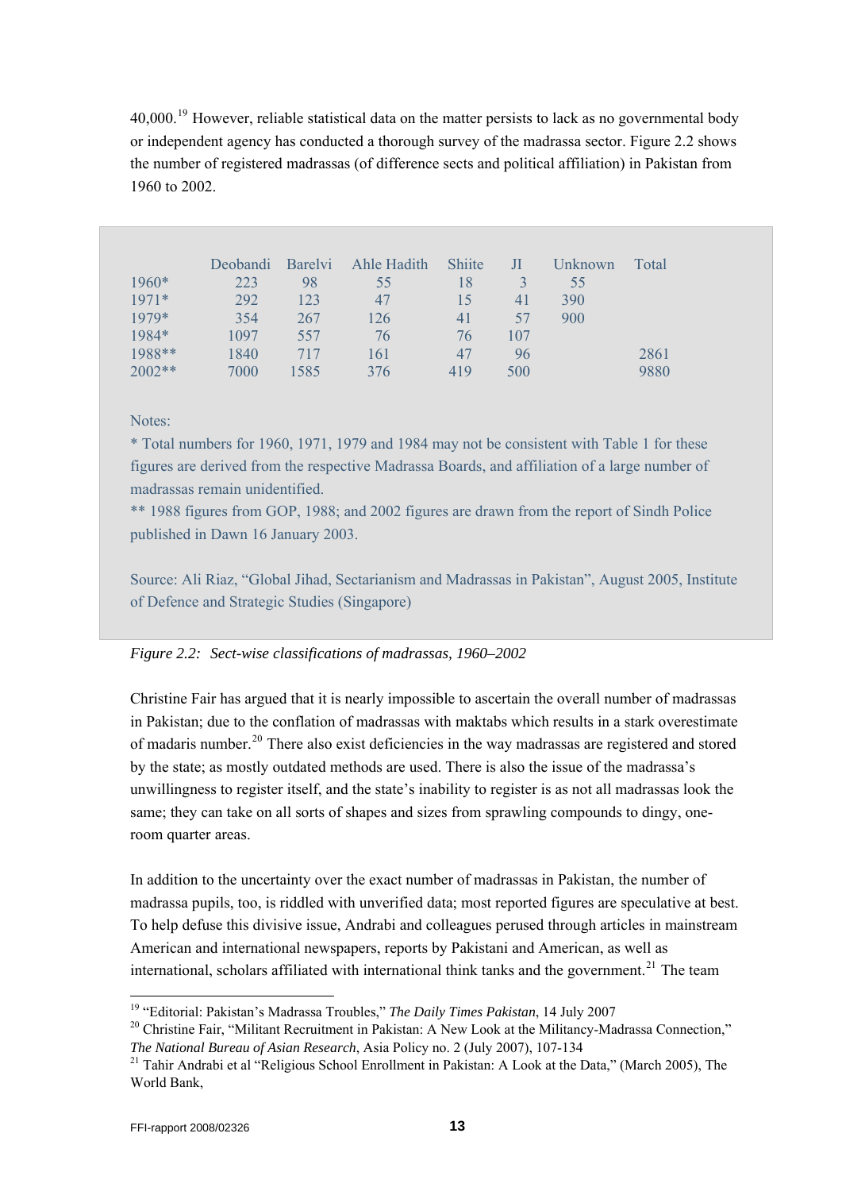40,000.[19] However, reliable statistical data on the matter persists to lack as no governmental body or independent agency has conducted a thorough survey of the madrassa sector. Figure 2.2 shows the number of registered madrassas (of difference sects and political affiliation) in Pakistan from 1960 to 2002.

| | Deobandi | Barelvi | Ahle Hadith | Shiite | JI | Unknown | Total |
|---|---|---|---|---|---|---|---|
| 1960* | 223 | 98 | 55 | 18 | 3 | 55 | |
| 1971* | 292 | 123 | 47 | 15 | 41 | 390 | |
| 1979* | 354 | 267 | 126 | 41 | 57 | 900 | |
| 1984* | 1097 | 557 | 76 | 76 | 107 | | |
| 1988** | 1840 | 717 | 161 | 47 | 96 | | 2861 |
| 2002** | 7000 | 1585 | 376 | 419 | 500 | | 9880 |

Notes:

* Total numbers for 1960, 1971, 1979 and 1984 may not be consistent with Table 1 for these figures are derived from the respective Madrassa Boards, and affiliation of a large number of madrassas remain unidentified.

** 1988 figures from GOP, 1988; and 2002 figures are drawn from the report of Sindh Police published in Dawn 16 January 2003.

Source: Ali Riaz, "Global Jihad, Sectarianism and Madrassas in Pakistan", August 2005, Institute of Defence and Strategic Studies (Singapore)

*Figure 2.2: Sect-wise classifications of madrassas, 1960–2002*

Christine Fair has argued that it is nearly impossible to ascertain the overall number of madrassas in Pakistan; due to the conflation of madrassas with maktabs which results in a stark overestimate of madaris number.[20] There also exist deficiencies in the way madrassas are registered and stored by the state; as mostly outdated methods are used. There is also the issue of the madrassa's unwillingness to register itself, and the state's inability to register is as not all madrassas look the same; they can take on all sorts of shapes and sizes from sprawling compounds to dingy, one-room quarter areas.

In addition to the uncertainty over the exact number of madrassas in Pakistan, the number of madrassa pupils, too, is riddled with unverified data; most reported figures are speculative at best. To help defuse this divisive issue, Andrabi and colleagues perused through articles in mainstream American and international newspapers, reports by Pakistani and American, as well as international, scholars affiliated with international think tanks and the government.[21] The team

[19] "Editorial: Pakistan's Madrassa Troubles," *The Daily Times Pakistan*, 14 July 2007

[20] Christine Fair, "Militant Recruitment in Pakistan: A New Look at the Militancy-Madrassa Connection," *The National Bureau of Asian Research*, Asia Policy no. 2 (July 2007), 107-134

[21] Tahir Andrabi et al "Religious School Enrollment in Pakistan: A Look at the Data," (March 2005), The World Bank,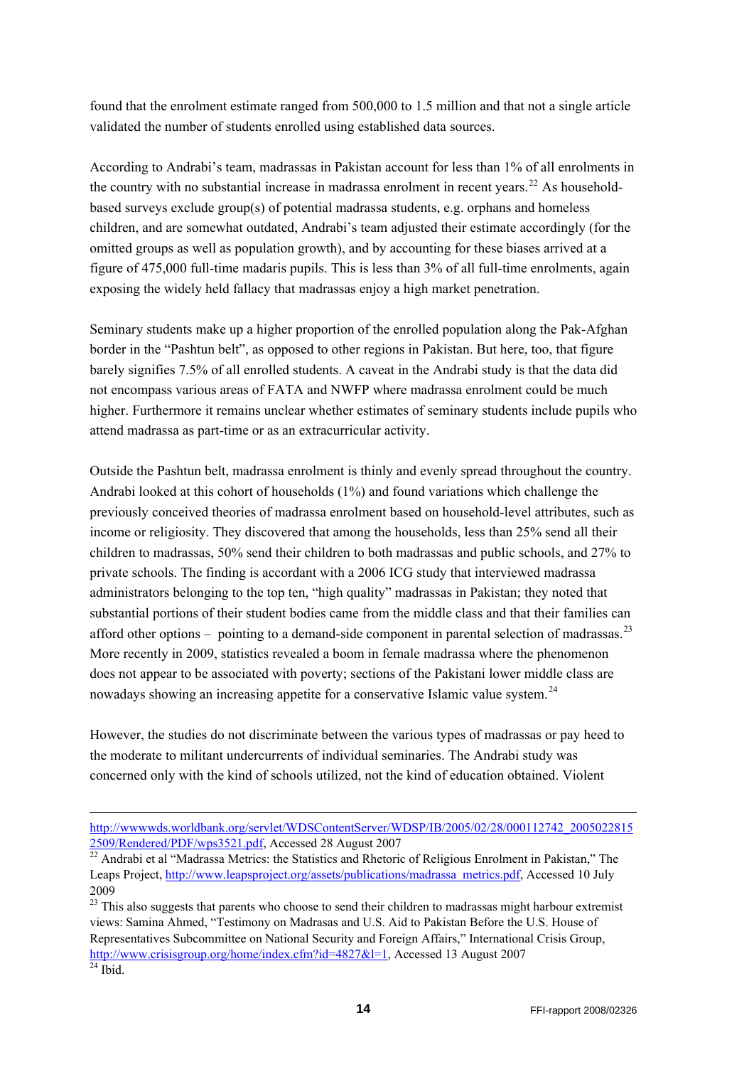found that the enrolment estimate ranged from 500,000 to 1.5 million and that not a single article validated the number of students enrolled using established data sources.

According to Andrabi's team, madrassas in Pakistan account for less than 1% of all enrolments in the country with no substantial increase in madrassa enrolment in recent years.[22] As household-based surveys exclude group(s) of potential madrassa students, e.g. orphans and homeless children, and are somewhat outdated, Andrabi's team adjusted their estimate accordingly (for the omitted groups as well as population growth), and by accounting for these biases arrived at a figure of 475,000 full-time madaris pupils. This is less than 3% of all full-time enrolments, again exposing the widely held fallacy that madrassas enjoy a high market penetration.

Seminary students make up a higher proportion of the enrolled population along the Pak-Afghan border in the "Pashtun belt", as opposed to other regions in Pakistan. But here, too, that figure barely signifies 7.5% of all enrolled students. A caveat in the Andrabi study is that the data did not encompass various areas of FATA and NWFP where madrassa enrolment could be much higher. Furthermore it remains unclear whether estimates of seminary students include pupils who attend madrassa as part-time or as an extracurricular activity.

Outside the Pashtun belt, madrassa enrolment is thinly and evenly spread throughout the country. Andrabi looked at this cohort of households (1%) and found variations which challenge the previously conceived theories of madrassa enrolment based on household-level attributes, such as income or religiosity. They discovered that among the households, less than 25% send all their children to madrassas, 50% send their children to both madrassas and public schools, and 27% to private schools. The finding is accordant with a 2006 ICG study that interviewed madrassa administrators belonging to the top ten, "high quality" madrassas in Pakistan; they noted that substantial portions of their student bodies came from the middle class and that their families can afford other options – pointing to a demand-side component in parental selection of madrassas.[23] More recently in 2009, statistics revealed a boom in female madrassa where the phenomenon does not appear to be associated with poverty; sections of the Pakistani lower middle class are nowadays showing an increasing appetite for a conservative Islamic value system.[24]

However, the studies do not discriminate between the various types of madrassas or pay heed to the moderate to militant undercurrents of individual seminaries. The Andrabi study was concerned only with the kind of schools utilized, not the kind of education obtained. Violent

---

http://wwwwds.worldbank.org/servlet/WDSContentServer/WDSP/IB/2005/02/28/000112742_20050228152509/Rendered/PDF/wps3521.pdf, Accessed 28 August 2007

[22] Andrabi et al "Madrassa Metrics: the Statistics and Rhetoric of Religious Enrolment in Pakistan," The Leaps Project, http://www.leapsproject.org/assets/publications/madrassa_metrics.pdf, Accessed 10 July 2009

[23] This also suggests that parents who choose to send their children to madrassas might harbour extremist views: Samina Ahmed, "Testimony on Madrasas and U.S. Aid to Pakistan Before the U.S. House of Representatives Subcommittee on National Security and Foreign Affairs," International Crisis Group, http://www.crisisgroup.org/home/index.cfm?id=4827&l=1, Accessed 13 August 2007

[24] Ibid.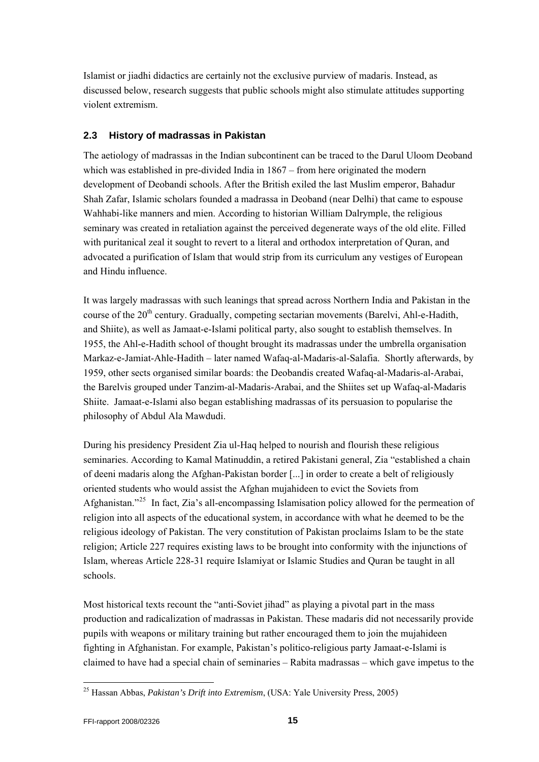Islamist or jiadhi didactics are certainly not the exclusive purview of madaris. Instead, as discussed below, research suggests that public schools might also stimulate attitudes supporting violent extremism.

### 2.3 History of madrassas in Pakistan

The aetiology of madrassas in the Indian subcontinent can be traced to the Darul Uloom Deoband which was established in pre-divided India in 1867 – from here originated the modern development of Deobandi schools. After the British exiled the last Muslim emperor, Bahadur Shah Zafar, Islamic scholars founded a madrassa in Deoband (near Delhi) that came to espouse Wahhabi-like manners and mien. According to historian William Dalrymple, the religious seminary was created in retaliation against the perceived degenerate ways of the old elite. Filled with puritanical zeal it sought to revert to a literal and orthodox interpretation of Quran, and advocated a purification of Islam that would strip from its curriculum any vestiges of European and Hindu influence.

It was largely madrassas with such leanings that spread across Northern India and Pakistan in the course of the 20th century. Gradually, competing sectarian movements (Barelvi, Ahl-e-Hadith, and Shiite), as well as Jamaat-e-Islami political party, also sought to establish themselves. In 1955, the Ahl-e-Hadith school of thought brought its madrassas under the umbrella organisation Markaz-e-Jamiat-Ahle-Hadith – later named Wafaq-al-Madaris-al-Salafia. Shortly afterwards, by 1959, other sects organised similar boards: the Deobandis created Wafaq-al-Madaris-al-Arabai, the Barelvis grouped under Tanzim-al-Madaris-Arabai, and the Shiites set up Wafaq-al-Madaris Shiite. Jamaat-e-Islami also began establishing madrassas of its persuasion to popularise the philosophy of Abdul Ala Mawdudi.

During his presidency President Zia ul-Haq helped to nourish and flourish these religious seminaries. According to Kamal Matinuddin, a retired Pakistani general, Zia "established a chain of deeni madaris along the Afghan-Pakistan border [...] in order to create a belt of religiously oriented students who would assist the Afghan mujahideen to evict the Soviets from Afghanistan."[25] In fact, Zia's all-encompassing Islamisation policy allowed for the permeation of religion into all aspects of the educational system, in accordance with what he deemed to be the religious ideology of Pakistan. The very constitution of Pakistan proclaims Islam to be the state religion; Article 227 requires existing laws to be brought into conformity with the injunctions of Islam, whereas Article 228-31 require Islamiyat or Islamic Studies and Quran be taught in all schools.

Most historical texts recount the "anti-Soviet jihad" as playing a pivotal part in the mass production and radicalization of madrassas in Pakistan. These madaris did not necessarily provide pupils with weapons or military training but rather encouraged them to join the mujahideen fighting in Afghanistan. For example, Pakistan's politico-religious party Jamaat-e-Islami is claimed to have had a special chain of seminaries – Rabita madrassas – which gave impetus to the

---

[25] Hassan Abbas, *Pakistan's Drift into Extremism*, (USA: Yale University Press, 2005)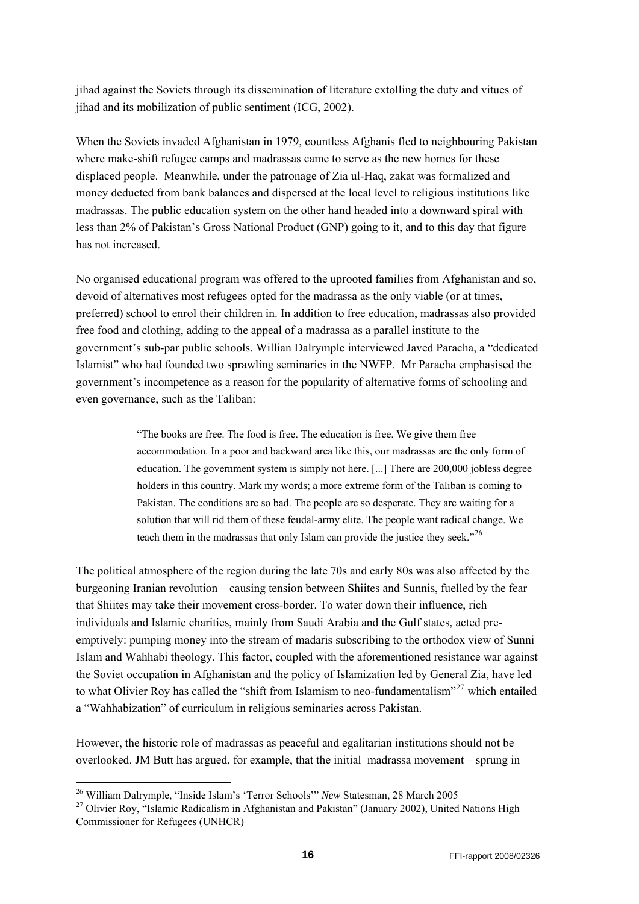jihad against the Soviets through its dissemination of literature extolling the duty and vitues of jihad and its mobilization of public sentiment (ICG, 2002).

When the Soviets invaded Afghanistan in 1979, countless Afghanis fled to neighbouring Pakistan where make-shift refugee camps and madrassas came to serve as the new homes for these displaced people. Meanwhile, under the patronage of Zia ul-Haq, zakat was formalized and money deducted from bank balances and dispersed at the local level to religious institutions like madrassas. The public education system on the other hand headed into a downward spiral with less than 2% of Pakistan's Gross National Product (GNP) going to it, and to this day that figure has not increased.

No organised educational program was offered to the uprooted families from Afghanistan and so, devoid of alternatives most refugees opted for the madrassa as the only viable (or at times, preferred) school to enrol their children in. In addition to free education, madrassas also provided free food and clothing, adding to the appeal of a madrassa as a parallel institute to the government's sub-par public schools. Willian Dalrymple interviewed Javed Paracha, a "dedicated Islamist" who had founded two sprawling seminaries in the NWFP. Mr Paracha emphasised the government's incompetence as a reason for the popularity of alternative forms of schooling and even governance, such as the Taliban:

> "The books are free. The food is free. The education is free. We give them free accommodation. In a poor and backward area like this, our madrassas are the only form of education. The government system is simply not here. [...] There are 200,000 jobless degree holders in this country. Mark my words; a more extreme form of the Taliban is coming to Pakistan. The conditions are so bad. The people are so desperate. They are waiting for a solution that will rid them of these feudal-army elite. The people want radical change. We teach them in the madrassas that only Islam can provide the justice they seek."[26]

The political atmosphere of the region during the late 70s and early 80s was also affected by the burgeoning Iranian revolution – causing tension between Shiites and Sunnis, fuelled by the fear that Shiites may take their movement cross-border. To water down their influence, rich individuals and Islamic charities, mainly from Saudi Arabia and the Gulf states, acted pre-emptively: pumping money into the stream of madaris subscribing to the orthodox view of Sunni Islam and Wahhabi theology. This factor, coupled with the aforementioned resistance war against the Soviet occupation in Afghanistan and the policy of Islamization led by General Zia, have led to what Olivier Roy has called the "shift from Islamism to neo-fundamentalism"[27] which entailed a "Wahhabization" of curriculum in religious seminaries across Pakistan.

However, the historic role of madrassas as peaceful and egalitarian institutions should not be overlooked. JM Butt has argued, for example, that the initial madrassa movement – sprung in

---

[26] William Dalrymple, "Inside Islam's 'Terror Schools'" *New* Statesman, 28 March 2005

[27] Olivier Roy, "Islamic Radicalism in Afghanistan and Pakistan" (January 2002), United Nations High Commissioner for Refugees (UNHCR)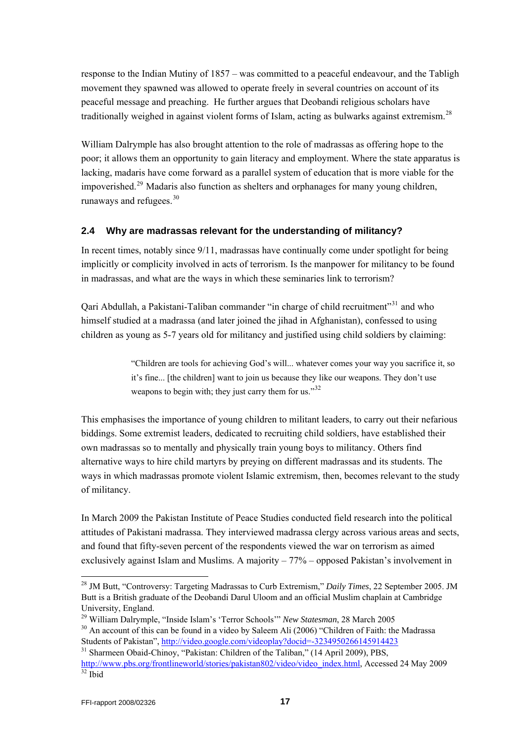response to the Indian Mutiny of 1857 – was committed to a peaceful endeavour, and the Tabligh movement they spawned was allowed to operate freely in several countries on account of its peaceful message and preaching. He further argues that Deobandi religious scholars have traditionally weighed in against violent forms of Islam, acting as bulwarks against extremism.[28]

William Dalrymple has also brought attention to the role of madrassas as offering hope to the poor; it allows them an opportunity to gain literacy and employment. Where the state apparatus is lacking, madaris have come forward as a parallel system of education that is more viable for the impoverished.[29] Madaris also function as shelters and orphanages for many young children, runaways and refugees.[30]

### 2.4 Why are madrassas relevant for the understanding of militancy?

In recent times, notably since 9/11, madrassas have continually come under spotlight for being implicitly or complicity involved in acts of terrorism. Is the manpower for militancy to be found in madrassas, and what are the ways in which these seminaries link to terrorism?

Qari Abdullah, a Pakistani-Taliban commander "in charge of child recruitment"[31] and who himself studied at a madrassa (and later joined the jihad in Afghanistan), confessed to using children as young as 5-7 years old for militancy and justified using child soldiers by claiming:

> "Children are tools for achieving God's will... whatever comes your way you sacrifice it, so it's fine... [the children] want to join us because they like our weapons. They don't use weapons to begin with; they just carry them for us."[32]

This emphasises the importance of young children to militant leaders, to carry out their nefarious biddings. Some extremist leaders, dedicated to recruiting child soldiers, have established their own madrassas so to mentally and physically train young boys to militancy. Others find alternative ways to hire child martyrs by preying on different madrassas and its students. The ways in which madrassas promote violent Islamic extremism, then, becomes relevant to the study of militancy.

In March 2009 the Pakistan Institute of Peace Studies conducted field research into the political attitudes of Pakistani madrassa. They interviewed madrassa clergy across various areas and sects, and found that fifty-seven percent of the respondents viewed the war on terrorism as aimed exclusively against Islam and Muslims. A majority – 77% – opposed Pakistan's involvement in

---

[28] JM Butt, "Controversy: Targeting Madrassas to Curb Extremism," *Daily Times*, 22 September 2005. JM Butt is a British graduate of the Deobandi Darul Uloom and an official Muslim chaplain at Cambridge University, England.

[29] William Dalrymple, "Inside Islam's 'Terror Schools'" *New Statesman*, 28 March 2005

[30] An account of this can be found in a video by Saleem Ali (2006) "Children of Faith: the Madrassa Students of Pakistan", http://video.google.com/videoplay?docid=-3234950266145914423

[31] Sharmeen Obaid-Chinoy, "Pakistan: Children of the Taliban," (14 April 2009), PBS, http://www.pbs.org/frontlineworld/stories/pakistan802/video/video_index.html, Accessed 24 May 2009

[32] Ibid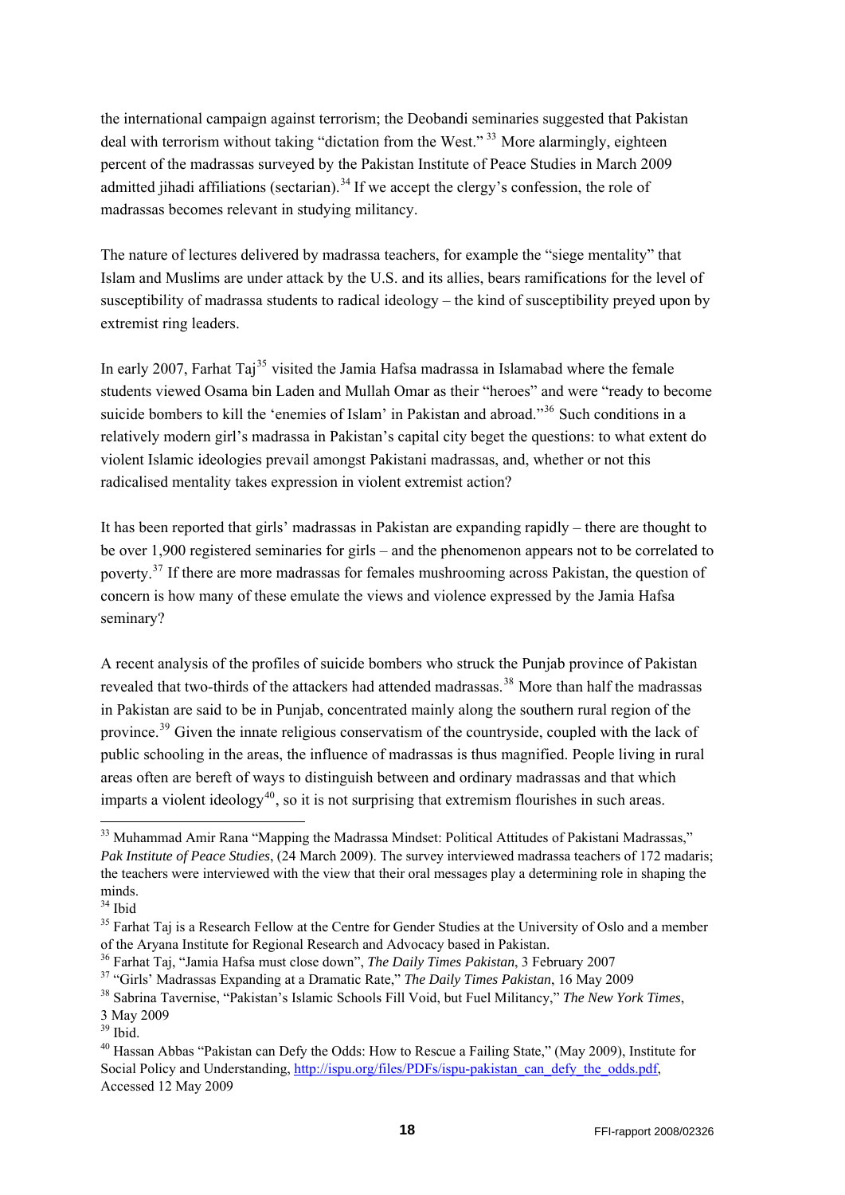the international campaign against terrorism; the Deobandi seminaries suggested that Pakistan deal with terrorism without taking "dictation from the West." [33] More alarmingly, eighteen percent of the madrassas surveyed by the Pakistan Institute of Peace Studies in March 2009 admitted jihadi affiliations (sectarian).[34] If we accept the clergy's confession, the role of madrassas becomes relevant in studying militancy.

The nature of lectures delivered by madrassa teachers, for example the "siege mentality" that Islam and Muslims are under attack by the U.S. and its allies, bears ramifications for the level of susceptibility of madrassa students to radical ideology – the kind of susceptibility preyed upon by extremist ring leaders.

In early 2007, Farhat Taj[35] visited the Jamia Hafsa madrassa in Islamabad where the female students viewed Osama bin Laden and Mullah Omar as their "heroes" and were "ready to become suicide bombers to kill the 'enemies of Islam' in Pakistan and abroad."[36] Such conditions in a relatively modern girl's madrassa in Pakistan's capital city beget the questions: to what extent do violent Islamic ideologies prevail amongst Pakistani madrassas, and, whether or not this radicalised mentality takes expression in violent extremist action?

It has been reported that girls' madrassas in Pakistan are expanding rapidly – there are thought to be over 1,900 registered seminaries for girls – and the phenomenon appears not to be correlated to poverty.[37] If there are more madrassas for females mushrooming across Pakistan, the question of concern is how many of these emulate the views and violence expressed by the Jamia Hafsa seminary?

A recent analysis of the profiles of suicide bombers who struck the Punjab province of Pakistan revealed that two-thirds of the attackers had attended madrassas.[38] More than half the madrassas in Pakistan are said to be in Punjab, concentrated mainly along the southern rural region of the province.[39] Given the innate religious conservatism of the countryside, coupled with the lack of public schooling in the areas, the influence of madrassas is thus magnified. People living in rural areas often are bereft of ways to distinguish between and ordinary madrassas and that which imparts a violent ideology[40], so it is not surprising that extremism flourishes in such areas.

---

[33] Muhammad Amir Rana "Mapping the Madrassa Mindset: Political Attitudes of Pakistani Madrassas," *Pak Institute of Peace Studies*, (24 March 2009). The survey interviewed madrassa teachers of 172 madaris; the teachers were interviewed with the view that their oral messages play a determining role in shaping the minds.

[34] Ibid

[35] Farhat Taj is a Research Fellow at the Centre for Gender Studies at the University of Oslo and a member of the Aryana Institute for Regional Research and Advocacy based in Pakistan.

[36] Farhat Taj, "Jamia Hafsa must close down", *The Daily Times Pakistan*, 3 February 2007

[37] "Girls' Madrassas Expanding at a Dramatic Rate," *The Daily Times Pakistan*, 16 May 2009

[38] Sabrina Tavernise, "Pakistan's Islamic Schools Fill Void, but Fuel Militancy," *The New York Times*, 3 May 2009

[39] Ibid.

[40] Hassan Abbas "Pakistan can Defy the Odds: How to Rescue a Failing State," (May 2009), Institute for Social Policy and Understanding, http://ispu.org/files/PDFs/ispu-pakistan_can_defy_the_odds.pdf, Accessed 12 May 2009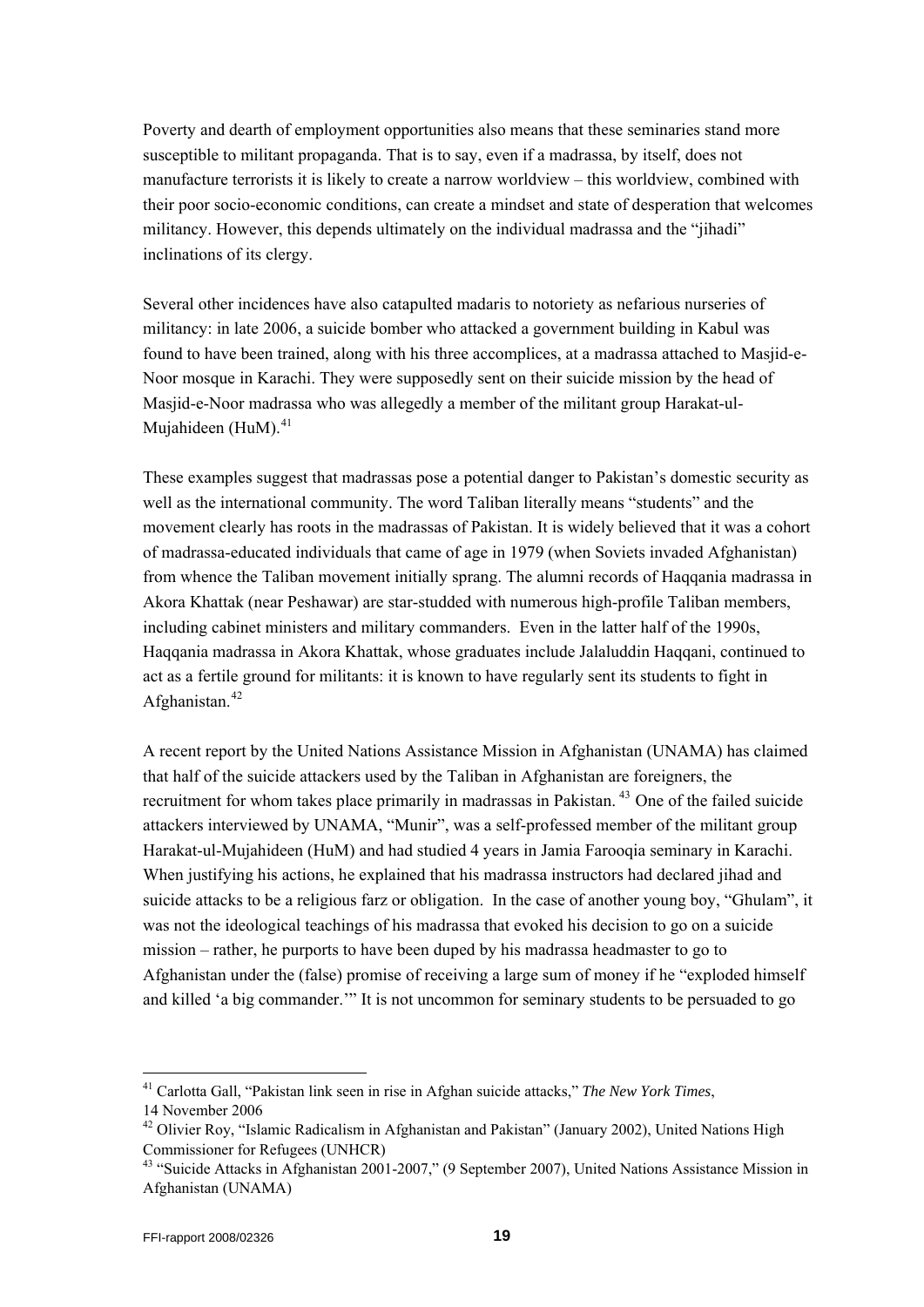Poverty and dearth of employment opportunities also means that these seminaries stand more susceptible to militant propaganda. That is to say, even if a madrassa, by itself, does not manufacture terrorists it is likely to create a narrow worldview – this worldview, combined with their poor socio-economic conditions, can create a mindset and state of desperation that welcomes militancy. However, this depends ultimately on the individual madrassa and the "jihadi" inclinations of its clergy.

Several other incidences have also catapulted madaris to notoriety as nefarious nurseries of militancy: in late 2006, a suicide bomber who attacked a government building in Kabul was found to have been trained, along with his three accomplices, at a madrassa attached to Masjid-e-Noor mosque in Karachi. They were supposedly sent on their suicide mission by the head of Masjid-e-Noor madrassa who was allegedly a member of the militant group Harakat-ul-Mujahideen (HuM).[41]

These examples suggest that madrassas pose a potential danger to Pakistan's domestic security as well as the international community. The word Taliban literally means "students" and the movement clearly has roots in the madrassas of Pakistan. It is widely believed that it was a cohort of madrassa-educated individuals that came of age in 1979 (when Soviets invaded Afghanistan) from whence the Taliban movement initially sprang. The alumni records of Haqqania madrassa in Akora Khattak (near Peshawar) are star-studded with numerous high-profile Taliban members, including cabinet ministers and military commanders. Even in the latter half of the 1990s, Haqqania madrassa in Akora Khattak, whose graduates include Jalaluddin Haqqani, continued to act as a fertile ground for militants: it is known to have regularly sent its students to fight in Afghanistan.[42]

A recent report by the United Nations Assistance Mission in Afghanistan (UNAMA) has claimed that half of the suicide attackers used by the Taliban in Afghanistan are foreigners, the recruitment for whom takes place primarily in madrassas in Pakistan.[43] One of the failed suicide attackers interviewed by UNAMA, "Munir", was a self-professed member of the militant group Harakat-ul-Mujahideen (HuM) and had studied 4 years in Jamia Farooqia seminary in Karachi. When justifying his actions, he explained that his madrassa instructors had declared jihad and suicide attacks to be a religious farz or obligation. In the case of another young boy, "Ghulam", it was not the ideological teachings of his madrassa that evoked his decision to go on a suicide mission – rather, he purports to have been duped by his madrassa headmaster to go to Afghanistan under the (false) promise of receiving a large sum of money if he "exploded himself and killed 'a big commander.'" It is not uncommon for seminary students to be persuaded to go

---

[41] Carlotta Gall, "Pakistan link seen in rise in Afghan suicide attacks," *The New York Times*, 14 November 2006

[42] Olivier Roy, "Islamic Radicalism in Afghanistan and Pakistan" (January 2002), United Nations High Commissioner for Refugees (UNHCR)

[43] "Suicide Attacks in Afghanistan 2001-2007," (9 September 2007), United Nations Assistance Mission in Afghanistan (UNAMA)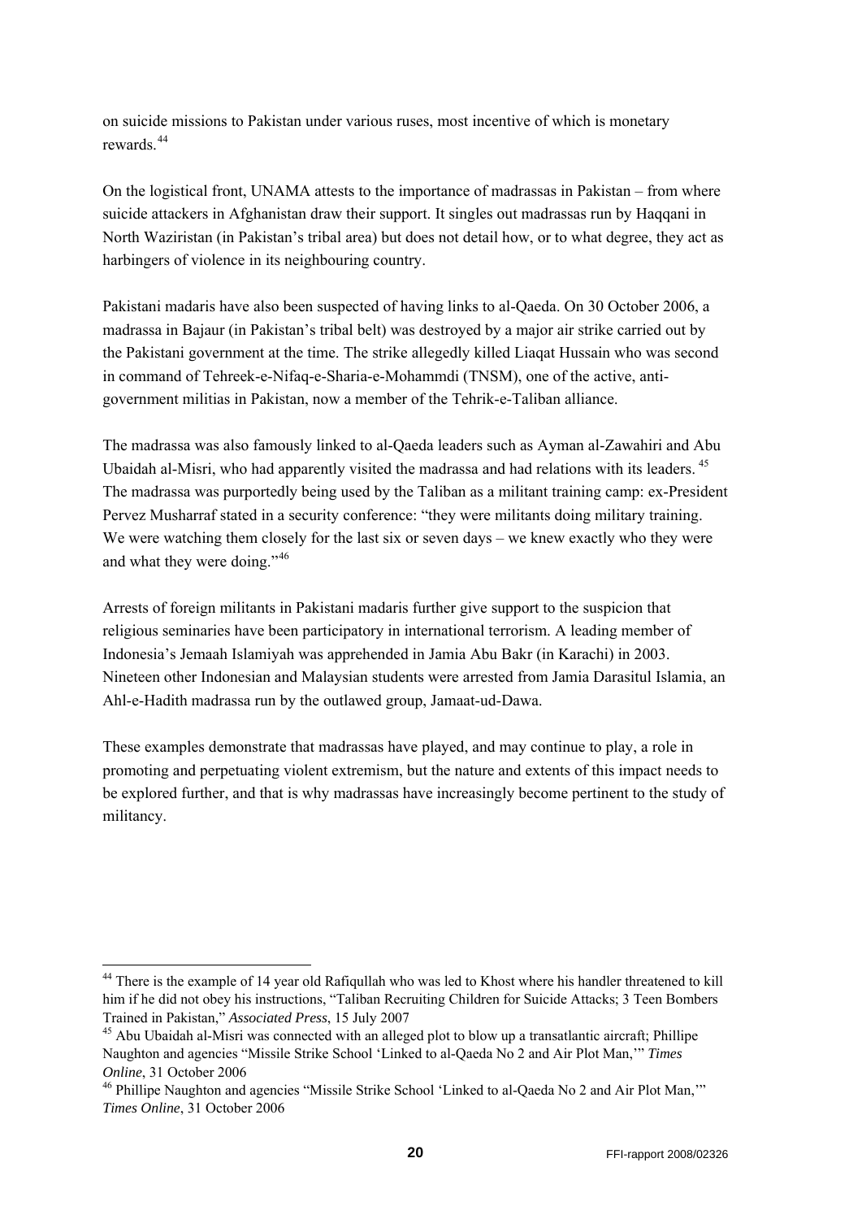on suicide missions to Pakistan under various ruses, most incentive of which is monetary rewards.[44]

On the logistical front, UNAMA attests to the importance of madrassas in Pakistan – from where suicide attackers in Afghanistan draw their support. It singles out madrassas run by Haqqani in North Waziristan (in Pakistan's tribal area) but does not detail how, or to what degree, they act as harbingers of violence in its neighbouring country.

Pakistani madaris have also been suspected of having links to al-Qaeda. On 30 October 2006, a madrassa in Bajaur (in Pakistan's tribal belt) was destroyed by a major air strike carried out by the Pakistani government at the time. The strike allegedly killed Liaqat Hussain who was second in command of Tehreek-e-Nifaq-e-Sharia-e-Mohammdi (TNSM), one of the active, anti-government militias in Pakistan, now a member of the Tehrik-e-Taliban alliance.

The madrassa was also famously linked to al-Qaeda leaders such as Ayman al-Zawahiri and Abu Ubaidah al-Misri, who had apparently visited the madrassa and had relations with its leaders.[45] The madrassa was purportedly being used by the Taliban as a militant training camp: ex-President Pervez Musharraf stated in a security conference: "they were militants doing military training. We were watching them closely for the last six or seven days – we knew exactly who they were and what they were doing."[46]

Arrests of foreign militants in Pakistani madaris further give support to the suspicion that religious seminaries have been participatory in international terrorism. A leading member of Indonesia's Jemaah Islamiyah was apprehended in Jamia Abu Bakr (in Karachi) in 2003. Nineteen other Indonesian and Malaysian students were arrested from Jamia Darasitul Islamia, an Ahl-e-Hadith madrassa run by the outlawed group, Jamaat-ud-Dawa.

These examples demonstrate that madrassas have played, and may continue to play, a role in promoting and perpetuating violent extremism, but the nature and extents of this impact needs to be explored further, and that is why madrassas have increasingly become pertinent to the study of militancy.

---

[44] There is the example of 14 year old Rafiqullah who was led to Khost where his handler threatened to kill him if he did not obey his instructions, "Taliban Recruiting Children for Suicide Attacks; 3 Teen Bombers Trained in Pakistan," *Associated Press*, 15 July 2007

[45] Abu Ubaidah al-Misri was connected with an alleged plot to blow up a transatlantic aircraft; Phillipe Naughton and agencies "Missile Strike School 'Linked to al-Qaeda No 2 and Air Plot Man,'" *Times Online*, 31 October 2006

[46] Phillipe Naughton and agencies "Missile Strike School 'Linked to al-Qaeda No 2 and Air Plot Man,'" *Times Online*, 31 October 2006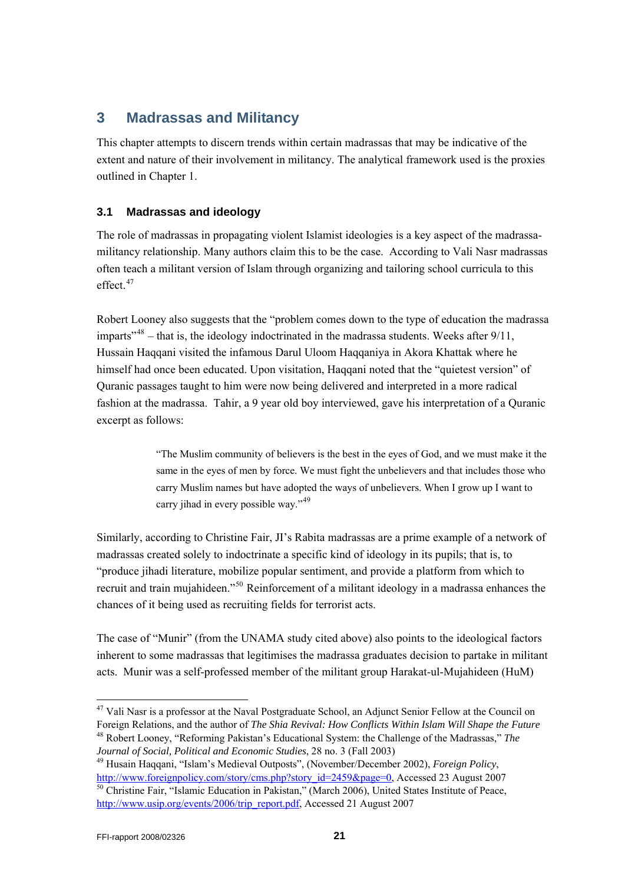## 3 Madrassas and Militancy

This chapter attempts to discern trends within certain madrassas that may be indicative of the extent and nature of their involvement in militancy. The analytical framework used is the proxies outlined in Chapter 1.

### 3.1 Madrassas and ideology

The role of madrassas in propagating violent Islamist ideologies is a key aspect of the madrassa-militancy relationship. Many authors claim this to be the case. According to Vali Nasr madrassas often teach a militant version of Islam through organizing and tailoring school curricula to this effect.[47]

Robert Looney also suggests that the "problem comes down to the type of education the madrassa imparts"[48] – that is, the ideology indoctrinated in the madrassa students. Weeks after 9/11, Hussain Haqqani visited the infamous Darul Uloom Haqqaniya in Akora Khattak where he himself had once been educated. Upon visitation, Haqqani noted that the "quietest version" of Quranic passages taught to him were now being delivered and interpreted in a more radical fashion at the madrassa. Tahir, a 9 year old boy interviewed, gave his interpretation of a Quranic excerpt as follows:

> "The Muslim community of believers is the best in the eyes of God, and we must make it the same in the eyes of men by force. We must fight the unbelievers and that includes those who carry Muslim names but have adopted the ways of unbelievers. When I grow up I want to carry jihad in every possible way."[49]

Similarly, according to Christine Fair, JI's Rabita madrassas are a prime example of a network of madrassas created solely to indoctrinate a specific kind of ideology in its pupils; that is, to "produce jihadi literature, mobilize popular sentiment, and provide a platform from which to recruit and train mujahideen."[50] Reinforcement of a militant ideology in a madrassa enhances the chances of it being used as recruiting fields for terrorist acts.

The case of "Munir" (from the UNAMA study cited above) also points to the ideological factors inherent to some madrassas that legitimises the madrassa graduates decision to partake in militant acts. Munir was a self-professed member of the militant group Harakat-ul-Mujahideen (HuM)

---

[47] Vali Nasr is a professor at the Naval Postgraduate School, an Adjunct Senior Fellow at the Council on Foreign Relations, and the author of *The Shia Revival: How Conflicts Within Islam Will Shape the Future*

[48] Robert Looney, "Reforming Pakistan's Educational System: the Challenge of the Madrassas," *The Journal of Social, Political and Economic Studies*, 28 no. 3 (Fall 2003)

[49] Husain Haqqani, "Islam's Medieval Outposts", (November/December 2002), *Foreign Policy*, http://www.foreignpolicy.com/story/cms.php?story_id=2459&page=0, Accessed 23 August 2007

[50] Christine Fair, "Islamic Education in Pakistan," (March 2006), United States Institute of Peace, http://www.usip.org/events/2006/trip_report.pdf, Accessed 21 August 2007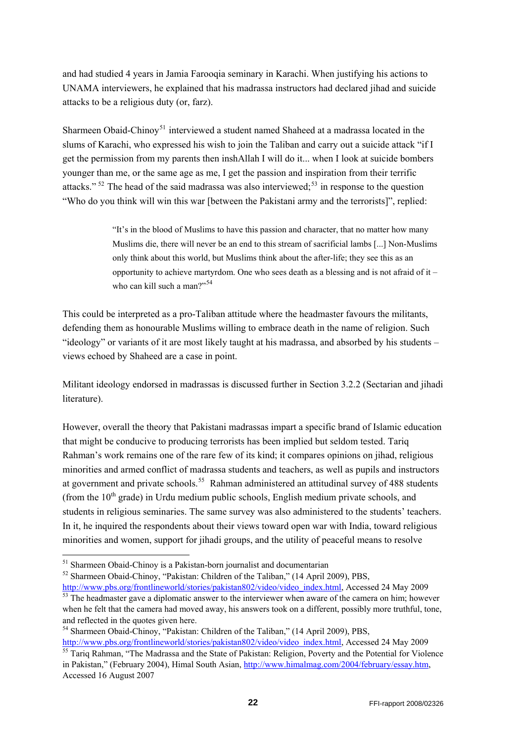and had studied 4 years in Jamia Farooqia seminary in Karachi. When justifying his actions to UNAMA interviewers, he explained that his madrassa instructors had declared jihad and suicide attacks to be a religious duty (or, farz).

Sharmeen Obaid-Chinoy[51] interviewed a student named Shaheed at a madrassa located in the slums of Karachi, who expressed his wish to join the Taliban and carry out a suicide attack "if I get the permission from my parents then inshAllah I will do it... when I look at suicide bombers younger than me, or the same age as me, I get the passion and inspiration from their terrific attacks."[52] The head of the said madrassa was also interviewed;[53] in response to the question "Who do you think will win this war [between the Pakistani army and the terrorists]", replied:

> "It's in the blood of Muslims to have this passion and character, that no matter how many Muslims die, there will never be an end to this stream of sacrificial lambs [...] Non-Muslims only think about this world, but Muslims think about the after-life; they see this as an opportunity to achieve martyrdom. One who sees death as a blessing and is not afraid of it – who can kill such a man?"[54]

This could be interpreted as a pro-Taliban attitude where the headmaster favours the militants, defending them as honourable Muslims willing to embrace death in the name of religion. Such "ideology" or variants of it are most likely taught at his madrassa, and absorbed by his students – views echoed by Shaheed are a case in point.

Militant ideology endorsed in madrassas is discussed further in Section 3.2.2 (Sectarian and jihadi literature).

However, overall the theory that Pakistani madrassas impart a specific brand of Islamic education that might be conducive to producing terrorists has been implied but seldom tested. Tariq Rahman's work remains one of the rare few of its kind; it compares opinions on jihad, religious minorities and armed conflict of madrassa students and teachers, as well as pupils and instructors at government and private schools.[55] Rahman administered an attitudinal survey of 488 students (from the 10th grade) in Urdu medium public schools, English medium private schools, and students in religious seminaries. The same survey was also administered to the students' teachers. In it, he inquired the respondents about their views toward open war with India, toward religious minorities and women, support for jihadi groups, and the utility of peaceful means to resolve

---

[51] Sharmeen Obaid-Chinoy is a Pakistan-born journalist and documentarian

[52] Sharmeen Obaid-Chinoy, "Pakistan: Children of the Taliban," (14 April 2009), PBS, http://www.pbs.org/frontlineworld/stories/pakistan802/video/video_index.html, Accessed 24 May 2009

[53] The headmaster gave a diplomatic answer to the interviewer when aware of the camera on him; however when he felt that the camera had moved away, his answers took on a different, possibly more truthful, tone, and reflected in the quotes given here.

[54] Sharmeen Obaid-Chinoy, "Pakistan: Children of the Taliban," (14 April 2009), PBS, http://www.pbs.org/frontlineworld/stories/pakistan802/video/video_index.html, Accessed 24 May 2009

[55] Tariq Rahman, "The Madrassa and the State of Pakistan: Religion, Poverty and the Potential for Violence in Pakistan," (February 2004), Himal South Asian, http://www.himalmag.com/2004/february/essay.htm, Accessed 16 August 2007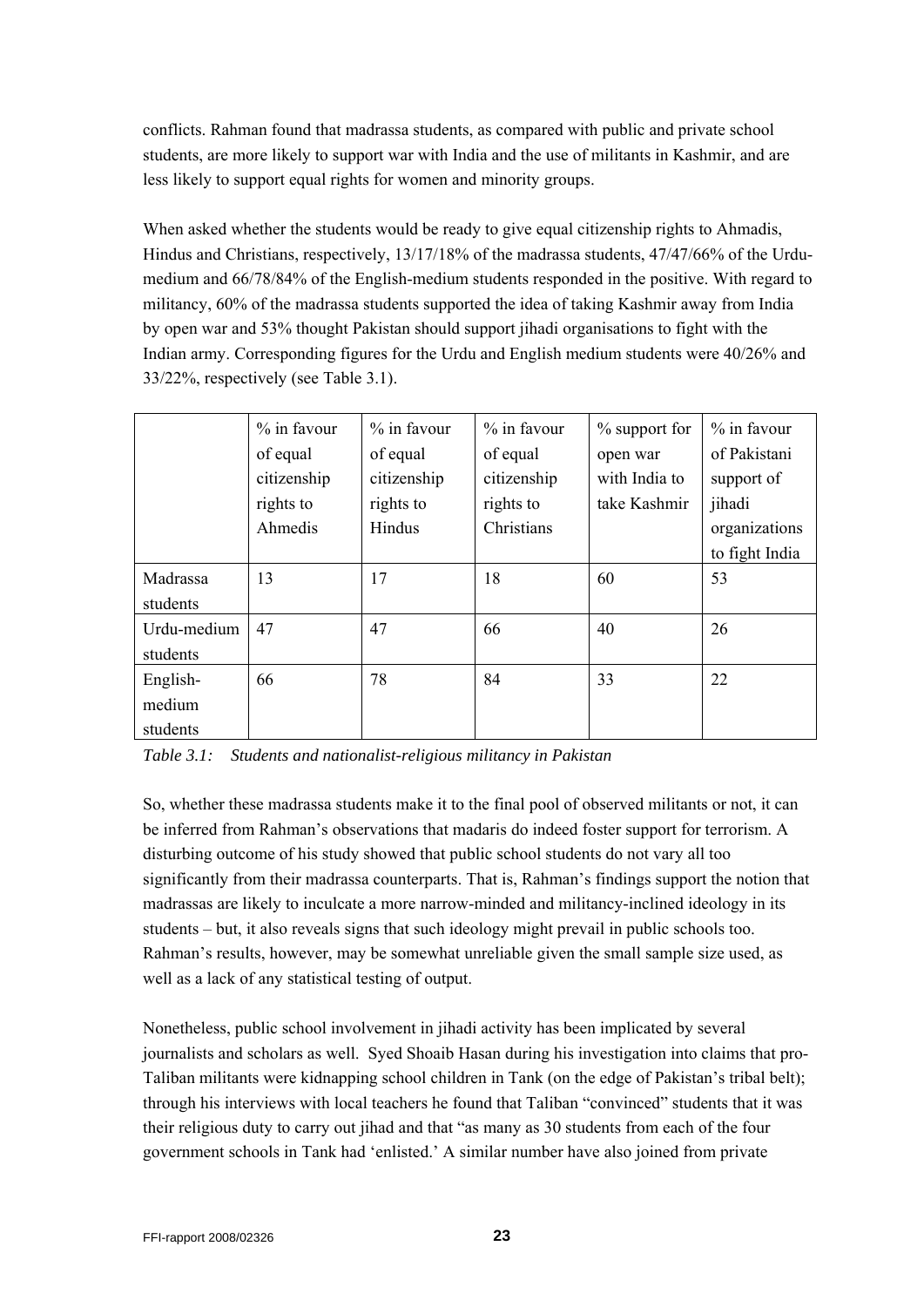conflicts. Rahman found that madrassa students, as compared with public and private school students, are more likely to support war with India and the use of militants in Kashmir, and are less likely to support equal rights for women and minority groups.

When asked whether the students would be ready to give equal citizenship rights to Ahmadis, Hindus and Christians, respectively, 13/17/18% of the madrassa students, 47/47/66% of the Urdu-medium and 66/78/84% of the English-medium students responded in the positive. With regard to militancy, 60% of the madrassa students supported the idea of taking Kashmir away from India by open war and 53% thought Pakistan should support jihadi organisations to fight with the Indian army. Corresponding figures for the Urdu and English medium students were 40/26% and 33/22%, respectively (see Table 3.1).

| | % in favour of equal citizenship rights to Ahmedis | % in favour of equal citizenship rights to Hindus | % in favour of equal citizenship rights to Christians | % support for open war with India to take Kashmir | % in favour of Pakistani support of jihadi organizations to fight India |
|---|---|---|---|---|---|
| Madrassa students | 13 | 17 | 18 | 60 | 53 |
| Urdu-medium students | 47 | 47 | 66 | 40 | 26 |
| English-medium students | 66 | 78 | 84 | 33 | 22 |

*Table 3.1: Students and nationalist-religious militancy in Pakistan*

So, whether these madrassa students make it to the final pool of observed militants or not, it can be inferred from Rahman's observations that madaris do indeed foster support for terrorism. A disturbing outcome of his study showed that public school students do not vary all too significantly from their madrassa counterparts. That is, Rahman's findings support the notion that madrassas are likely to inculcate a more narrow-minded and militancy-inclined ideology in its students – but, it also reveals signs that such ideology might prevail in public schools too. Rahman's results, however, may be somewhat unreliable given the small sample size used, as well as a lack of any statistical testing of output.

Nonetheless, public school involvement in jihadi activity has been implicated by several journalists and scholars as well. Syed Shoaib Hasan during his investigation into claims that pro-Taliban militants were kidnapping school children in Tank (on the edge of Pakistan's tribal belt); through his interviews with local teachers he found that Taliban "convinced" students that it was their religious duty to carry out jihad and that "as many as 30 students from each of the four government schools in Tank had 'enlisted.' A similar number have also joined from private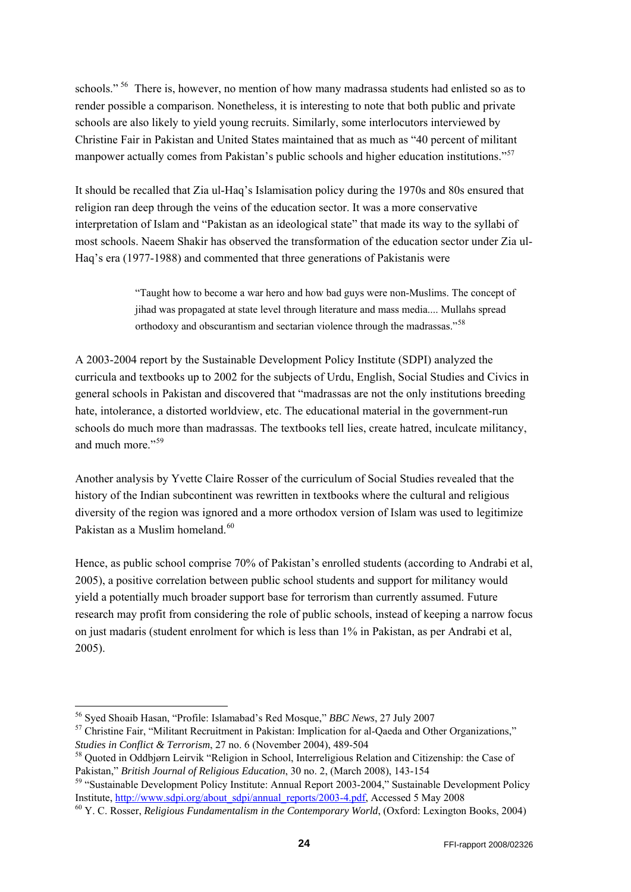schools."[56] There is, however, no mention of how many madrassa students had enlisted so as to render possible a comparison. Nonetheless, it is interesting to note that both public and private schools are also likely to yield young recruits. Similarly, some interlocutors interviewed by Christine Fair in Pakistan and United States maintained that as much as "40 percent of militant manpower actually comes from Pakistan's public schools and higher education institutions."[57]

It should be recalled that Zia ul-Haq's Islamisation policy during the 1970s and 80s ensured that religion ran deep through the veins of the education sector. It was a more conservative interpretation of Islam and "Pakistan as an ideological state" that made its way to the syllabi of most schools. Naeem Shakir has observed the transformation of the education sector under Zia ul-Haq's era (1977-1988) and commented that three generations of Pakistanis were

> "Taught how to become a war hero and how bad guys were non-Muslims. The concept of jihad was propagated at state level through literature and mass media.... Mullahs spread orthodoxy and obscurantism and sectarian violence through the madrassas."[58]

A 2003-2004 report by the Sustainable Development Policy Institute (SDPI) analyzed the curricula and textbooks up to 2002 for the subjects of Urdu, English, Social Studies and Civics in general schools in Pakistan and discovered that "madrassas are not the only institutions breeding hate, intolerance, a distorted worldview, etc. The educational material in the government-run schools do much more than madrassas. The textbooks tell lies, create hatred, inculcate militancy, and much more."[59]

Another analysis by Yvette Claire Rosser of the curriculum of Social Studies revealed that the history of the Indian subcontinent was rewritten in textbooks where the cultural and religious diversity of the region was ignored and a more orthodox version of Islam was used to legitimize Pakistan as a Muslim homeland.[60]

Hence, as public school comprise 70% of Pakistan's enrolled students (according to Andrabi et al, 2005), a positive correlation between public school students and support for militancy would yield a potentially much broader support base for terrorism than currently assumed. Future research may profit from considering the role of public schools, instead of keeping a narrow focus on just madaris (student enrolment for which is less than 1% in Pakistan, as per Andrabi et al, 2005).

---

[56] Syed Shoaib Hasan, "Profile: Islamabad's Red Mosque," *BBC News*, 27 July 2007

[57] Christine Fair, "Militant Recruitment in Pakistan: Implication for al-Qaeda and Other Organizations," *Studies in Conflict & Terrorism*, 27 no. 6 (November 2004), 489-504

[58] Quoted in Oddbjørn Leirvik "Religion in School, Interreligious Relation and Citizenship: the Case of Pakistan," *British Journal of Religious Education*, 30 no. 2, (March 2008), 143-154

[59] "Sustainable Development Policy Institute: Annual Report 2003-2004," Sustainable Development Policy Institute, http://www.sdpi.org/about_sdpi/annual_reports/2003-4.pdf, Accessed 5 May 2008

[60] Y. C. Rosser, *Religious Fundamentalism in the Contemporary World*, (Oxford: Lexington Books, 2004)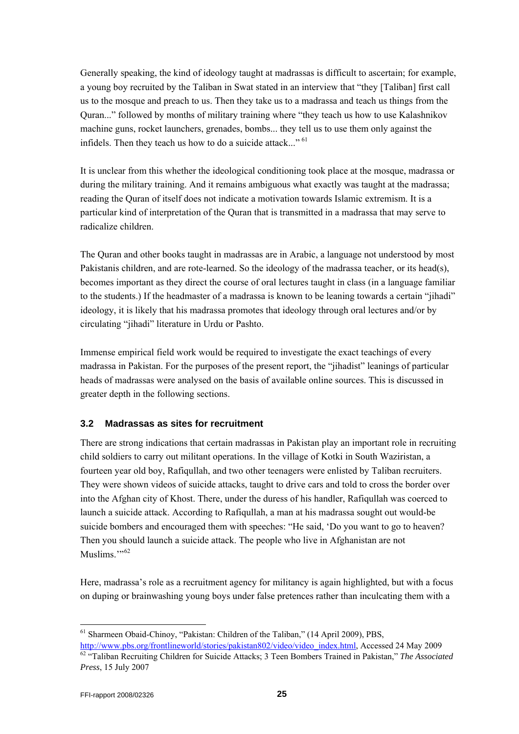Generally speaking, the kind of ideology taught at madrassas is difficult to ascertain; for example, a young boy recruited by the Taliban in Swat stated in an interview that "they [Taliban] first call us to the mosque and preach to us. Then they take us to a madrassa and teach us things from the Quran..." followed by months of military training where "they teach us how to use Kalashnikov machine guns, rocket launchers, grenades, bombs... they tell us to use them only against the infidels. Then they teach us how to do a suicide attack..." [61]

It is unclear from this whether the ideological conditioning took place at the mosque, madrassa or during the military training. And it remains ambiguous what exactly was taught at the madrassa; reading the Quran of itself does not indicate a motivation towards Islamic extremism. It is a particular kind of interpretation of the Quran that is transmitted in a madrassa that may serve to radicalize children.

The Quran and other books taught in madrassas are in Arabic, a language not understood by most Pakistanis children, and are rote-learned. So the ideology of the madrassa teacher, or its head(s), becomes important as they direct the course of oral lectures taught in class (in a language familiar to the students.) If the headmaster of a madrassa is known to be leaning towards a certain "jihadi" ideology, it is likely that his madrassa promotes that ideology through oral lectures and/or by circulating "jihadi" literature in Urdu or Pashto.

Immense empirical field work would be required to investigate the exact teachings of every madrassa in Pakistan. For the purposes of the present report, the "jihadist" leanings of particular heads of madrassas were analysed on the basis of available online sources. This is discussed in greater depth in the following sections.

### 3.2 Madrassas as sites for recruitment

There are strong indications that certain madrassas in Pakistan play an important role in recruiting child soldiers to carry out militant operations. In the village of Kotki in South Waziristan, a fourteen year old boy, Rafiqullah, and two other teenagers were enlisted by Taliban recruiters. They were shown videos of suicide attacks, taught to drive cars and told to cross the border over into the Afghan city of Khost. There, under the duress of his handler, Rafiqullah was coerced to launch a suicide attack. According to Rafiqullah, a man at his madrassa sought out would-be suicide bombers and encouraged them with speeches: "He said, 'Do you want to go to heaven? Then you should launch a suicide attack. The people who live in Afghanistan are not Muslims.'"[62]

Here, madrassa's role as a recruitment agency for militancy is again highlighted, but with a focus on duping or brainwashing young boys under false pretences rather than inculcating them with a

---

[61] Sharmeen Obaid-Chinoy, "Pakistan: Children of the Taliban," (14 April 2009), PBS, http://www.pbs.org/frontlineworld/stories/pakistan802/video/video_index.html, Accessed 24 May 2009

[62] "Taliban Recruiting Children for Suicide Attacks; 3 Teen Bombers Trained in Pakistan," *The Associated Press*, 15 July 2007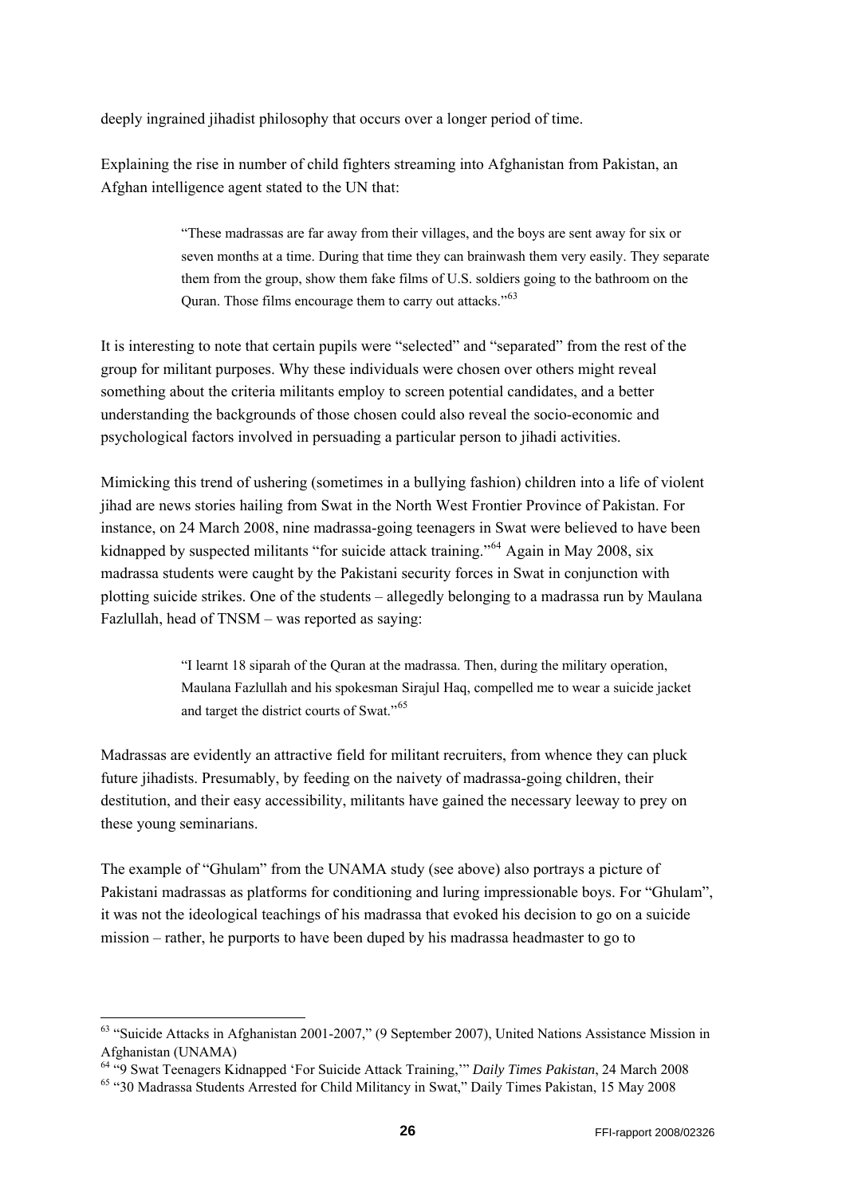deeply ingrained jihadist philosophy that occurs over a longer period of time.

Explaining the rise in number of child fighters streaming into Afghanistan from Pakistan, an Afghan intelligence agent stated to the UN that:

> "These madrassas are far away from their villages, and the boys are sent away for six or seven months at a time. During that time they can brainwash them very easily. They separate them from the group, show them fake films of U.S. soldiers going to the bathroom on the Quran. Those films encourage them to carry out attacks."[63]

It is interesting to note that certain pupils were "selected" and "separated" from the rest of the group for militant purposes. Why these individuals were chosen over others might reveal something about the criteria militants employ to screen potential candidates, and a better understanding the backgrounds of those chosen could also reveal the socio-economic and psychological factors involved in persuading a particular person to jihadi activities.

Mimicking this trend of ushering (sometimes in a bullying fashion) children into a life of violent jihad are news stories hailing from Swat in the North West Frontier Province of Pakistan. For instance, on 24 March 2008, nine madrassa-going teenagers in Swat were believed to have been kidnapped by suspected militants "for suicide attack training."[64] Again in May 2008, six madrassa students were caught by the Pakistani security forces in Swat in conjunction with plotting suicide strikes. One of the students – allegedly belonging to a madrassa run by Maulana Fazlullah, head of TNSM – was reported as saying:

> "I learnt 18 siparah of the Quran at the madrassa. Then, during the military operation, Maulana Fazlullah and his spokesman Sirajul Haq, compelled me to wear a suicide jacket and target the district courts of Swat."[65]

Madrassas are evidently an attractive field for militant recruiters, from whence they can pluck future jihadists. Presumably, by feeding on the naivety of madrassa-going children, their destitution, and their easy accessibility, militants have gained the necessary leeway to prey on these young seminarians.

The example of "Ghulam" from the UNAMA study (see above) also portrays a picture of Pakistani madrassas as platforms for conditioning and luring impressionable boys. For "Ghulam", it was not the ideological teachings of his madrassa that evoked his decision to go on a suicide mission – rather, he purports to have been duped by his madrassa headmaster to go to

---

[63] "Suicide Attacks in Afghanistan 2001-2007," (9 September 2007), United Nations Assistance Mission in Afghanistan (UNAMA)

[64] "9 Swat Teenagers Kidnapped 'For Suicide Attack Training,'" *Daily Times Pakistan*, 24 March 2008

[65] "30 Madrassa Students Arrested for Child Militancy in Swat," Daily Times Pakistan, 15 May 2008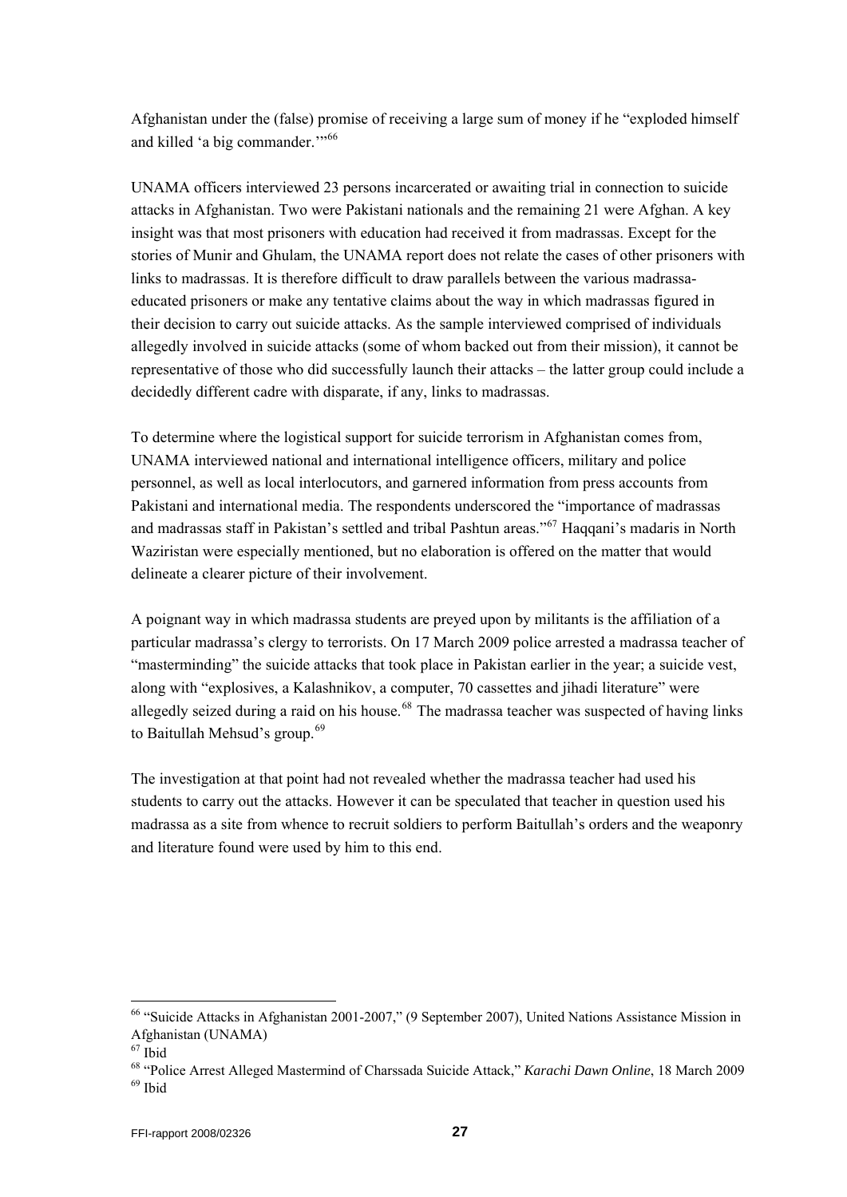Afghanistan under the (false) promise of receiving a large sum of money if he "exploded himself and killed 'a big commander.'"[66]

UNAMA officers interviewed 23 persons incarcerated or awaiting trial in connection to suicide attacks in Afghanistan. Two were Pakistani nationals and the remaining 21 were Afghan. A key insight was that most prisoners with education had received it from madrassas. Except for the stories of Munir and Ghulam, the UNAMA report does not relate the cases of other prisoners with links to madrassas. It is therefore difficult to draw parallels between the various madrassa-educated prisoners or make any tentative claims about the way in which madrassas figured in their decision to carry out suicide attacks. As the sample interviewed comprised of individuals allegedly involved in suicide attacks (some of whom backed out from their mission), it cannot be representative of those who did successfully launch their attacks – the latter group could include a decidedly different cadre with disparate, if any, links to madrassas.

To determine where the logistical support for suicide terrorism in Afghanistan comes from, UNAMA interviewed national and international intelligence officers, military and police personnel, as well as local interlocutors, and garnered information from press accounts from Pakistani and international media. The respondents underscored the "importance of madrassas and madrassas staff in Pakistan's settled and tribal Pashtun areas."[67] Haqqani's madaris in North Waziristan were especially mentioned, but no elaboration is offered on the matter that would delineate a clearer picture of their involvement.

A poignant way in which madrassa students are preyed upon by militants is the affiliation of a particular madrassa's clergy to terrorists. On 17 March 2009 police arrested a madrassa teacher of "masterminding" the suicide attacks that took place in Pakistan earlier in the year; a suicide vest, along with "explosives, a Kalashnikov, a computer, 70 cassettes and jihadi literature" were allegedly seized during a raid on his house.[68] The madrassa teacher was suspected of having links to Baitullah Mehsud's group.[69]

The investigation at that point had not revealed whether the madrassa teacher had used his students to carry out the attacks. However it can be speculated that teacher in question used his madrassa as a site from whence to recruit soldiers to perform Baitullah's orders and the weaponry and literature found were used by him to this end.

---

[66] "Suicide Attacks in Afghanistan 2001-2007," (9 September 2007), United Nations Assistance Mission in Afghanistan (UNAMA)

[67] Ibid

[68] "Police Arrest Alleged Mastermind of Charssada Suicide Attack," *Karachi Dawn Online*, 18 March 2009

[69] Ibid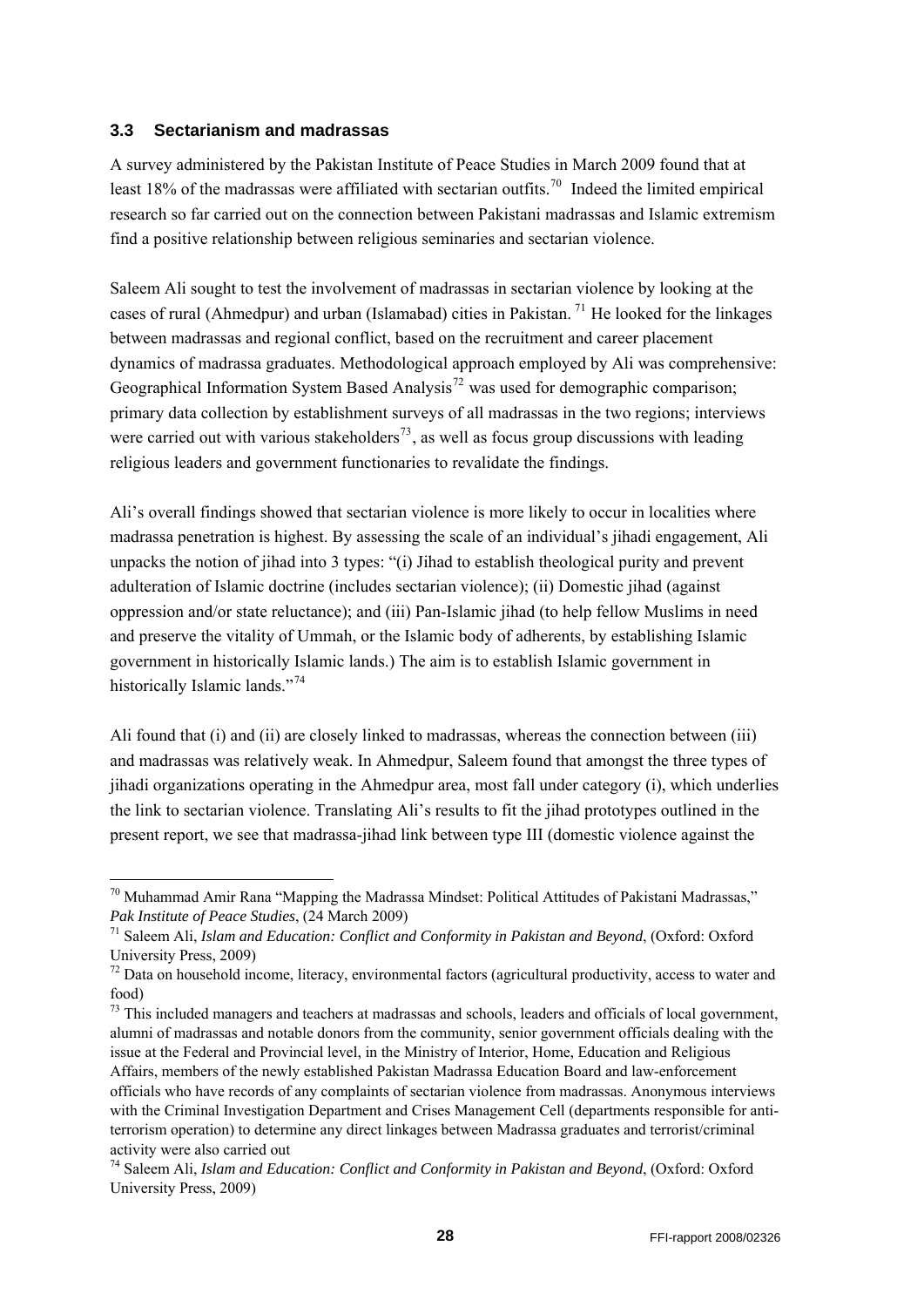### 3.3 Sectarianism and madrassas

A survey administered by the Pakistan Institute of Peace Studies in March 2009 found that at least 18% of the madrassas were affiliated with sectarian outfits.[70] Indeed the limited empirical research so far carried out on the connection between Pakistani madrassas and Islamic extremism find a positive relationship between religious seminaries and sectarian violence.

Saleem Ali sought to test the involvement of madrassas in sectarian violence by looking at the cases of rural (Ahmedpur) and urban (Islamabad) cities in Pakistan.[71] He looked for the linkages between madrassas and regional conflict, based on the recruitment and career placement dynamics of madrassa graduates. Methodological approach employed by Ali was comprehensive: Geographical Information System Based Analysis[72] was used for demographic comparison; primary data collection by establishment surveys of all madrassas in the two regions; interviews were carried out with various stakeholders[73], as well as focus group discussions with leading religious leaders and government functionaries to revalidate the findings.

Ali's overall findings showed that sectarian violence is more likely to occur in localities where madrassa penetration is highest. By assessing the scale of an individual's jihadi engagement, Ali unpacks the notion of jihad into 3 types: "(i) Jihad to establish theological purity and prevent adulteration of Islamic doctrine (includes sectarian violence); (ii) Domestic jihad (against oppression and/or state reluctance); and (iii) Pan-Islamic jihad (to help fellow Muslims in need and preserve the vitality of Ummah, or the Islamic body of adherents, by establishing Islamic government in historically Islamic lands.) The aim is to establish Islamic government in historically Islamic lands."[74]

Ali found that (i) and (ii) are closely linked to madrassas, whereas the connection between (iii) and madrassas was relatively weak. In Ahmedpur, Saleem found that amongst the three types of jihadi organizations operating in the Ahmedpur area, most fall under category (i), which underlies the link to sectarian violence. Translating Ali's results to fit the jihad prototypes outlined in the present report, we see that madrassa-jihad link between type III (domestic violence against the

---

[70] Muhammad Amir Rana "Mapping the Madrassa Mindset: Political Attitudes of Pakistani Madrassas," *Pak Institute of Peace Studies*, (24 March 2009)

[71] Saleem Ali, *Islam and Education: Conflict and Conformity in Pakistan and Beyond*, (Oxford: Oxford University Press, 2009)

[72] Data on household income, literacy, environmental factors (agricultural productivity, access to water and food)

[73] This included managers and teachers at madrassas and schools, leaders and officials of local government, alumni of madrassas and notable donors from the community, senior government officials dealing with the issue at the Federal and Provincial level, in the Ministry of Interior, Home, Education and Religious Affairs, members of the newly established Pakistan Madrassa Education Board and law-enforcement officials who have records of any complaints of sectarian violence from madrassas. Anonymous interviews with the Criminal Investigation Department and Crises Management Cell (departments responsible for anti-terrorism operation) to determine any direct linkages between Madrassa graduates and terrorist/criminal activity were also carried out

[74] Saleem Ali, *Islam and Education: Conflict and Conformity in Pakistan and Beyond*, (Oxford: Oxford University Press, 2009)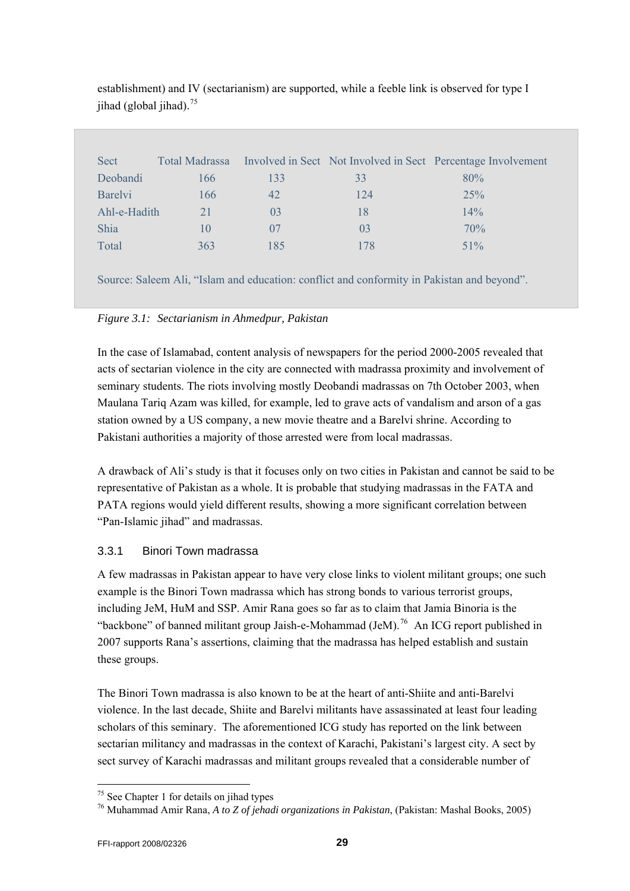establishment) and IV (sectarianism) are supported, while a feeble link is observed for type I jihad (global jihad).[75]

| Sect | Total Madrassa | Involved in Sect | Not Involved in Sect | Percentage Involvement |
|---|---|---|---|---|
| Deobandi | 166 | 133 | 33 | 80% |
| Barelvi | 166 | 42 | 124 | 25% |
| Ahl-e-Hadith | 21 | 03 | 18 | 14% |
| Shia | 10 | 07 | 03 | 70% |
| Total | 363 | 185 | 178 | 51% |

Source: Saleem Ali, "Islam and education: conflict and conformity in Pakistan and beyond".

*Figure 3.1: Sectarianism in Ahmedpur, Pakistan*

In the case of Islamabad, content analysis of newspapers for the period 2000-2005 revealed that acts of sectarian violence in the city are connected with madrassa proximity and involvement of seminary students. The riots involving mostly Deobandi madrassas on 7th October 2003, when Maulana Tariq Azam was killed, for example, led to grave acts of vandalism and arson of a gas station owned by a US company, a new movie theatre and a Barelvi shrine. According to Pakistani authorities a majority of those arrested were from local madrassas.

A drawback of Ali's study is that it focuses only on two cities in Pakistan and cannot be said to be representative of Pakistan as a whole. It is probable that studying madrassas in the FATA and PATA regions would yield different results, showing a more significant correlation between "Pan-Islamic jihad" and madrassas.

### 3.3.1 Binori Town madrassa

A few madrassas in Pakistan appear to have very close links to violent militant groups; one such example is the Binori Town madrassa which has strong bonds to various terrorist groups, including JeM, HuM and SSP. Amir Rana goes so far as to claim that Jamia Binoria is the "backbone" of banned militant group Jaish-e-Mohammad (JeM).[76] An ICG report published in 2007 supports Rana's assertions, claiming that the madrassa has helped establish and sustain these groups.

The Binori Town madrassa is also known to be at the heart of anti-Shiite and anti-Barelvi violence. In the last decade, Shiite and Barelvi militants have assassinated at least four leading scholars of this seminary. The aforementioned ICG study has reported on the link between sectarian militancy and madrassas in the context of Karachi, Pakistani's largest city. A sect by sect survey of Karachi madrassas and militant groups revealed that a considerable number of

[75] See Chapter 1 for details on jihad types

[76] Muhammad Amir Rana, *A to Z of jehadi organizations in Pakistan*, (Pakistan: Mashal Books, 2005)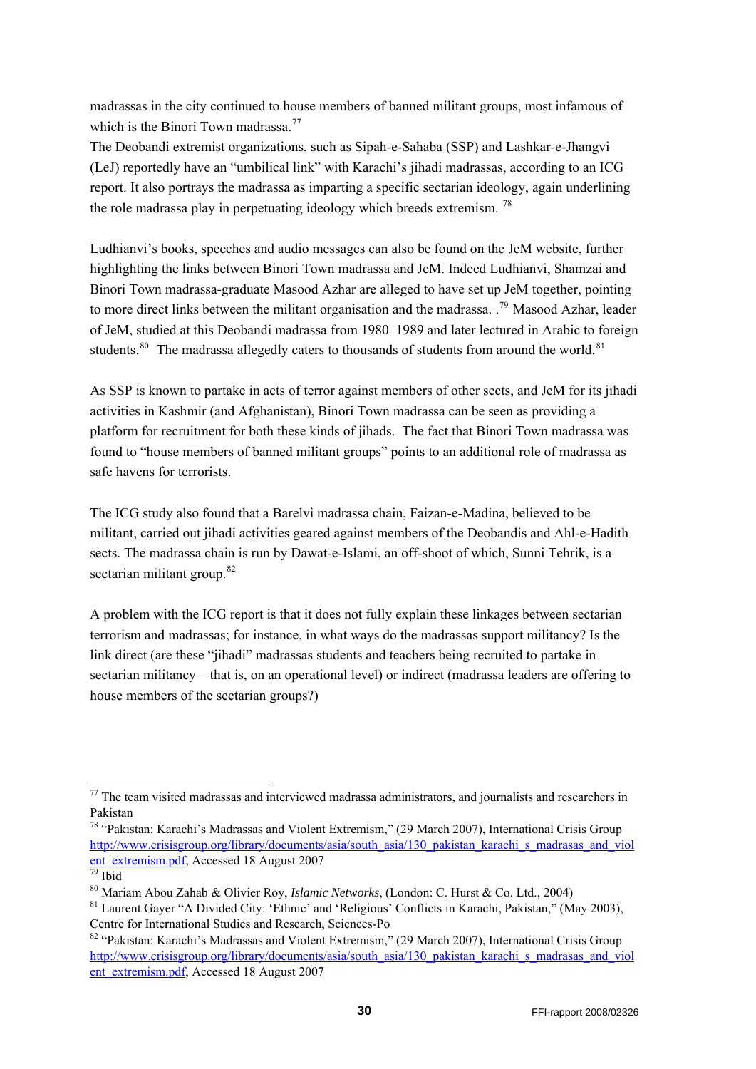madrassas in the city continued to house members of banned militant groups, most infamous of which is the Binori Town madrassa.[77]

The Deobandi extremist organizations, such as Sipah-e-Sahaba (SSP) and Lashkar-e-Jhangvi (LeJ) reportedly have an "umbilical link" with Karachi's jihadi madrassas, according to an ICG report. It also portrays the madrassa as imparting a specific sectarian ideology, again underlining the role madrassa play in perpetuating ideology which breeds extremism. [78]

Ludhianvi's books, speeches and audio messages can also be found on the JeM website, further highlighting the links between Binori Town madrassa and JeM. Indeed Ludhianvi, Shamzai and Binori Town madrassa-graduate Masood Azhar are alleged to have set up JeM together, pointing to more direct links between the militant organisation and the madrassa. .[79] Masood Azhar, leader of JeM, studied at this Deobandi madrassa from 1980–1989 and later lectured in Arabic to foreign students.[80] The madrassa allegedly caters to thousands of students from around the world.[81]

As SSP is known to partake in acts of terror against members of other sects, and JeM for its jihadi activities in Kashmir (and Afghanistan), Binori Town madrassa can be seen as providing a platform for recruitment for both these kinds of jihads. The fact that Binori Town madrassa was found to "house members of banned militant groups" points to an additional role of madrassa as safe havens for terrorists.

The ICG study also found that a Barelvi madrassa chain, Faizan-e-Madina, believed to be militant, carried out jihadi activities geared against members of the Deobandis and Ahl-e-Hadith sects. The madrassa chain is run by Dawat-e-Islami, an off-shoot of which, Sunni Tehrik, is a sectarian militant group.[82]

A problem with the ICG report is that it does not fully explain these linkages between sectarian terrorism and madrassas; for instance, in what ways do the madrassas support militancy? Is the link direct (are these "jihadi" madrassas students and teachers being recruited to partake in sectarian militancy – that is, on an operational level) or indirect (madrassa leaders are offering to house members of the sectarian groups?)

---

[77] The team visited madrassas and interviewed madrassa administrators, and journalists and researchers in Pakistan

[78] "Pakistan: Karachi's Madrassas and Violent Extremism," (29 March 2007), International Crisis Group http://www.crisisgroup.org/library/documents/asia/south_asia/130_pakistan_karachi_s_madrasas_and_violent_extremism.pdf, Accessed 18 August 2007

[79] Ibid

[80] Mariam Abou Zahab & Olivier Roy, *Islamic Networks*, (London: C. Hurst & Co. Ltd., 2004)

[81] Laurent Gayer "A Divided City: 'Ethnic' and 'Religious' Conflicts in Karachi, Pakistan," (May 2003), Centre for International Studies and Research, Sciences-Po

[82] "Pakistan: Karachi's Madrassas and Violent Extremism," (29 March 2007), International Crisis Group http://www.crisisgroup.org/library/documents/asia/south_asia/130_pakistan_karachi_s_madrasas_and_violent_extremism.pdf, Accessed 18 August 2007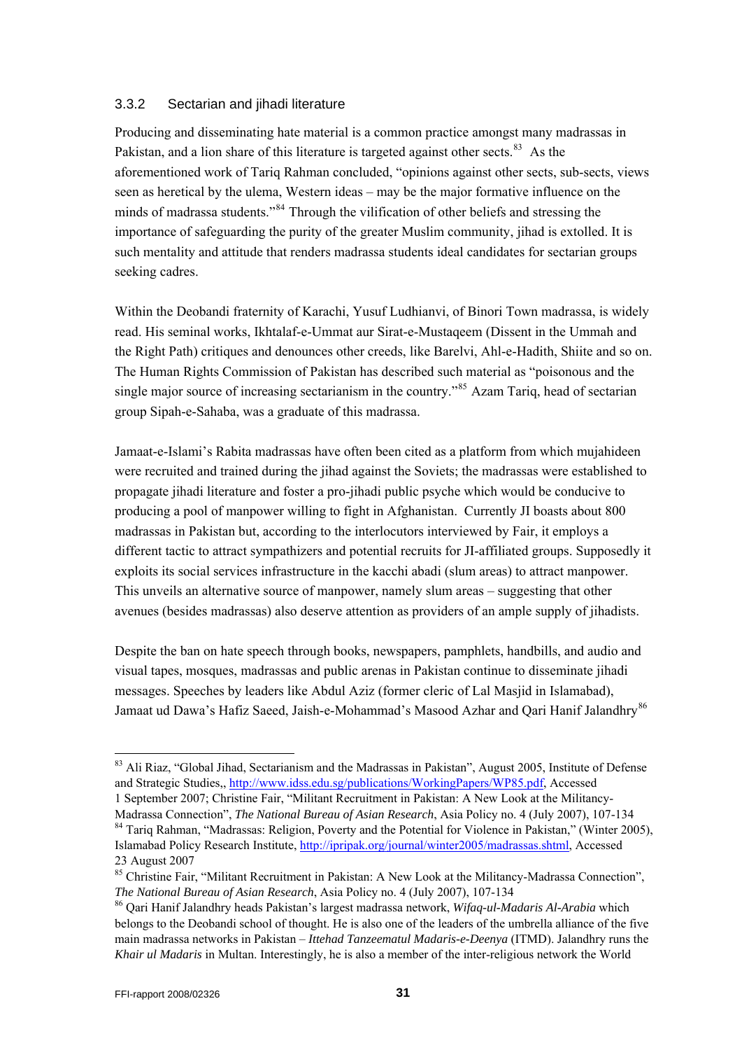### 3.3.2 Sectarian and jihadi literature

Producing and disseminating hate material is a common practice amongst many madrassas in Pakistan, and a lion share of this literature is targeted against other sects.[83] As the aforementioned work of Tariq Rahman concluded, "opinions against other sects, sub-sects, views seen as heretical by the ulema, Western ideas – may be the major formative influence on the minds of madrassa students."[84] Through the vilification of other beliefs and stressing the importance of safeguarding the purity of the greater Muslim community, jihad is extolled. It is such mentality and attitude that renders madrassa students ideal candidates for sectarian groups seeking cadres.

Within the Deobandi fraternity of Karachi, Yusuf Ludhianvi, of Binori Town madrassa, is widely read. His seminal works, Ikhtalaf-e-Ummat aur Sirat-e-Mustaqeem (Dissent in the Ummah and the Right Path) critiques and denounces other creeds, like Barelvi, Ahl-e-Hadith, Shiite and so on. The Human Rights Commission of Pakistan has described such material as "poisonous and the single major source of increasing sectarianism in the country."[85] Azam Tariq, head of sectarian group Sipah-e-Sahaba, was a graduate of this madrassa.

Jamaat-e-Islami's Rabita madrassas have often been cited as a platform from which mujahideen were recruited and trained during the jihad against the Soviets; the madrassas were established to propagate jihadi literature and foster a pro-jihadi public psyche which would be conducive to producing a pool of manpower willing to fight in Afghanistan. Currently JI boasts about 800 madrassas in Pakistan but, according to the interlocutors interviewed by Fair, it employs a different tactic to attract sympathizers and potential recruits for JI-affiliated groups. Supposedly it exploits its social services infrastructure in the kacchi abadi (slum areas) to attract manpower. This unveils an alternative source of manpower, namely slum areas – suggesting that other avenues (besides madrassas) also deserve attention as providers of an ample supply of jihadists.

Despite the ban on hate speech through books, newspapers, pamphlets, handbills, and audio and visual tapes, mosques, madrassas and public arenas in Pakistan continue to disseminate jihadi messages. Speeches by leaders like Abdul Aziz (former cleric of Lal Masjid in Islamabad), Jamaat ud Dawa's Hafiz Saeed, Jaish-e-Mohammad's Masood Azhar and Qari Hanif Jalandhry[86]

---

[83] Ali Riaz, "Global Jihad, Sectarianism and the Madrassas in Pakistan", August 2005, Institute of Defense and Strategic Studies,, http://www.idss.edu.sg/publications/WorkingPapers/WP85.pdf, Accessed 1 September 2007; Christine Fair, "Militant Recruitment in Pakistan: A New Look at the Militancy-Madrassa Connection", *The National Bureau of Asian Research*, Asia Policy no. 4 (July 2007), 107-134

[84] Tariq Rahman, "Madrassas: Religion, Poverty and the Potential for Violence in Pakistan," (Winter 2005), Islamabad Policy Research Institute, http://ipripak.org/journal/winter2005/madrassas.shtml, Accessed 23 August 2007

[85] Christine Fair, "Militant Recruitment in Pakistan: A New Look at the Militancy-Madrassa Connection", *The National Bureau of Asian Research*, Asia Policy no. 4 (July 2007), 107-134

[86] Qari Hanif Jalandhry heads Pakistan's largest madrassa network, *Wifaq-ul-Madaris Al-Arabia* which belongs to the Deobandi school of thought. He is also one of the leaders of the umbrella alliance of the five main madrassa networks in Pakistan – *Ittehad Tanzeematul Madaris-e-Deenya* (ITMD). Jalandhry runs the *Khair ul Madaris* in Multan. Interestingly, he is also a member of the inter-religious network the World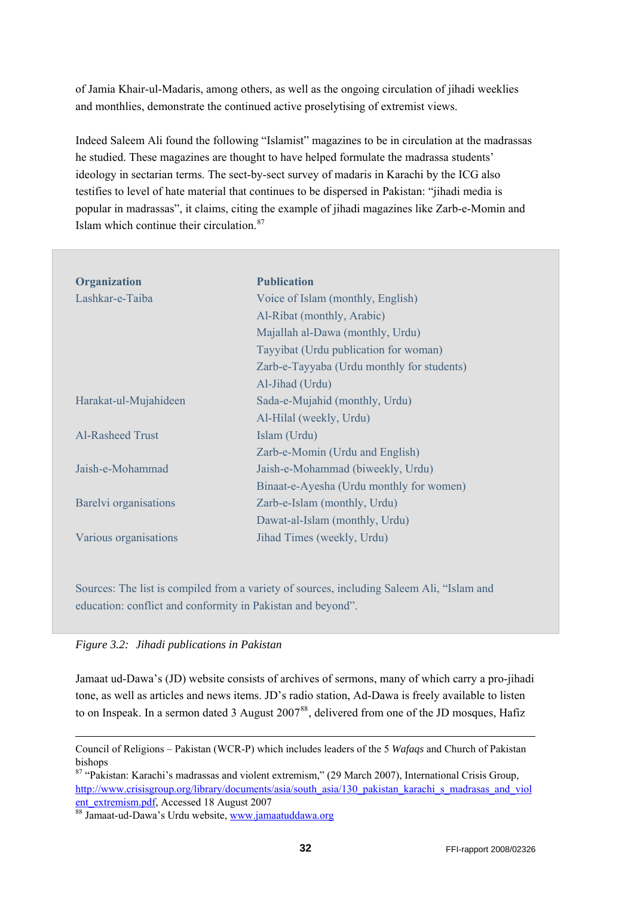of Jamia Khair-ul-Madaris, among others, as well as the ongoing circulation of jihadi weeklies and monthlies, demonstrate the continued active proselytising of extremist views.

Indeed Saleem Ali found the following "Islamist" magazines to be in circulation at the madrassas he studied. These magazines are thought to have helped formulate the madrassa students' ideology in sectarian terms. The sect-by-sect survey of madaris in Karachi by the ICG also testifies to level of hate material that continues to be dispersed in Pakistan: "jihadi media is popular in madrassas", it claims, citing the example of jihadi magazines like Zarb-e-Momin and Islam which continue their circulation.[87]

| Organization | Publication |
| --- | --- |
| Lashkar-e-Taiba | Voice of Islam (monthly, English) |
| | Al-Ribat (monthly, Arabic) |
| | Majallah al-Dawa (monthly, Urdu) |
| | Tayyibat (Urdu publication for woman) |
| | Zarb-e-Tayyaba (Urdu monthly for students) |
| | Al-Jihad (Urdu) |
| Harakat-ul-Mujahideen | Sada-e-Mujahid (monthly, Urdu) |
| | Al-Hilal (weekly, Urdu) |
| Al-Rasheed Trust | Islam (Urdu) |
| | Zarb-e-Momin (Urdu and English) |
| Jaish-e-Mohammad | Jaish-e-Mohammad (biweekly, Urdu) |
| | Binaat-e-Ayesha (Urdu monthly for women) |
| Barelvi organisations | Zarb-e-Islam (monthly, Urdu) |
| | Dawat-al-Islam (monthly, Urdu) |
| Various organisations | Jihad Times (weekly, Urdu) |

Sources: The list is compiled from a variety of sources, including Saleem Ali, "Islam and education: conflict and conformity in Pakistan and beyond".

*Figure 3.2: Jihadi publications in Pakistan*

Jamaat ud-Dawa's (JD) website consists of archives of sermons, many of which carry a pro-jihadi tone, as well as articles and news items. JD's radio station, Ad-Dawa is freely available to listen to on Inspeak. In a sermon dated 3 August 2007[88], delivered from one of the JD mosques, Hafiz

---

Council of Religions – Pakistan (WCR-P) which includes leaders of the 5 *Wafaqs* and Church of Pakistan bishops

[87] "Pakistan: Karachi's madrassas and violent extremism," (29 March 2007), International Crisis Group, http://www.crisisgroup.org/library/documents/asia/south_asia/130_pakistan_karachi_s_madrasas_and_violent_extremism.pdf, Accessed 18 August 2007

[88] Jamaat-ud-Dawa's Urdu website, www.jamaatuddawa.org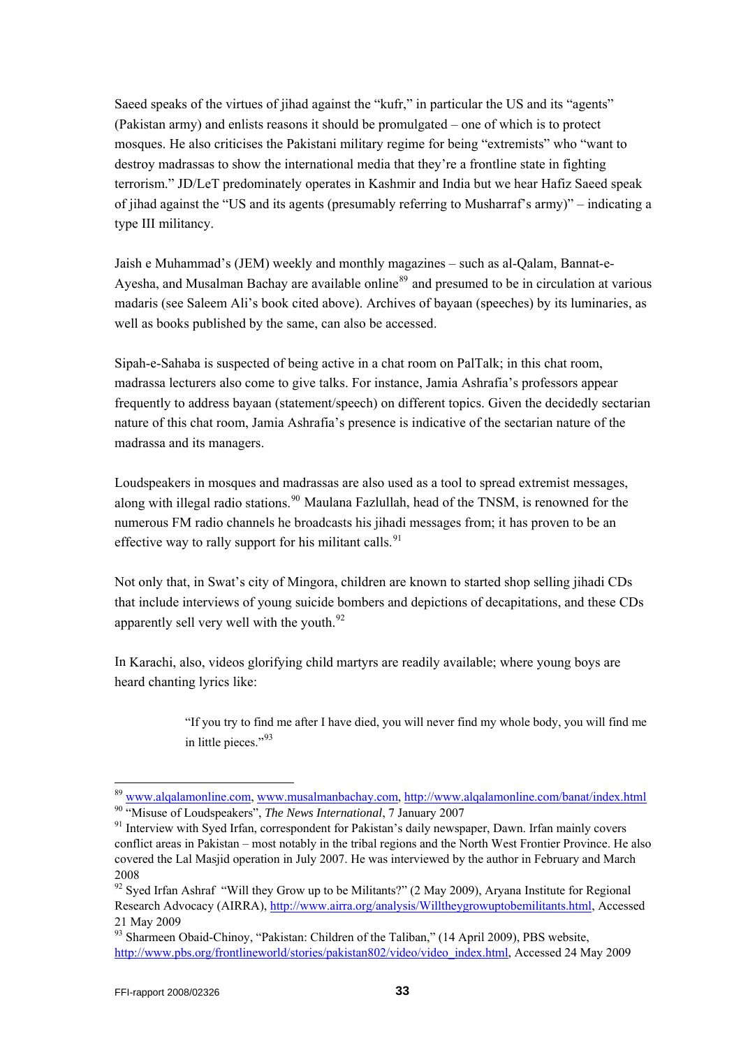Saeed speaks of the virtues of jihad against the "kufr," in particular the US and its "agents" (Pakistan army) and enlists reasons it should be promulgated – one of which is to protect mosques. He also criticises the Pakistani military regime for being "extremists" who "want to destroy madrassas to show the international media that they're a frontline state in fighting terrorism." JD/LeT predominately operates in Kashmir and India but we hear Hafiz Saeed speak of jihad against the "US and its agents (presumably referring to Musharraf's army)" – indicating a type III militancy.

Jaish e Muhammad's (JEM) weekly and monthly magazines – such as al-Qalam, Bannat-e-Ayesha, and Musalman Bachay are available online[89] and presumed to be in circulation at various madaris (see Saleem Ali's book cited above). Archives of bayaan (speeches) by its luminaries, as well as books published by the same, can also be accessed.

Sipah-e-Sahaba is suspected of being active in a chat room on PalTalk; in this chat room, madrassa lecturers also come to give talks. For instance, Jamia Ashrafia's professors appear frequently to address bayaan (statement/speech) on different topics. Given the decidedly sectarian nature of this chat room, Jamia Ashrafia's presence is indicative of the sectarian nature of the madrassa and its managers.

Loudspeakers in mosques and madrassas are also used as a tool to spread extremist messages, along with illegal radio stations.[90] Maulana Fazlullah, head of the TNSM, is renowned for the numerous FM radio channels he broadcasts his jihadi messages from; it has proven to be an effective way to rally support for his militant calls.[91]

Not only that, in Swat's city of Mingora, children are known to started shop selling jihadi CDs that include interviews of young suicide bombers and depictions of decapitations, and these CDs apparently sell very well with the youth.[92]

In Karachi, also, videos glorifying child martyrs are readily available; where young boys are heard chanting lyrics like:

> "If you try to find me after I have died, you will never find my whole body, you will find me in little pieces."[93]

---

[89] www.alqalamonline.com, www.musalmanbachay.com, http://www.alqalamonline.com/banat/index.html

[90] "Misuse of Loudspeakers", *The News International*, 7 January 2007

[91] Interview with Syed Irfan, correspondent for Pakistan's daily newspaper, Dawn. Irfan mainly covers conflict areas in Pakistan – most notably in the tribal regions and the North West Frontier Province. He also covered the Lal Masjid operation in July 2007. He was interviewed by the author in February and March 2008

[92] Syed Irfan Ashraf "Will they Grow up to be Militants?" (2 May 2009), Aryana Institute for Regional Research Advocacy (AIRRA), http://www.airra.org/analysis/Willtheygrowuptobemilitants.html, Accessed 21 May 2009

[93] Sharmeen Obaid-Chinoy, "Pakistan: Children of the Taliban," (14 April 2009), PBS website, http://www.pbs.org/frontlineworld/stories/pakistan802/video/video_index.html, Accessed 24 May 2009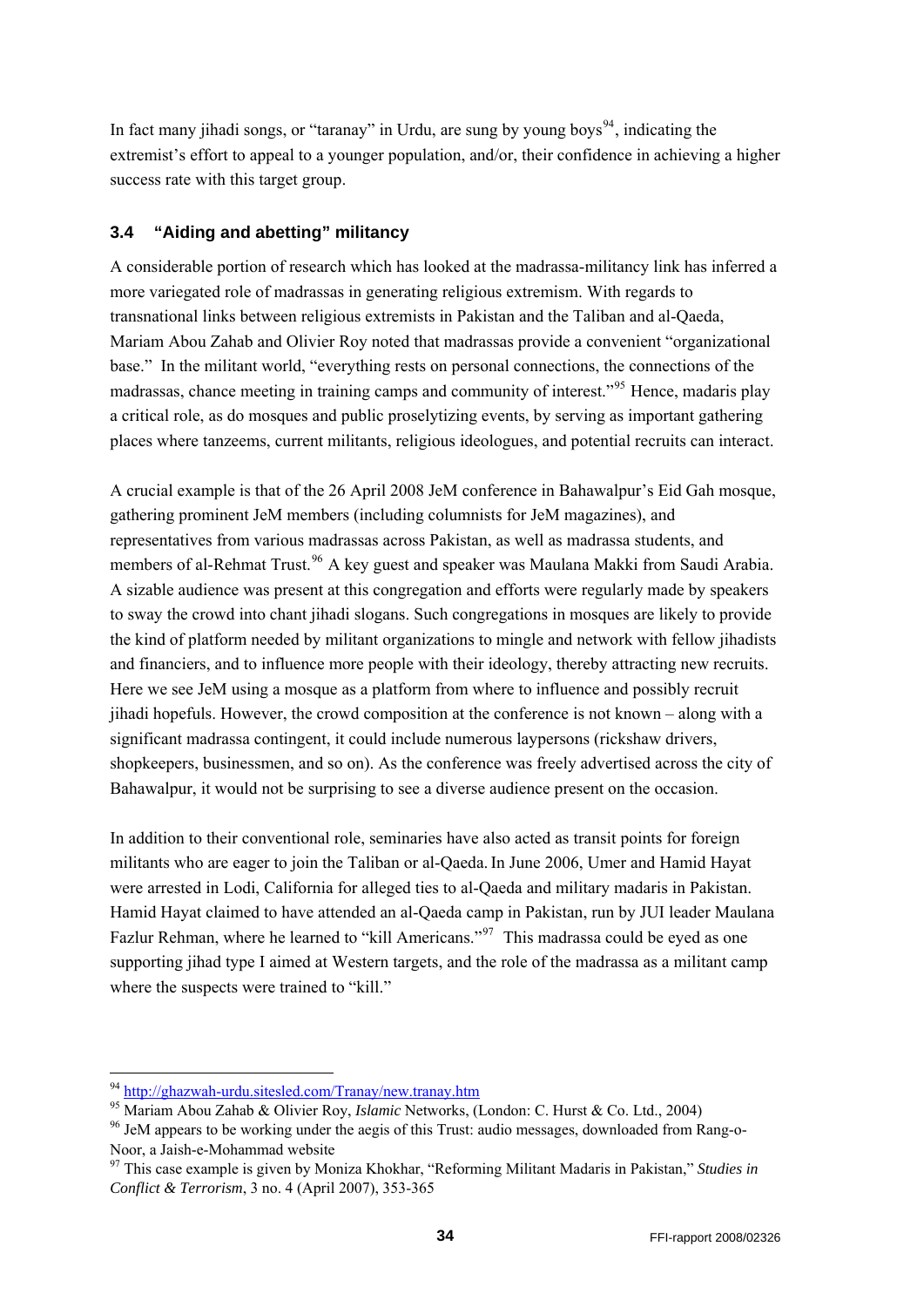In fact many jihadi songs, or "taranay" in Urdu, are sung by young boys[94], indicating the extremist's effort to appeal to a younger population, and/or, their confidence in achieving a higher success rate with this target group.

### 3.4 "Aiding and abetting" militancy

A considerable portion of research which has looked at the madrassa-militancy link has inferred a more variegated role of madrassas in generating religious extremism. With regards to transnational links between religious extremists in Pakistan and the Taliban and al-Qaeda, Mariam Abou Zahab and Olivier Roy noted that madrassas provide a convenient "organizational base." In the militant world, "everything rests on personal connections, the connections of the madrassas, chance meeting in training camps and community of interest."[95] Hence, madaris play a critical role, as do mosques and public proselytizing events, by serving as important gathering places where tanzeems, current militants, religious ideologues, and potential recruits can interact.

A crucial example is that of the 26 April 2008 JeM conference in Bahawalpur's Eid Gah mosque, gathering prominent JeM members (including columnists for JeM magazines), and representatives from various madrassas across Pakistan, as well as madrassa students, and members of al-Rehmat Trust.[96] A key guest and speaker was Maulana Makki from Saudi Arabia. A sizable audience was present at this congregation and efforts were regularly made by speakers to sway the crowd into chant jihadi slogans. Such congregations in mosques are likely to provide the kind of platform needed by militant organizations to mingle and network with fellow jihadists and financiers, and to influence more people with their ideology, thereby attracting new recruits. Here we see JeM using a mosque as a platform from where to influence and possibly recruit jihadi hopefuls. However, the crowd composition at the conference is not known – along with a significant madrassa contingent, it could include numerous laypersons (rickshaw drivers, shopkeepers, businessmen, and so on). As the conference was freely advertised across the city of Bahawalpur, it would not be surprising to see a diverse audience present on the occasion.

In addition to their conventional role, seminaries have also acted as transit points for foreign militants who are eager to join the Taliban or al-Qaeda. In June 2006, Umer and Hamid Hayat were arrested in Lodi, California for alleged ties to al-Qaeda and military madaris in Pakistan. Hamid Hayat claimed to have attended an al-Qaeda camp in Pakistan, run by JUI leader Maulana Fazlur Rehman, where he learned to "kill Americans."[97] This madrassa could be eyed as one supporting jihad type I aimed at Western targets, and the role of the madrassa as a militant camp where the suspects were trained to "kill."

---

[94] http://ghazwah-urdu.sitesled.com/Tranay/new.tranay.htm

[95] Mariam Abou Zahab & Olivier Roy, *Islamic* Networks, (London: C. Hurst & Co. Ltd., 2004)

[96] JeM appears to be working under the aegis of this Trust: audio messages, downloaded from Rang-o-Noor, a Jaish-e-Mohammad website

[97] This case example is given by Moniza Khokhar, "Reforming Militant Madaris in Pakistan," *Studies in Conflict & Terrorism*, 3 no. 4 (April 2007), 353-365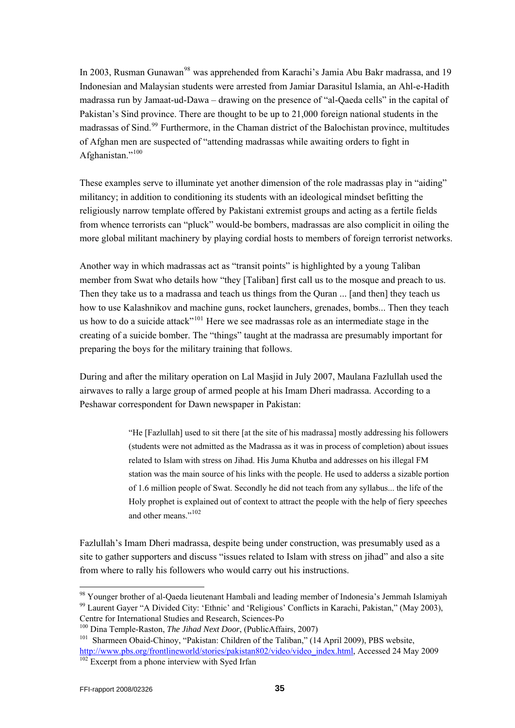In 2003, Rusman Gunawan[98] was apprehended from Karachi's Jamia Abu Bakr madrassa, and 19 Indonesian and Malaysian students were arrested from Jamiar Darasitul Islamia, an Ahl-e-Hadith madrassa run by Jamaat-ud-Dawa – drawing on the presence of "al-Qaeda cells" in the capital of Pakistan's Sind province. There are thought to be up to 21,000 foreign national students in the madrassas of Sind.[99] Furthermore, in the Chaman district of the Balochistan province, multitudes of Afghan men are suspected of "attending madrassas while awaiting orders to fight in Afghanistan."[100]

These examples serve to illuminate yet another dimension of the role madrassas play in "aiding" militancy; in addition to conditioning its students with an ideological mindset befitting the religiously narrow template offered by Pakistani extremist groups and acting as a fertile fields from whence terrorists can "pluck" would-be bombers, madrassas are also complicit in oiling the more global militant machinery by playing cordial hosts to members of foreign terrorist networks.

Another way in which madrassas act as "transit points" is highlighted by a young Taliban member from Swat who details how "they [Taliban] first call us to the mosque and preach to us. Then they take us to a madrassa and teach us things from the Quran ... [and then] they teach us how to use Kalashnikov and machine guns, rocket launchers, grenades, bombs... Then they teach us how to do a suicide attack"[101] Here we see madrassas role as an intermediate stage in the creating of a suicide bomber. The "things" taught at the madrassa are presumably important for preparing the boys for the military training that follows.

During and after the military operation on Lal Masjid in July 2007, Maulana Fazlullah used the airwaves to rally a large group of armed people at his Imam Dheri madrassa. According to a Peshawar correspondent for Dawn newspaper in Pakistan:

> "He [Fazlullah] used to sit there [at the site of his madrassa] mostly addressing his followers (students were not admitted as the Madrassa as it was in process of completion) about issues related to Islam with stress on Jihad. His Juma Khutba and addresses on his illegal FM station was the main source of his links with the people. He used to adderss a sizable portion of 1.6 million people of Swat. Secondly he did not teach from any syllabus... the life of the Holy prophet is explained out of context to attract the people with the help of fiery speeches and other means."[102]

Fazlullah's Imam Dheri madrassa, despite being under construction, was presumably used as a site to gather supporters and discuss "issues related to Islam with stress on jihad" and also a site from where to rally his followers who would carry out his instructions.

---

[98] Younger brother of al-Qaeda lieutenant Hambali and leading member of Indonesia's Jemmah Islamiyah

[99] Laurent Gayer "A Divided City: 'Ethnic' and 'Religious' Conflicts in Karachi, Pakistan," (May 2003), Centre for International Studies and Research, Sciences-Po

[100] Dina Temple-Raston, *The Jihad Next Door*, (PublicAffairs, 2007)

[101] Sharmeen Obaid-Chinoy, "Pakistan: Children of the Taliban," (14 April 2009), PBS website, http://www.pbs.org/frontlineworld/stories/pakistan802/video/video_index.html, Accessed 24 May 2009

[102] Excerpt from a phone interview with Syed Irfan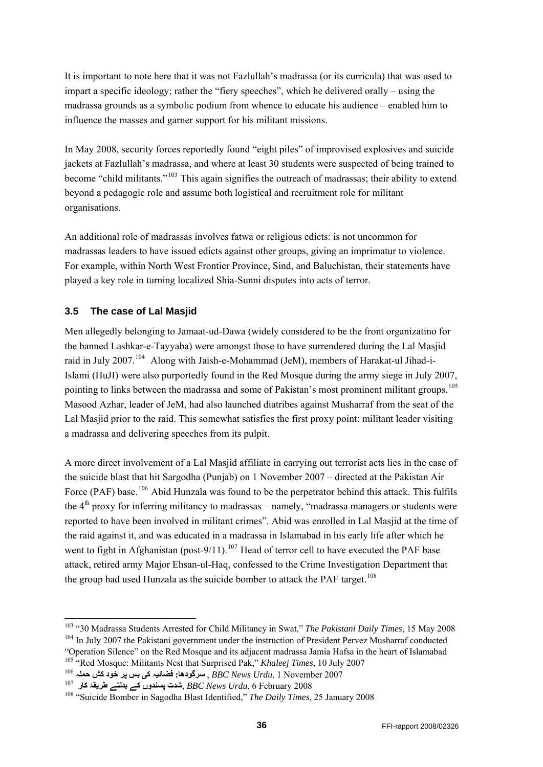It is important to note here that it was not Fazlullah's madrassa (or its curricula) that was used to impart a specific ideology; rather the "fiery speeches", which he delivered orally – using the madrassa grounds as a symbolic podium from whence to educate his audience – enabled him to influence the masses and garner support for his militant missions.

In May 2008, security forces reportedly found "eight piles" of improvised explosives and suicide jackets at Fazlullah's madrassa, and where at least 30 students were suspected of being trained to become "child militants."[103] This again signifies the outreach of madrassas; their ability to extend beyond a pedagogic role and assume both logistical and recruitment role for militant organisations.

An additional role of madrassas involves fatwa or religious edicts: is not uncommon for madrassas leaders to have issued edicts against other groups, giving an imprimatur to violence. For example, within North West Frontier Province, Sind, and Baluchistan, their statements have played a key role in turning localized Shia-Sunni disputes into acts of terror.

### 3.5 The case of Lal Masjid

Men allegedly belonging to Jamaat-ud-Dawa (widely considered to be the front organizatino for the banned Lashkar-e-Tayyaba) were amongst those to have surrendered during the Lal Masjid raid in July 2007.[104] Along with Jaish-e-Mohammad (JeM), members of Harakat-ul Jihad-i-Islami (HuJI) were also purportedly found in the Red Mosque during the army siege in July 2007, pointing to links between the madrassa and some of Pakistan's most prominent militant groups.[105] Masood Azhar, leader of JeM, had also launched diatribes against Musharraf from the seat of the Lal Masjid prior to the raid. This somewhat satisfies the first proxy point: militant leader visiting a madrassa and delivering speeches from its pulpit.

A more direct involvement of a Lal Masjid affiliate in carrying out terrorist acts lies in the case of the suicide blast that hit Sargodha (Punjab) on 1 November 2007 – directed at the Pakistan Air Force (PAF) base.[106] Abid Hunzala was found to be the perpetrator behind this attack. This fulfils the 4th proxy for inferring militancy to madrassas – namely, "madrassa managers or students were reported to have been involved in militant crimes". Abid was enrolled in Lal Masjid at the time of the raid against it, and was educated in a madrassa in Islamabad in his early life after which he went to fight in Afghanistan (post-9/11).[107] Head of terror cell to have executed the PAF base attack, retired army Major Ehsan-ul-Haq, confessed to the Crime Investigation Department that the group had used Hunzala as the suicide bomber to attack the PAF target.[108]

---

[103] "30 Madrassa Students Arrested for Child Militancy in Swat," *The Pakistani Daily Times*, 15 May 2008

[104] In July 2007 the Pakistani government under the instruction of President Pervez Musharraf conducted "Operation Silence" on the Red Mosque and its adjacent madrassa Jamia Hafsa in the heart of Islamabad

[105] "Red Mosque: Militants Nest that Surprised Pak," *Khaleej Times*, 10 July 2007

[106] سرگودھا: فضائیہ کی بس پر خود کش حملہ , *BBC News Urdu*, 1 November 2007

[107] شدت پسندوں کے بدلتے طریقۂ کار, *BBC News Urdu*, 6 February 2008

[108] "Suicide Bomber in Sagodha Blast Identified," *The Daily Times*, 25 January 2008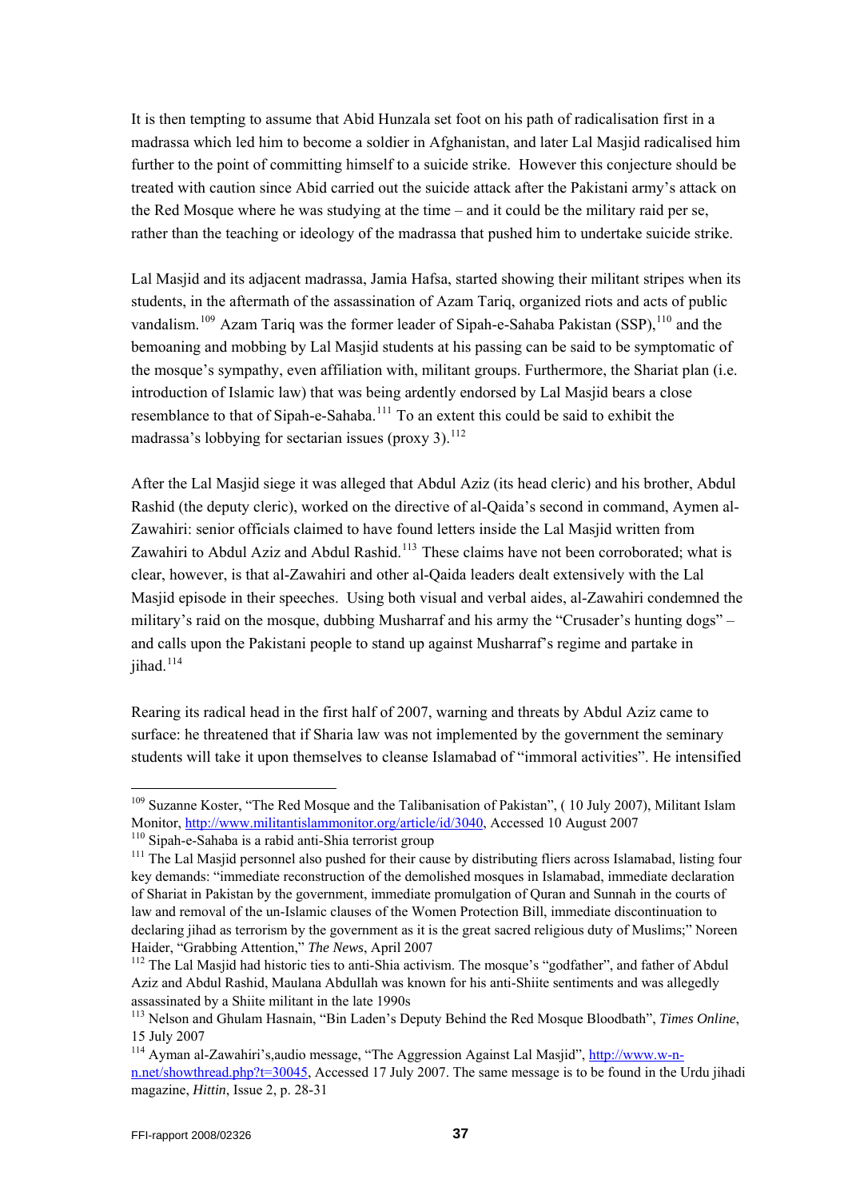It is then tempting to assume that Abid Hunzala set foot on his path of radicalisation first in a madrassa which led him to become a soldier in Afghanistan, and later Lal Masjid radicalised him further to the point of committing himself to a suicide strike. However this conjecture should be treated with caution since Abid carried out the suicide attack after the Pakistani army's attack on the Red Mosque where he was studying at the time – and it could be the military raid per se, rather than the teaching or ideology of the madrassa that pushed him to undertake suicide strike.

Lal Masjid and its adjacent madrassa, Jamia Hafsa, started showing their militant stripes when its students, in the aftermath of the assassination of Azam Tariq, organized riots and acts of public vandalism.[109] Azam Tariq was the former leader of Sipah-e-Sahaba Pakistan (SSP),[110] and the bemoaning and mobbing by Lal Masjid students at his passing can be said to be symptomatic of the mosque's sympathy, even affiliation with, militant groups. Furthermore, the Shariat plan (i.e. introduction of Islamic law) that was being ardently endorsed by Lal Masjid bears a close resemblance to that of Sipah-e-Sahaba.[111] To an extent this could be said to exhibit the madrassa's lobbying for sectarian issues (proxy 3).[112]

After the Lal Masjid siege it was alleged that Abdul Aziz (its head cleric) and his brother, Abdul Rashid (the deputy cleric), worked on the directive of al-Qaida's second in command, Aymen al-Zawahiri: senior officials claimed to have found letters inside the Lal Masjid written from Zawahiri to Abdul Aziz and Abdul Rashid.[113] These claims have not been corroborated; what is clear, however, is that al-Zawahiri and other al-Qaida leaders dealt extensively with the Lal Masjid episode in their speeches. Using both visual and verbal aides, al-Zawahiri condemned the military's raid on the mosque, dubbing Musharraf and his army the "Crusader's hunting dogs" – and calls upon the Pakistani people to stand up against Musharraf's regime and partake in jihad.[114]

Rearing its radical head in the first half of 2007, warning and threats by Abdul Aziz came to surface: he threatened that if Sharia law was not implemented by the government the seminary students will take it upon themselves to cleanse Islamabad of "immoral activities". He intensified

---

[109] Suzanne Koster, "The Red Mosque and the Talibanisation of Pakistan", ( 10 July 2007), Militant Islam Monitor, http://www.militantislammonitor.org/article/id/3040, Accessed 10 August 2007

[110] Sipah-e-Sahaba is a rabid anti-Shia terrorist group

[111] The Lal Masjid personnel also pushed for their cause by distributing fliers across Islamabad, listing four key demands: "immediate reconstruction of the demolished mosques in Islamabad, immediate declaration of Shariat in Pakistan by the government, immediate promulgation of Quran and Sunnah in the courts of law and removal of the un-Islamic clauses of the Women Protection Bill, immediate discontinuation to declaring jihad as terrorism by the government as it is the great sacred religious duty of Muslims;" Noreen Haider, "Grabbing Attention," *The News*, April 2007

[112] The Lal Masjid had historic ties to anti-Shia activism. The mosque's "godfather", and father of Abdul Aziz and Abdul Rashid, Maulana Abdullah was known for his anti-Shiite sentiments and was allegedly assassinated by a Shiite militant in the late 1990s

[113] Nelson and Ghulam Hasnain, "Bin Laden's Deputy Behind the Red Mosque Bloodbath", *Times Online*, 15 July 2007

[114] Ayman al-Zawahiri's,audio message, "The Aggression Against Lal Masjid", http://www.w-n-n.net/showthread.php?t=30045, Accessed 17 July 2007. The same message is to be found in the Urdu jihadi magazine, *Hittin*, Issue 2, p. 28-31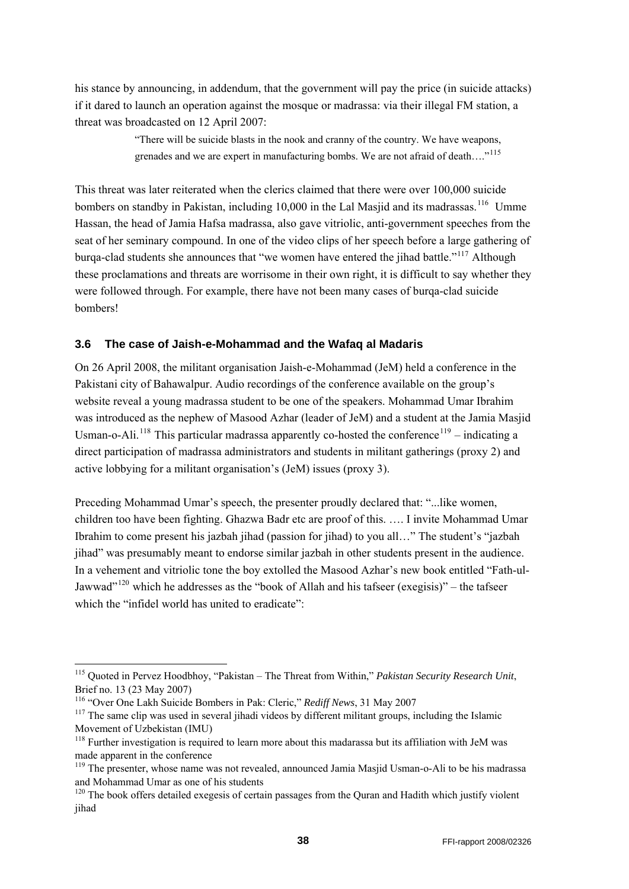his stance by announcing, in addendum, that the government will pay the price (in suicide attacks) if it dared to launch an operation against the mosque or madrassa: via their illegal FM station, a threat was broadcasted on 12 April 2007:

> "There will be suicide blasts in the nook and cranny of the country. We have weapons, grenades and we are expert in manufacturing bombs. We are not afraid of death…."[115]

This threat was later reiterated when the clerics claimed that there were over 100,000 suicide bombers on standby in Pakistan, including 10,000 in the Lal Masjid and its madrassas.[116] Umme Hassan, the head of Jamia Hafsa madrassa, also gave vitriolic, anti-government speeches from the seat of her seminary compound. In one of the video clips of her speech before a large gathering of burqa-clad students she announces that "we women have entered the jihad battle."[117] Although these proclamations and threats are worrisome in their own right, it is difficult to say whether they were followed through. For example, there have not been many cases of burqa-clad suicide bombers!

### 3.6 The case of Jaish-e-Mohammad and the Wafaq al Madaris

On 26 April 2008, the militant organisation Jaish-e-Mohammad (JeM) held a conference in the Pakistani city of Bahawalpur. Audio recordings of the conference available on the group's website reveal a young madrassa student to be one of the speakers. Mohammad Umar Ibrahim was introduced as the nephew of Masood Azhar (leader of JeM) and a student at the Jamia Masjid Usman-o-Ali.[118] This particular madrassa apparently co-hosted the conference[119] – indicating a direct participation of madrassa administrators and students in militant gatherings (proxy 2) and active lobbying for a militant organisation's (JeM) issues (proxy 3).

Preceding Mohammad Umar's speech, the presenter proudly declared that: "...like women, children too have been fighting. Ghazwa Badr etc are proof of this. …. I invite Mohammad Umar Ibrahim to come present his jazbah jihad (passion for jihad) to you all…" The student's "jazbah jihad" was presumably meant to endorse similar jazbah in other students present in the audience. In a vehement and vitriolic tone the boy extolled the Masood Azhar's new book entitled "Fath-ul-Jawwad"[120] which he addresses as the "book of Allah and his tafseer (exegisis)" – the tafseer which the "infidel world has united to eradicate":

---

[115] Quoted in Pervez Hoodbhoy, "Pakistan – The Threat from Within," *Pakistan Security Research Unit*, Brief no. 13 (23 May 2007)

[116] "Over One Lakh Suicide Bombers in Pak: Cleric," *Rediff News*, 31 May 2007

[117] The same clip was used in several jihadi videos by different militant groups, including the Islamic Movement of Uzbekistan (IMU)

[118] Further investigation is required to learn more about this madarassa but its affiliation with JeM was made apparent in the conference

[119] The presenter, whose name was not revealed, announced Jamia Masjid Usman-o-Ali to be his madrassa and Mohammad Umar as one of his students

[120] The book offers detailed exegesis of certain passages from the Quran and Hadith which justify violent jihad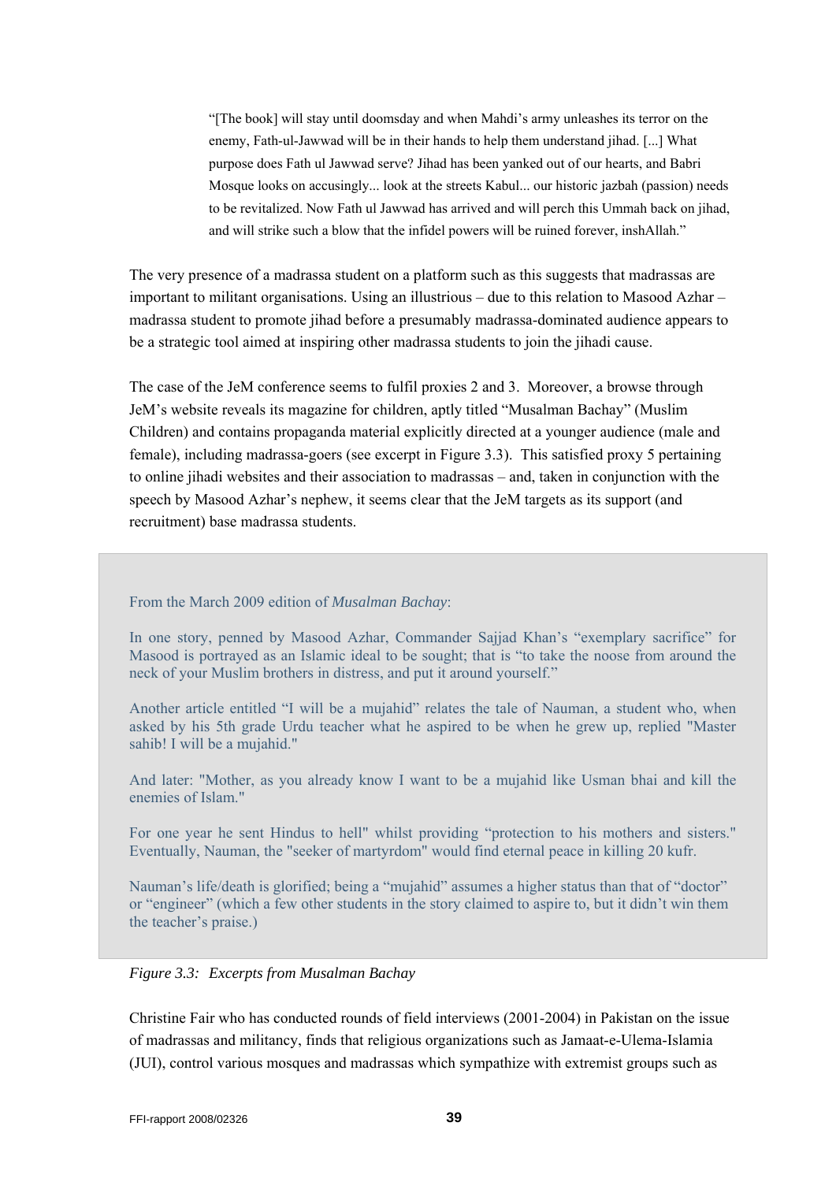> "[The book] will stay until doomsday and when Mahdi's army unleashes its terror on the enemy, Fath-ul-Jawwad will be in their hands to help them understand jihad. [...] What purpose does Fath ul Jawwad serve? Jihad has been yanked out of our hearts, and Babri Mosque looks on accusingly... look at the streets Kabul... our historic jazbah (passion) needs to be revitalized. Now Fath ul Jawwad has arrived and will perch this Ummah back on jihad, and will strike such a blow that the infidel powers will be ruined forever, inshAllah."

The very presence of a madrassa student on a platform such as this suggests that madrassas are important to militant organisations. Using an illustrious – due to this relation to Masood Azhar – madrassa student to promote jihad before a presumably madrassa-dominated audience appears to be a strategic tool aimed at inspiring other madrassa students to join the jihadi cause.

The case of the JeM conference seems to fulfil proxies 2 and 3. Moreover, a browse through JeM's website reveals its magazine for children, aptly titled "Musalman Bachay" (Muslim Children) and contains propaganda material explicitly directed at a younger audience (male and female), including madrassa-goers (see excerpt in Figure 3.3). This satisfied proxy 5 pertaining to online jihadi websites and their association to madrassas – and, taken in conjunction with the speech by Masood Azhar's nephew, it seems clear that the JeM targets as its support (and recruitment) base madrassa students.

From the March 2009 edition of *Musalman Bachay*:

In one story, penned by Masood Azhar, Commander Sajjad Khan's "exemplary sacrifice" for Masood is portrayed as an Islamic ideal to be sought; that is "to take the noose from around the neck of your Muslim brothers in distress, and put it around yourself."

Another article entitled "I will be a mujahid" relates the tale of Nauman, a student who, when asked by his 5th grade Urdu teacher what he aspired to be when he grew up, replied "Master sahib! I will be a mujahid."

And later: "Mother, as you already know I want to be a mujahid like Usman bhai and kill the enemies of Islam."

For one year he sent Hindus to hell" whilst providing "protection to his mothers and sisters." Eventually, Nauman, the "seeker of martyrdom" would find eternal peace in killing 20 kufr.

Nauman's life/death is glorified; being a "mujahid" assumes a higher status than that of "doctor" or "engineer" (which a few other students in the story claimed to aspire to, but it didn't win them the teacher's praise.)

*Figure 3.3: Excerpts from Musalman Bachay*

Christine Fair who has conducted rounds of field interviews (2001-2004) in Pakistan on the issue of madrassas and militancy, finds that religious organizations such as Jamaat-e-Ulema-Islamia (JUI), control various mosques and madrassas which sympathize with extremist groups such as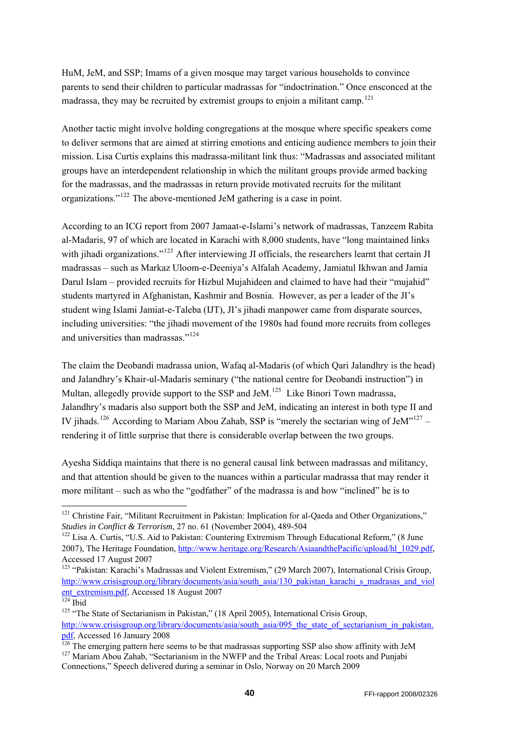HuM, JeM, and SSP; Imams of a given mosque may target various households to convince parents to send their children to particular madrassas for "indoctrination." Once ensconced at the madrassa, they may be recruited by extremist groups to enjoin a militant camp.[121]

Another tactic might involve holding congregations at the mosque where specific speakers come to deliver sermons that are aimed at stirring emotions and enticing audience members to join their mission. Lisa Curtis explains this madrassa-militant link thus: "Madrassas and associated militant groups have an interdependent relationship in which the militant groups provide armed backing for the madrassas, and the madrassas in return provide motivated recruits for the militant organizations."[122] The above-mentioned JeM gathering is a case in point.

According to an ICG report from 2007 Jamaat-e-Islami's network of madrassas, Tanzeem Rabita al-Madaris, 97 of which are located in Karachi with 8,000 students, have "long maintained links with jihadi organizations."[123] After interviewing JI officials, the researchers learnt that certain JI madrassas – such as Markaz Uloom-e-Deeniya's Alfalah Academy, Jamiatul Ikhwan and Jamia Darul Islam – provided recruits for Hizbul Mujahideen and claimed to have had their "mujahid" students martyred in Afghanistan, Kashmir and Bosnia. However, as per a leader of the JI's student wing Islami Jamiat-e-Taleba (IJT), JI's jihadi manpower came from disparate sources, including universities: "the jihadi movement of the 1980s had found more recruits from colleges and universities than madrassas."[124]

The claim the Deobandi madrassa union, Wafaq al-Madaris (of which Qari Jalandhry is the head) and Jalandhry's Khair-ul-Madaris seminary ("the national centre for Deobandi instruction") in Multan, allegedly provide support to the SSP and JeM.[125] Like Binori Town madrassa, Jalandhry's madaris also support both the SSP and JeM, indicating an interest in both type II and IV jihads.[126] According to Mariam Abou Zahab, SSP is "merely the sectarian wing of JeM"[127] – rendering it of little surprise that there is considerable overlap between the two groups.

Ayesha Siddiqa maintains that there is no general causal link between madrassas and militancy, and that attention should be given to the nuances within a particular madrassa that may render it more militant – such as who the "godfather" of the madrassa is and how "inclined" he is to

---

[121] Christine Fair, "Militant Recruitment in Pakistan: Implication for al-Qaeda and Other Organizations," *Studies in Conflict & Terrorism*, 27 no. 61 (November 2004), 489-504

[122] Lisa A. Curtis, "U.S. Aid to Pakistan: Countering Extremism Through Educational Reform," (8 June 2007), The Heritage Foundation, http://www.heritage.org/Research/AsiaandthePacific/upload/hl_1029.pdf, Accessed 17 August 2007

[123] "Pakistan: Karachi's Madrassas and Violent Extremism," (29 March 2007), International Crisis Group, http://www.crisisgroup.org/library/documents/asia/south_asia/130_pakistan_karachi_s_madrasas_and_violent_extremism.pdf, Accessed 18 August 2007

[124] Ibid

[125] "The State of Sectarianism in Pakistan," (18 April 2005), International Crisis Group, http://www.crisisgroup.org/library/documents/asia/south_asia/095_the_state_of_sectarianism_in_pakistan.pdf, Accessed 16 January 2008

[126] The emerging pattern here seems to be that madrassas supporting SSP also show affinity with JeM

[127] Mariam Abou Zahab, "Sectarianism in the NWFP and the Tribal Areas: Local roots and Punjabi Connections," Speech delivered during a seminar in Oslo, Norway on 20 March 2009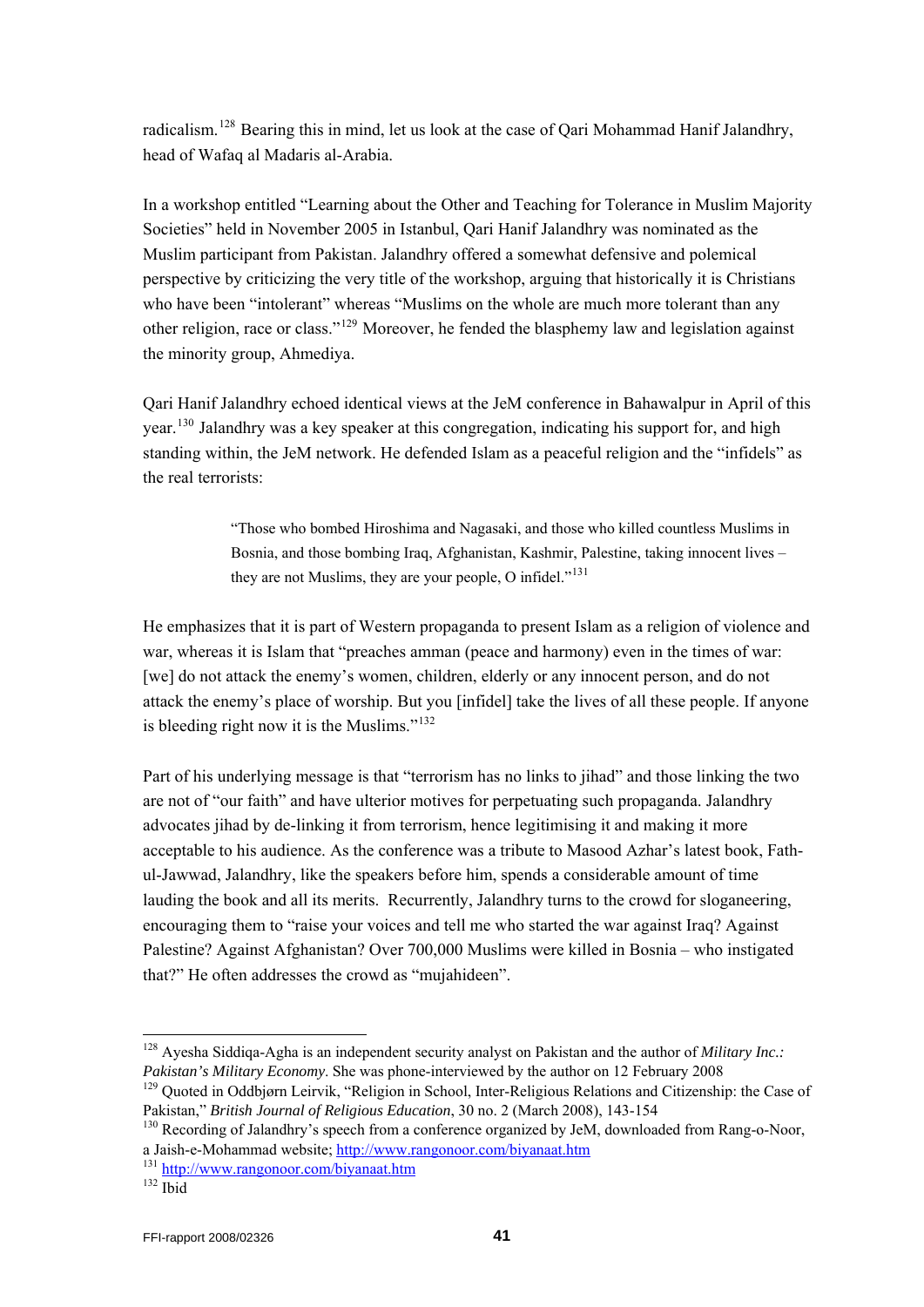radicalism.[128] Bearing this in mind, let us look at the case of Qari Mohammad Hanif Jalandhry, head of Wafaq al Madaris al-Arabia.

In a workshop entitled "Learning about the Other and Teaching for Tolerance in Muslim Majority Societies" held in November 2005 in Istanbul, Qari Hanif Jalandhry was nominated as the Muslim participant from Pakistan. Jalandhry offered a somewhat defensive and polemical perspective by criticizing the very title of the workshop, arguing that historically it is Christians who have been "intolerant" whereas "Muslims on the whole are much more tolerant than any other religion, race or class."[129] Moreover, he fended the blasphemy law and legislation against the minority group, Ahmediya.

Qari Hanif Jalandhry echoed identical views at the JeM conference in Bahawalpur in April of this year.[130] Jalandhry was a key speaker at this congregation, indicating his support for, and high standing within, the JeM network. He defended Islam as a peaceful religion and the "infidels" as the real terrorists:

> "Those who bombed Hiroshima and Nagasaki, and those who killed countless Muslims in Bosnia, and those bombing Iraq, Afghanistan, Kashmir, Palestine, taking innocent lives – they are not Muslims, they are your people, O infidel."[131]

He emphasizes that it is part of Western propaganda to present Islam as a religion of violence and war, whereas it is Islam that "preaches amman (peace and harmony) even in the times of war: [we] do not attack the enemy's women, children, elderly or any innocent person, and do not attack the enemy's place of worship. But you [infidel] take the lives of all these people. If anyone is bleeding right now it is the Muslims."[132]

Part of his underlying message is that "terrorism has no links to jihad" and those linking the two are not of "our faith" and have ulterior motives for perpetuating such propaganda. Jalandhry advocates jihad by de-linking it from terrorism, hence legitimising it and making it more acceptable to his audience. As the conference was a tribute to Masood Azhar's latest book, Fath-ul-Jawwad, Jalandhry, like the speakers before him, spends a considerable amount of time lauding the book and all its merits. Recurrently, Jalandhry turns to the crowd for sloganeering, encouraging them to "raise your voices and tell me who started the war against Iraq? Against Palestine? Against Afghanistan? Over 700,000 Muslims were killed in Bosnia – who instigated that?" He often addresses the crowd as "mujahideen".

---

[128] Ayesha Siddiqa-Agha is an independent security analyst on Pakistan and the author of *Military Inc.: Pakistan's Military Economy*. She was phone-interviewed by the author on 12 February 2008

[129] Quoted in Oddbjørn Leirvik, "Religion in School, Inter-Religious Relations and Citizenship: the Case of Pakistan," *British Journal of Religious Education*, 30 no. 2 (March 2008), 143-154

[130] Recording of Jalandhry's speech from a conference organized by JeM, downloaded from Rang-o-Noor, a Jaish-e-Mohammad website; http://www.rangonoor.com/biyanaat.htm

[131] http://www.rangonoor.com/biyanaat.htm

[132] Ibid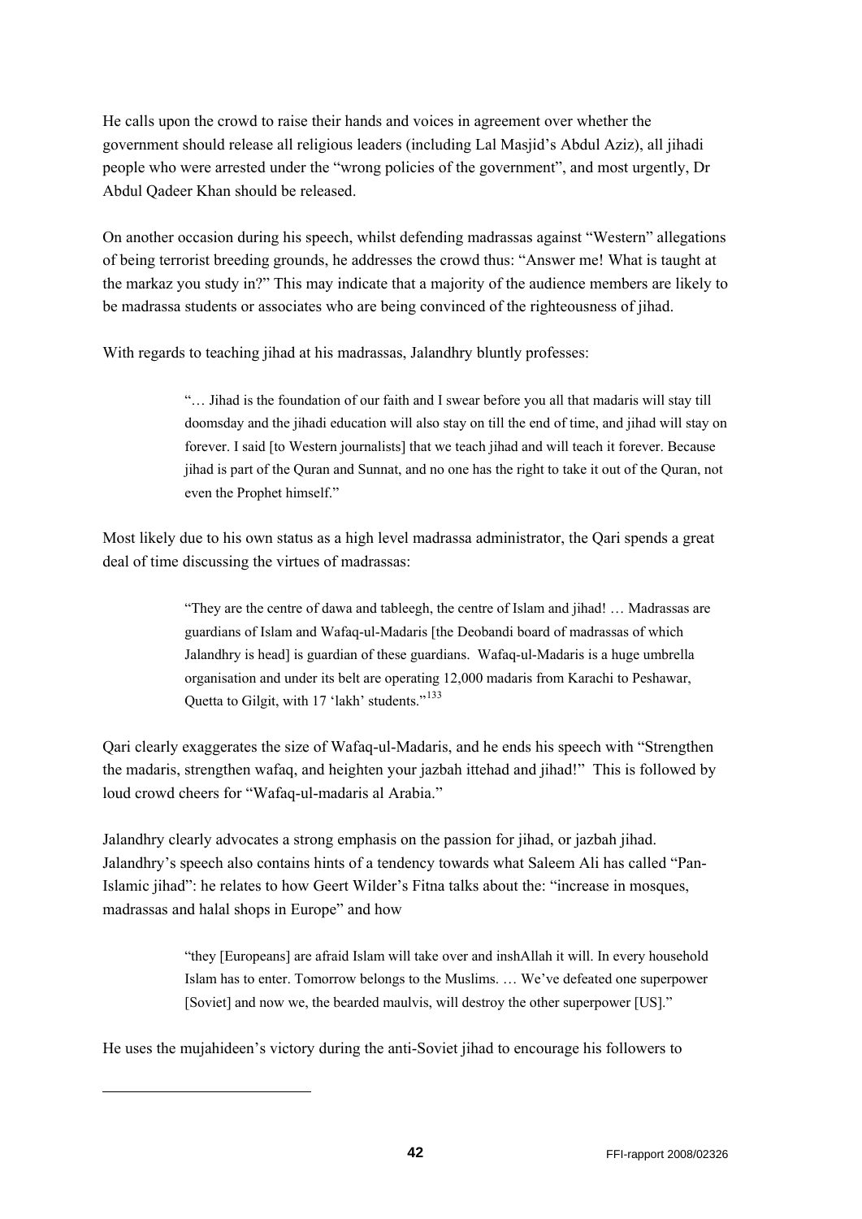He calls upon the crowd to raise their hands and voices in agreement over whether the government should release all religious leaders (including Lal Masjid's Abdul Aziz), all jihadi people who were arrested under the "wrong policies of the government", and most urgently, Dr Abdul Qadeer Khan should be released.

On another occasion during his speech, whilst defending madrassas against "Western" allegations of being terrorist breeding grounds, he addresses the crowd thus: "Answer me! What is taught at the markaz you study in?" This may indicate that a majority of the audience members are likely to be madrassa students or associates who are being convinced of the righteousness of jihad.

With regards to teaching jihad at his madrassas, Jalandhry bluntly professes:

> "… Jihad is the foundation of our faith and I swear before you all that madaris will stay till doomsday and the jihadi education will also stay on till the end of time, and jihad will stay on forever. I said [to Western journalists] that we teach jihad and will teach it forever. Because jihad is part of the Quran and Sunnat, and no one has the right to take it out of the Quran, not even the Prophet himself."

Most likely due to his own status as a high level madrassa administrator, the Qari spends a great deal of time discussing the virtues of madrassas:

> "They are the centre of dawa and tableegh, the centre of Islam and jihad! … Madrassas are guardians of Islam and Wafaq-ul-Madaris [the Deobandi board of madrassas of which Jalandhry is head] is guardian of these guardians. Wafaq-ul-Madaris is a huge umbrella organisation and under its belt are operating 12,000 madaris from Karachi to Peshawar, Quetta to Gilgit, with 17 'lakh' students."[133]

Qari clearly exaggerates the size of Wafaq-ul-Madaris, and he ends his speech with "Strengthen the madaris, strengthen wafaq, and heighten your jazbah ittehad and jihad!" This is followed by loud crowd cheers for "Wafaq-ul-madaris al Arabia."

Jalandhry clearly advocates a strong emphasis on the passion for jihad, or jazbah jihad. Jalandhry's speech also contains hints of a tendency towards what Saleem Ali has called "Pan-Islamic jihad": he relates to how Geert Wilder's Fitna talks about the: "increase in mosques, madrassas and halal shops in Europe" and how

> "they [Europeans] are afraid Islam will take over and inshAllah it will. In every household Islam has to enter. Tomorrow belongs to the Muslims. … We've defeated one superpower [Soviet] and now we, the bearded maulvis, will destroy the other superpower [US]."

He uses the mujahideen's victory during the anti-Soviet jihad to encourage his followers to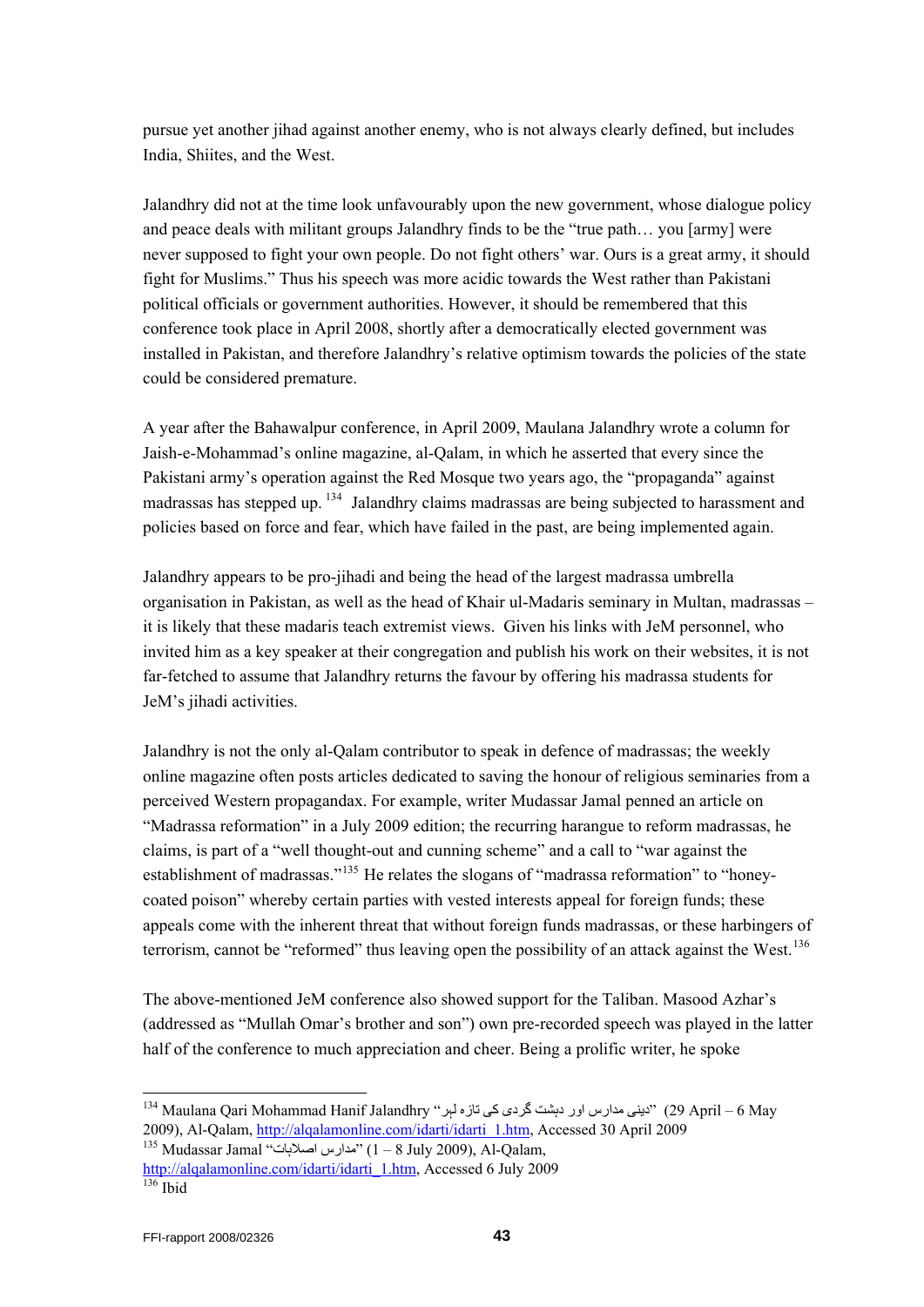pursue yet another jihad against another enemy, who is not always clearly defined, but includes India, Shiites, and the West.

Jalandhry did not at the time look unfavourably upon the new government, whose dialogue policy and peace deals with militant groups Jalandhry finds to be the "true path… you [army] were never supposed to fight your own people. Do not fight others' war. Ours is a great army, it should fight for Muslims." Thus his speech was more acidic towards the West rather than Pakistani political officials or government authorities. However, it should be remembered that this conference took place in April 2008, shortly after a democratically elected government was installed in Pakistan, and therefore Jalandhry's relative optimism towards the policies of the state could be considered premature.

A year after the Bahawalpur conference, in April 2009, Maulana Jalandhry wrote a column for Jaish-e-Mohammad's online magazine, al-Qalam, in which he asserted that every since the Pakistani army's operation against the Red Mosque two years ago, the "propaganda" against madrassas has stepped up.[134] Jalandhry claims madrassas are being subjected to harassment and policies based on force and fear, which have failed in the past, are being implemented again.

Jalandhry appears to be pro-jihadi and being the head of the largest madrassa umbrella organisation in Pakistan, as well as the head of Khair ul-Madaris seminary in Multan, madrassas – it is likely that these madaris teach extremist views. Given his links with JeM personnel, who invited him as a key speaker at their congregation and publish his work on their websites, it is not far-fetched to assume that Jalandhry returns the favour by offering his madrassa students for JeM's jihadi activities.

Jalandhry is not the only al-Qalam contributor to speak in defence of madrassas; the weekly online magazine often posts articles dedicated to saving the honour of religious seminaries from a perceived Western propagandax. For example, writer Mudassar Jamal penned an article on "Madrassa reformation" in a July 2009 edition; the recurring harangue to reform madrassas, he claims, is part of a "well thought-out and cunning scheme" and a call to "war against the establishment of madrassas."[135] He relates the slogans of "madrassa reformation" to "honey-coated poison" whereby certain parties with vested interests appeal for foreign funds; these appeals come with the inherent threat that without foreign funds madrassas, or these harbingers of terrorism, cannot be "reformed" thus leaving open the possibility of an attack against the West.[136]

The above-mentioned JeM conference also showed support for the Taliban. Masood Azhar's (addressed as "Mullah Omar's brother and son") own pre-recorded speech was played in the latter half of the conference to much appreciation and cheer. Being a prolific writer, he spoke

---

[134] Maulana Qari Mohammad Hanif Jalandhry "دینی مدارس اور دہشت گردی کی تازہ لہر" (29 April – 6 May 2009), Al-Qalam, http://alqalamonline.com/idarti/idarti_1.htm, Accessed 30 April 2009

[135] Mudassar Jamal "مدارس اصلاہات" (1 – 8 July 2009), Al-Qalam, http://alqalamonline.com/idarti/idarti_1.htm, Accessed 6 July 2009

[136] Ibid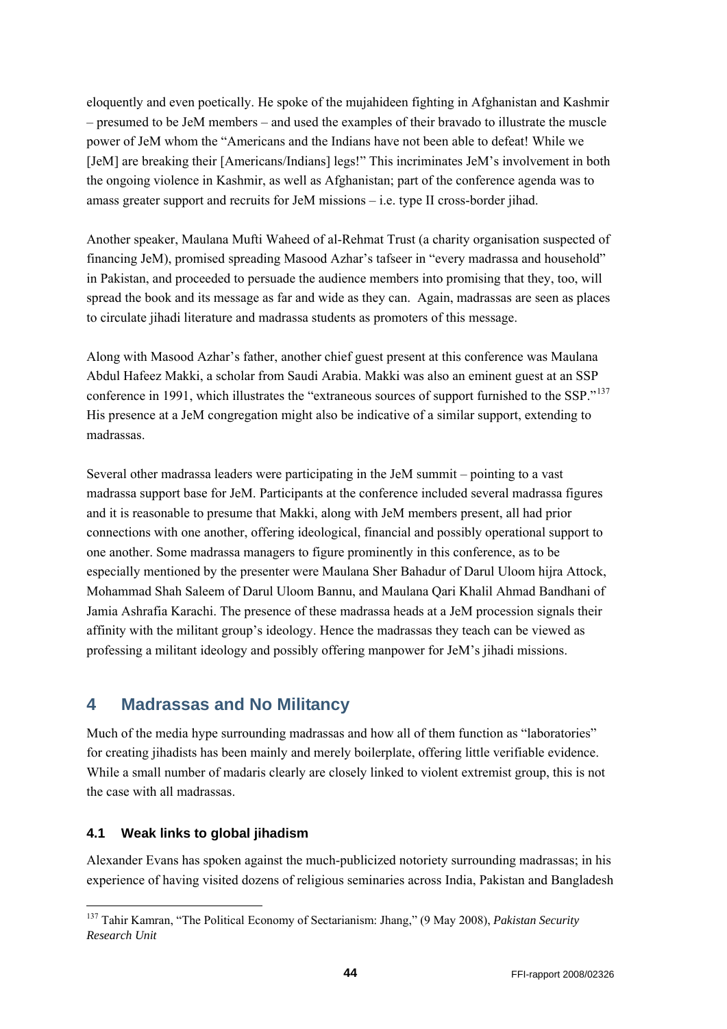eloquently and even poetically. He spoke of the mujahideen fighting in Afghanistan and Kashmir – presumed to be JeM members – and used the examples of their bravado to illustrate the muscle power of JeM whom the "Americans and the Indians have not been able to defeat! While we [JeM] are breaking their [Americans/Indians] legs!" This incriminates JeM's involvement in both the ongoing violence in Kashmir, as well as Afghanistan; part of the conference agenda was to amass greater support and recruits for JeM missions – i.e. type II cross-border jihad.

Another speaker, Maulana Mufti Waheed of al-Rehmat Trust (a charity organisation suspected of financing JeM), promised spreading Masood Azhar's tafseer in "every madrassa and household" in Pakistan, and proceeded to persuade the audience members into promising that they, too, will spread the book and its message as far and wide as they can. Again, madrassas are seen as places to circulate jihadi literature and madrassa students as promoters of this message.

Along with Masood Azhar's father, another chief guest present at this conference was Maulana Abdul Hafeez Makki, a scholar from Saudi Arabia. Makki was also an eminent guest at an SSP conference in 1991, which illustrates the "extraneous sources of support furnished to the SSP."[137] His presence at a JeM congregation might also be indicative of a similar support, extending to madrassas.

Several other madrassa leaders were participating in the JeM summit – pointing to a vast madrassa support base for JeM. Participants at the conference included several madrassa figures and it is reasonable to presume that Makki, along with JeM members present, all had prior connections with one another, offering ideological, financial and possibly operational support to one another. Some madrassa managers to figure prominently in this conference, as to be especially mentioned by the presenter were Maulana Sher Bahadur of Darul Uloom hijra Attock, Mohammad Shah Saleem of Darul Uloom Bannu, and Maulana Qari Khalil Ahmad Bandhani of Jamia Ashrafia Karachi. The presence of these madrassa heads at a JeM procession signals their affinity with the militant group's ideology. Hence the madrassas they teach can be viewed as professing a militant ideology and possibly offering manpower for JeM's jihadi missions.

## 4 Madrassas and No Militancy

Much of the media hype surrounding madrassas and how all of them function as "laboratories" for creating jihadists has been mainly and merely boilerplate, offering little verifiable evidence. While a small number of madaris clearly are closely linked to violent extremist group, this is not the case with all madrassas.

### 4.1 Weak links to global jihadism

Alexander Evans has spoken against the much-publicized notoriety surrounding madrassas; in his experience of having visited dozens of religious seminaries across India, Pakistan and Bangladesh

---

[137] Tahir Kamran, "The Political Economy of Sectarianism: Jhang," (9 May 2008), *Pakistan Security Research Unit*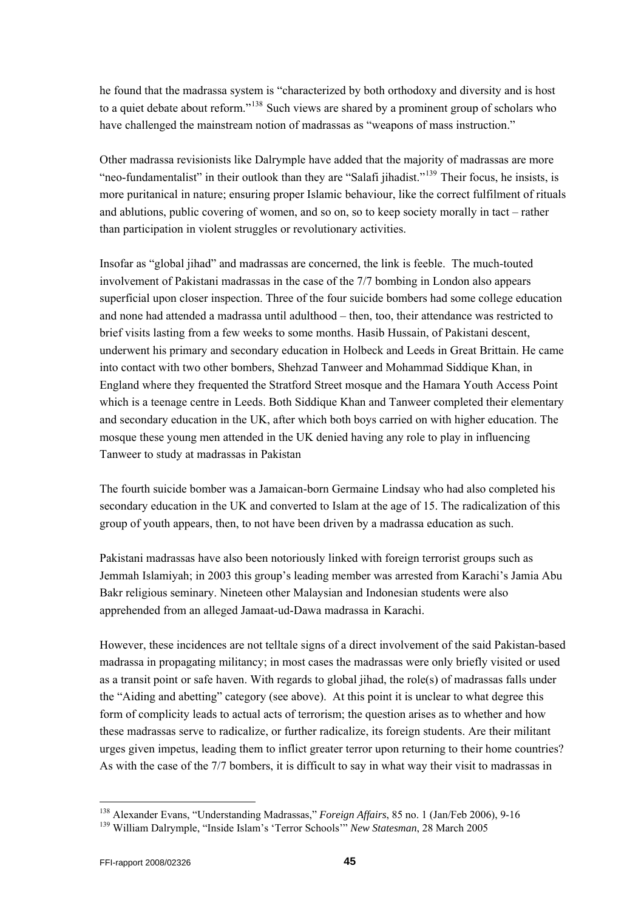he found that the madrassa system is "characterized by both orthodoxy and diversity and is host to a quiet debate about reform."[138] Such views are shared by a prominent group of scholars who have challenged the mainstream notion of madrassas as "weapons of mass instruction."

Other madrassa revisionists like Dalrymple have added that the majority of madrassas are more "neo-fundamentalist" in their outlook than they are "Salafi jihadist."[139] Their focus, he insists, is more puritanical in nature; ensuring proper Islamic behaviour, like the correct fulfilment of rituals and ablutions, public covering of women, and so on, so to keep society morally in tact – rather than participation in violent struggles or revolutionary activities.

Insofar as "global jihad" and madrassas are concerned, the link is feeble. The much-touted involvement of Pakistani madrassas in the case of the 7/7 bombing in London also appears superficial upon closer inspection. Three of the four suicide bombers had some college education and none had attended a madrassa until adulthood – then, too, their attendance was restricted to brief visits lasting from a few weeks to some months. Hasib Hussain, of Pakistani descent, underwent his primary and secondary education in Holbeck and Leeds in Great Brittain. He came into contact with two other bombers, Shehzad Tanweer and Mohammad Siddique Khan, in England where they frequented the Stratford Street mosque and the Hamara Youth Access Point which is a teenage centre in Leeds. Both Siddique Khan and Tanweer completed their elementary and secondary education in the UK, after which both boys carried on with higher education. The mosque these young men attended in the UK denied having any role to play in influencing Tanweer to study at madrassas in Pakistan

The fourth suicide bomber was a Jamaican-born Germaine Lindsay who had also completed his secondary education in the UK and converted to Islam at the age of 15. The radicalization of this group of youth appears, then, to not have been driven by a madrassa education as such.

Pakistani madrassas have also been notoriously linked with foreign terrorist groups such as Jemmah Islamiyah; in 2003 this group's leading member was arrested from Karachi's Jamia Abu Bakr religious seminary. Nineteen other Malaysian and Indonesian students were also apprehended from an alleged Jamaat-ud-Dawa madrassa in Karachi.

However, these incidences are not telltale signs of a direct involvement of the said Pakistan-based madrassa in propagating militancy; in most cases the madrassas were only briefly visited or used as a transit point or safe haven. With regards to global jihad, the role(s) of madrassas falls under the "Aiding and abetting" category (see above). At this point it is unclear to what degree this form of complicity leads to actual acts of terrorism; the question arises as to whether and how these madrassas serve to radicalize, or further radicalize, its foreign students. Are their militant urges given impetus, leading them to inflict greater terror upon returning to their home countries? As with the case of the 7/7 bombers, it is difficult to say in what way their visit to madrassas in

---

[138] Alexander Evans, "Understanding Madrassas," *Foreign Affairs*, 85 no. 1 (Jan/Feb 2006), 9-16

[139] William Dalrymple, "Inside Islam's 'Terror Schools'" *New Statesman*, 28 March 2005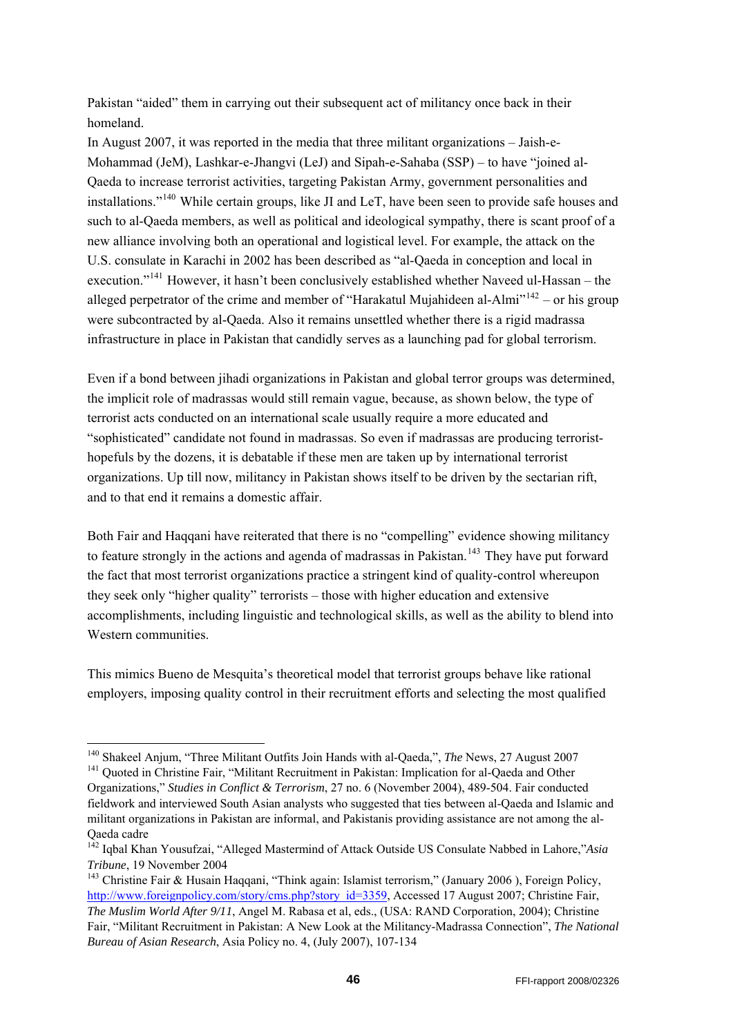Pakistan "aided" them in carrying out their subsequent act of militancy once back in their homeland.

In August 2007, it was reported in the media that three militant organizations – Jaish-e-Mohammad (JeM), Lashkar-e-Jhangvi (LeJ) and Sipah-e-Sahaba (SSP) – to have "joined al-Qaeda to increase terrorist activities, targeting Pakistan Army, government personalities and installations."[140] While certain groups, like JI and LeT, have been seen to provide safe houses and such to al-Qaeda members, as well as political and ideological sympathy, there is scant proof of a new alliance involving both an operational and logistical level. For example, the attack on the U.S. consulate in Karachi in 2002 has been described as "al-Qaeda in conception and local in execution."[141] However, it hasn't been conclusively established whether Naveed ul-Hassan – the alleged perpetrator of the crime and member of "Harakatul Mujahideen al-Almi"[142] – or his group were subcontracted by al-Qaeda. Also it remains unsettled whether there is a rigid madrassa infrastructure in place in Pakistan that candidly serves as a launching pad for global terrorism.

Even if a bond between jihadi organizations in Pakistan and global terror groups was determined, the implicit role of madrassas would still remain vague, because, as shown below, the type of terrorist acts conducted on an international scale usually require a more educated and "sophisticated" candidate not found in madrassas. So even if madrassas are producing terrorist-hopefuls by the dozens, it is debatable if these men are taken up by international terrorist organizations. Up till now, militancy in Pakistan shows itself to be driven by the sectarian rift, and to that end it remains a domestic affair.

Both Fair and Haqqani have reiterated that there is no "compelling" evidence showing militancy to feature strongly in the actions and agenda of madrassas in Pakistan.[143] They have put forward the fact that most terrorist organizations practice a stringent kind of quality-control whereupon they seek only "higher quality" terrorists – those with higher education and extensive accomplishments, including linguistic and technological skills, as well as the ability to blend into Western communities.

This mimics Bueno de Mesquita's theoretical model that terrorist groups behave like rational employers, imposing quality control in their recruitment efforts and selecting the most qualified

---

[140] Shakeel Anjum, "Three Militant Outfits Join Hands with al-Qaeda,", *The* News, 27 August 2007

[141] Quoted in Christine Fair, "Militant Recruitment in Pakistan: Implication for al-Qaeda and Other Organizations," *Studies in Conflict & Terrorism*, 27 no. 6 (November 2004), 489-504. Fair conducted fieldwork and interviewed South Asian analysts who suggested that ties between al-Qaeda and Islamic and militant organizations in Pakistan are informal, and Pakistanis providing assistance are not among the al-Qaeda cadre

[142] Iqbal Khan Yousufzai, "Alleged Mastermind of Attack Outside US Consulate Nabbed in Lahore,"*Asia Tribune*, 19 November 2004

[143] Christine Fair & Husain Haqqani, "Think again: Islamist terrorism," (January 2006 ), Foreign Policy, http://www.foreignpolicy.com/story/cms.php?story_id=3359, Accessed 17 August 2007; Christine Fair, *The Muslim World After 9/11*, Angel M. Rabasa et al, eds., (USA: RAND Corporation, 2004); Christine Fair, "Militant Recruitment in Pakistan: A New Look at the Militancy-Madrassa Connection", *The National Bureau of Asian Research*, Asia Policy no. 4, (July 2007), 107-134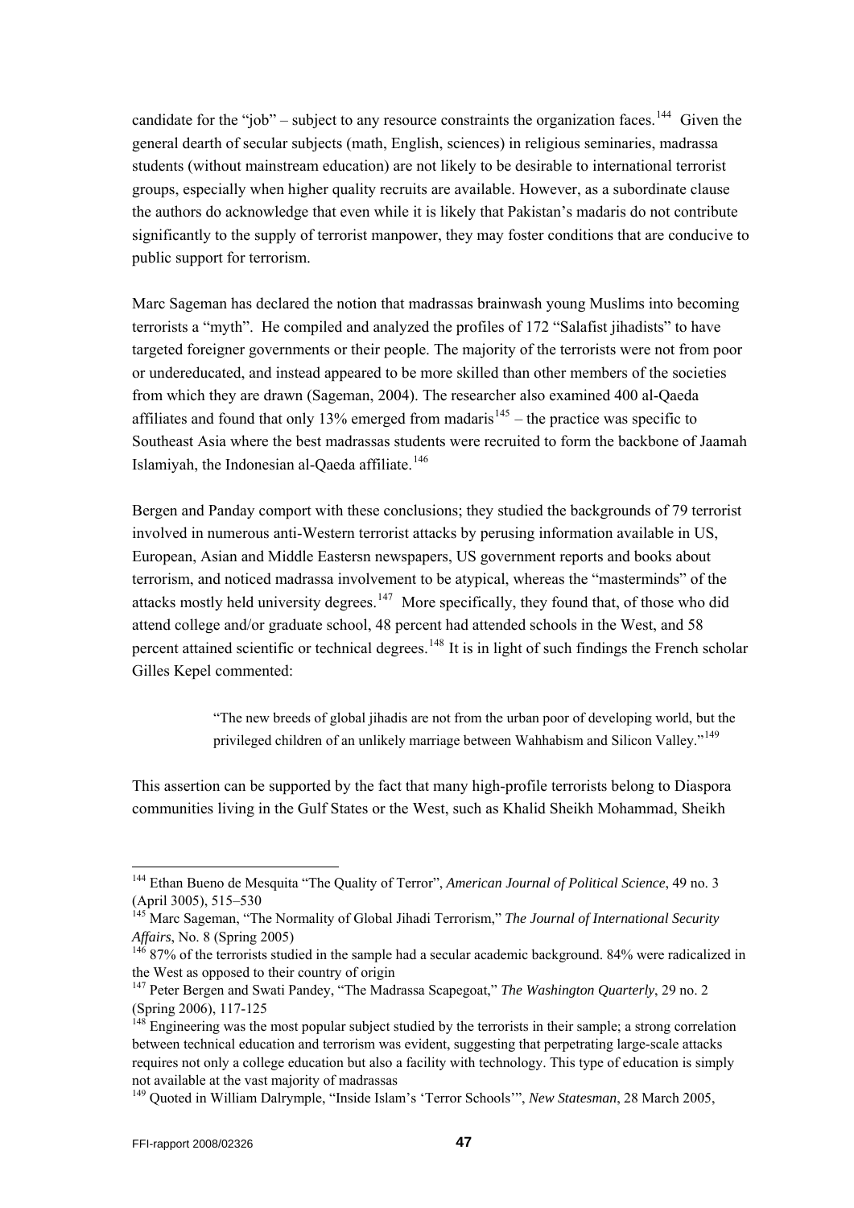candidate for the "job" – subject to any resource constraints the organization faces.[144] Given the general dearth of secular subjects (math, English, sciences) in religious seminaries, madrassa students (without mainstream education) are not likely to be desirable to international terrorist groups, especially when higher quality recruits are available. However, as a subordinate clause the authors do acknowledge that even while it is likely that Pakistan's madaris do not contribute significantly to the supply of terrorist manpower, they may foster conditions that are conducive to public support for terrorism.

Marc Sageman has declared the notion that madrassas brainwash young Muslims into becoming terrorists a "myth". He compiled and analyzed the profiles of 172 "Salafist jihadists" to have targeted foreigner governments or their people. The majority of the terrorists were not from poor or undereducated, and instead appeared to be more skilled than other members of the societies from which they are drawn (Sageman, 2004). The researcher also examined 400 al-Qaeda affiliates and found that only 13% emerged from madaris[145] – the practice was specific to Southeast Asia where the best madrassas students were recruited to form the backbone of Jaamah Islamiyah, the Indonesian al-Qaeda affiliate.[146]

Bergen and Panday comport with these conclusions; they studied the backgrounds of 79 terrorist involved in numerous anti-Western terrorist attacks by perusing information available in US, European, Asian and Middle Eastersn newspapers, US government reports and books about terrorism, and noticed madrassa involvement to be atypical, whereas the "masterminds" of the attacks mostly held university degrees.[147] More specifically, they found that, of those who did attend college and/or graduate school, 48 percent had attended schools in the West, and 58 percent attained scientific or technical degrees.[148] It is in light of such findings the French scholar Gilles Kepel commented:

> "The new breeds of global jihadis are not from the urban poor of developing world, but the privileged children of an unlikely marriage between Wahhabism and Silicon Valley."[149]

This assertion can be supported by the fact that many high-profile terrorists belong to Diaspora communities living in the Gulf States or the West, such as Khalid Sheikh Mohammad, Sheikh

---

[144] Ethan Bueno de Mesquita "The Quality of Terror", *American Journal of Political Science*, 49 no. 3 (April 3005), 515–530

[145] Marc Sageman, "The Normality of Global Jihadi Terrorism," *The Journal of International Security Affairs*, No. 8 (Spring 2005)

[146] 87% of the terrorists studied in the sample had a secular academic background. 84% were radicalized in the West as opposed to their country of origin

[147] Peter Bergen and Swati Pandey, "The Madrassa Scapegoat," *The Washington Quarterly*, 29 no. 2 (Spring 2006), 117-125

[148] Engineering was the most popular subject studied by the terrorists in their sample; a strong correlation between technical education and terrorism was evident, suggesting that perpetrating large-scale attacks requires not only a college education but also a facility with technology. This type of education is simply not available at the vast majority of madrassas

[149] Quoted in William Dalrymple, "Inside Islam's 'Terror Schools'", *New Statesman*, 28 March 2005,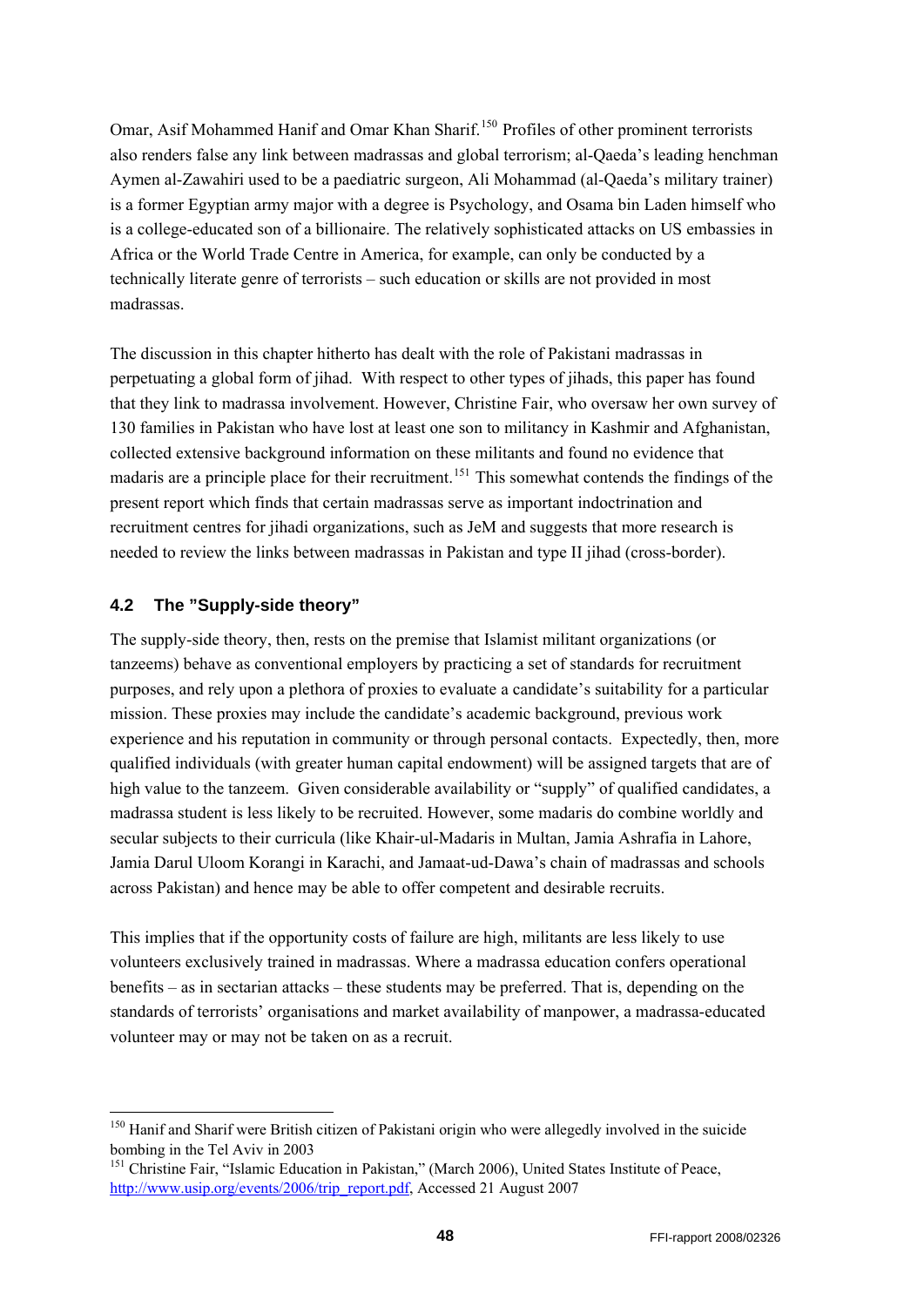Omar, Asif Mohammed Hanif and Omar Khan Sharif.[150] Profiles of other prominent terrorists also renders false any link between madrassas and global terrorism; al-Qaeda's leading henchman Aymen al-Zawahiri used to be a paediatric surgeon, Ali Mohammad (al-Qaeda's military trainer) is a former Egyptian army major with a degree is Psychology, and Osama bin Laden himself who is a college-educated son of a billionaire. The relatively sophisticated attacks on US embassies in Africa or the World Trade Centre in America, for example, can only be conducted by a technically literate genre of terrorists – such education or skills are not provided in most madrassas.

The discussion in this chapter hitherto has dealt with the role of Pakistani madrassas in perpetuating a global form of jihad. With respect to other types of jihads, this paper has found that they link to madrassa involvement. However, Christine Fair, who oversaw her own survey of 130 families in Pakistan who have lost at least one son to militancy in Kashmir and Afghanistan, collected extensive background information on these militants and found no evidence that madaris are a principle place for their recruitment.[151] This somewhat contends the findings of the present report which finds that certain madrassas serve as important indoctrination and recruitment centres for jihadi organizations, such as JeM and suggests that more research is needed to review the links between madrassas in Pakistan and type II jihad (cross-border).

## 4.2 The "Supply-side theory"

The supply-side theory, then, rests on the premise that Islamist militant organizations (or tanzeems) behave as conventional employers by practicing a set of standards for recruitment purposes, and rely upon a plethora of proxies to evaluate a candidate's suitability for a particular mission. These proxies may include the candidate's academic background, previous work experience and his reputation in community or through personal contacts. Expectedly, then, more qualified individuals (with greater human capital endowment) will be assigned targets that are of high value to the tanzeem. Given considerable availability or "supply" of qualified candidates, a madrassa student is less likely to be recruited. However, some madaris do combine worldly and secular subjects to their curricula (like Khair-ul-Madaris in Multan, Jamia Ashrafia in Lahore, Jamia Darul Uloom Korangi in Karachi, and Jamaat-ud-Dawa's chain of madrassas and schools across Pakistan) and hence may be able to offer competent and desirable recruits.

This implies that if the opportunity costs of failure are high, militants are less likely to use volunteers exclusively trained in madrassas. Where a madrassa education confers operational benefits – as in sectarian attacks – these students may be preferred. That is, depending on the standards of terrorists' organisations and market availability of manpower, a madrassa-educated volunteer may or may not be taken on as a recruit.

---

[150] Hanif and Sharif were British citizen of Pakistani origin who were allegedly involved in the suicide bombing in the Tel Aviv in 2003

[151] Christine Fair, "Islamic Education in Pakistan," (March 2006), United States Institute of Peace, http://www.usip.org/events/2006/trip_report.pdf, Accessed 21 August 2007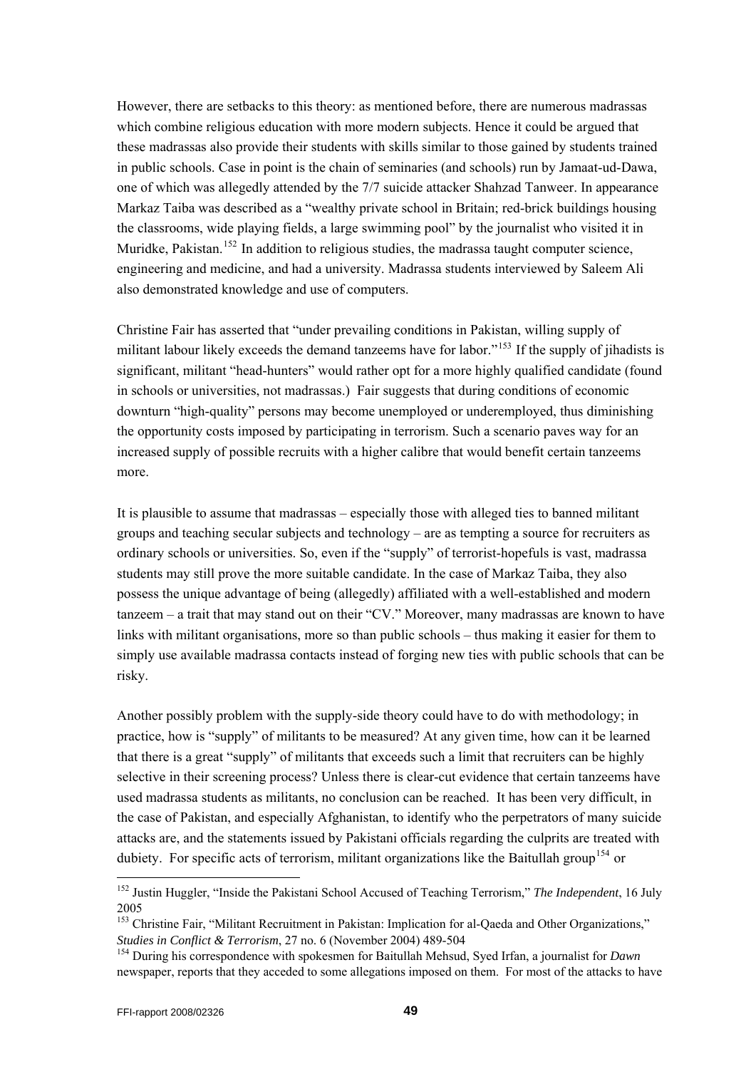However, there are setbacks to this theory: as mentioned before, there are numerous madrassas which combine religious education with more modern subjects. Hence it could be argued that these madrassas also provide their students with skills similar to those gained by students trained in public schools. Case in point is the chain of seminaries (and schools) run by Jamaat-ud-Dawa, one of which was allegedly attended by the 7/7 suicide attacker Shahzad Tanweer. In appearance Markaz Taiba was described as a "wealthy private school in Britain; red-brick buildings housing the classrooms, wide playing fields, a large swimming pool" by the journalist who visited it in Muridke, Pakistan.[152] In addition to religious studies, the madrassa taught computer science, engineering and medicine, and had a university. Madrassa students interviewed by Saleem Ali also demonstrated knowledge and use of computers.

Christine Fair has asserted that "under prevailing conditions in Pakistan, willing supply of militant labour likely exceeds the demand tanzeems have for labor."[153] If the supply of jihadists is significant, militant "head-hunters" would rather opt for a more highly qualified candidate (found in schools or universities, not madrassas.) Fair suggests that during conditions of economic downturn "high-quality" persons may become unemployed or underemployed, thus diminishing the opportunity costs imposed by participating in terrorism. Such a scenario paves way for an increased supply of possible recruits with a higher calibre that would benefit certain tanzeems more.

It is plausible to assume that madrassas – especially those with alleged ties to banned militant groups and teaching secular subjects and technology – are as tempting a source for recruiters as ordinary schools or universities. So, even if the "supply" of terrorist-hopefuls is vast, madrassa students may still prove the more suitable candidate. In the case of Markaz Taiba, they also possess the unique advantage of being (allegedly) affiliated with a well-established and modern tanzeem – a trait that may stand out on their "CV." Moreover, many madrassas are known to have links with militant organisations, more so than public schools – thus making it easier for them to simply use available madrassa contacts instead of forging new ties with public schools that can be risky.

Another possibly problem with the supply-side theory could have to do with methodology; in practice, how is "supply" of militants to be measured? At any given time, how can it be learned that there is a great "supply" of militants that exceeds such a limit that recruiters can be highly selective in their screening process? Unless there is clear-cut evidence that certain tanzeems have used madrassa students as militants, no conclusion can be reached. It has been very difficult, in the case of Pakistan, and especially Afghanistan, to identify who the perpetrators of many suicide attacks are, and the statements issued by Pakistani officials regarding the culprits are treated with dubiety. For specific acts of terrorism, militant organizations like the Baitullah group[154] or

---

[152] Justin Huggler, "Inside the Pakistani School Accused of Teaching Terrorism," *The Independent*, 16 July 2005

[153] Christine Fair, "Militant Recruitment in Pakistan: Implication for al-Qaeda and Other Organizations," *Studies in Conflict & Terrorism*, 27 no. 6 (November 2004) 489-504

[154] During his correspondence with spokesmen for Baitullah Mehsud, Syed Irfan, a journalist for *Dawn* newspaper, reports that they acceded to some allegations imposed on them. For most of the attacks to have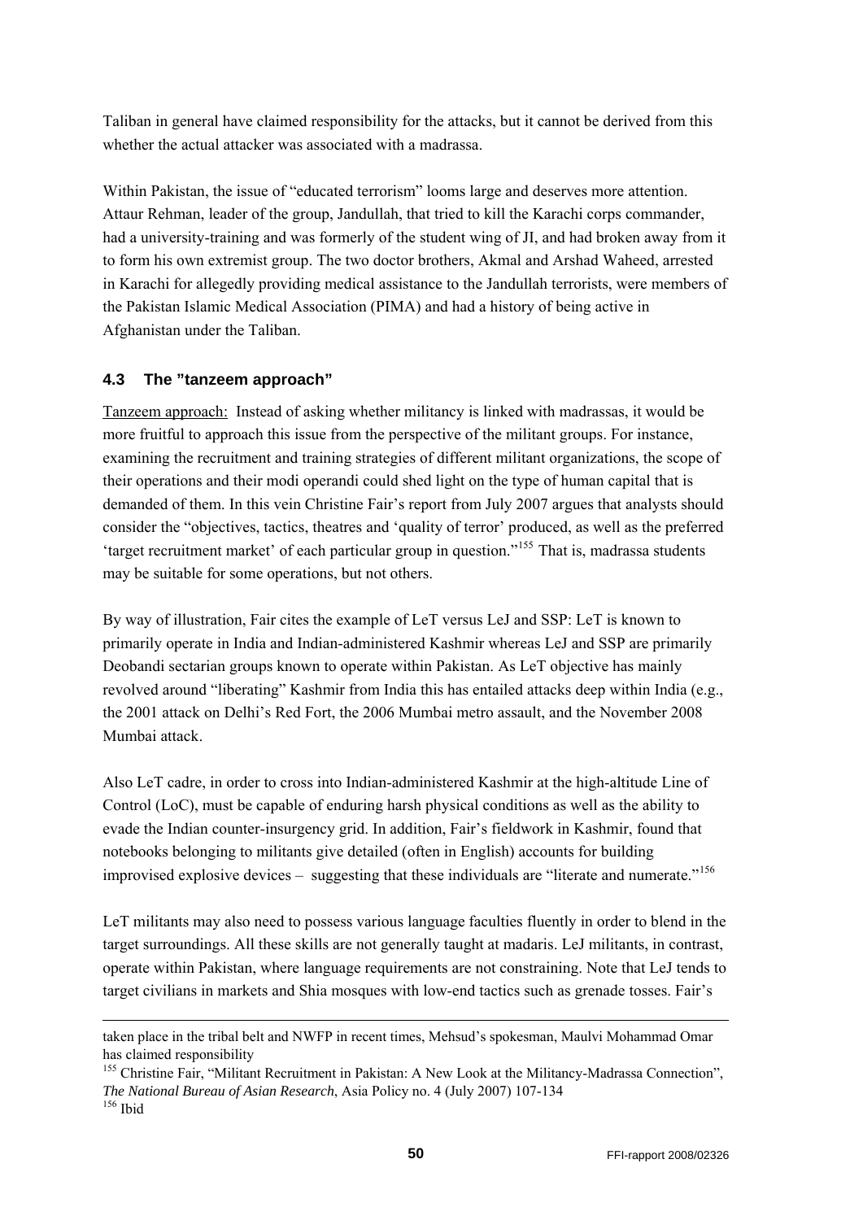Taliban in general have claimed responsibility for the attacks, but it cannot be derived from this whether the actual attacker was associated with a madrassa.

Within Pakistan, the issue of "educated terrorism" looms large and deserves more attention. Attaur Rehman, leader of the group, Jandullah, that tried to kill the Karachi corps commander, had a university-training and was formerly of the student wing of JI, and had broken away from it to form his own extremist group. The two doctor brothers, Akmal and Arshad Waheed, arrested in Karachi for allegedly providing medical assistance to the Jandullah terrorists, were members of the Pakistan Islamic Medical Association (PIMA) and had a history of being active in Afghanistan under the Taliban.

### 4.3 The "tanzeem approach"

Tanzeem approach: Instead of asking whether militancy is linked with madrassas, it would be more fruitful to approach this issue from the perspective of the militant groups. For instance, examining the recruitment and training strategies of different militant organizations, the scope of their operations and their modi operandi could shed light on the type of human capital that is demanded of them. In this vein Christine Fair's report from July 2007 argues that analysts should consider the "objectives, tactics, theatres and 'quality of terror' produced, as well as the preferred 'target recruitment market' of each particular group in question."[155] That is, madrassa students may be suitable for some operations, but not others.

By way of illustration, Fair cites the example of LeT versus LeJ and SSP: LeT is known to primarily operate in India and Indian-administered Kashmir whereas LeJ and SSP are primarily Deobandi sectarian groups known to operate within Pakistan. As LeT objective has mainly revolved around "liberating" Kashmir from India this has entailed attacks deep within India (e.g., the 2001 attack on Delhi's Red Fort, the 2006 Mumbai metro assault, and the November 2008 Mumbai attack.

Also LeT cadre, in order to cross into Indian-administered Kashmir at the high-altitude Line of Control (LoC), must be capable of enduring harsh physical conditions as well as the ability to evade the Indian counter-insurgency grid. In addition, Fair's fieldwork in Kashmir, found that notebooks belonging to militants give detailed (often in English) accounts for building improvised explosive devices – suggesting that these individuals are "literate and numerate."[156]

LeT militants may also need to possess various language faculties fluently in order to blend in the target surroundings. All these skills are not generally taught at madaris. LeJ militants, in contrast, operate within Pakistan, where language requirements are not constraining. Note that LeJ tends to target civilians in markets and Shia mosques with low-end tactics such as grenade tosses. Fair's

---

taken place in the tribal belt and NWFP in recent times, Mehsud's spokesman, Maulvi Mohammad Omar has claimed responsibility

[155] Christine Fair, "Militant Recruitment in Pakistan: A New Look at the Militancy-Madrassa Connection", *The National Bureau of Asian Research*, Asia Policy no. 4 (July 2007) 107-134

[156] Ibid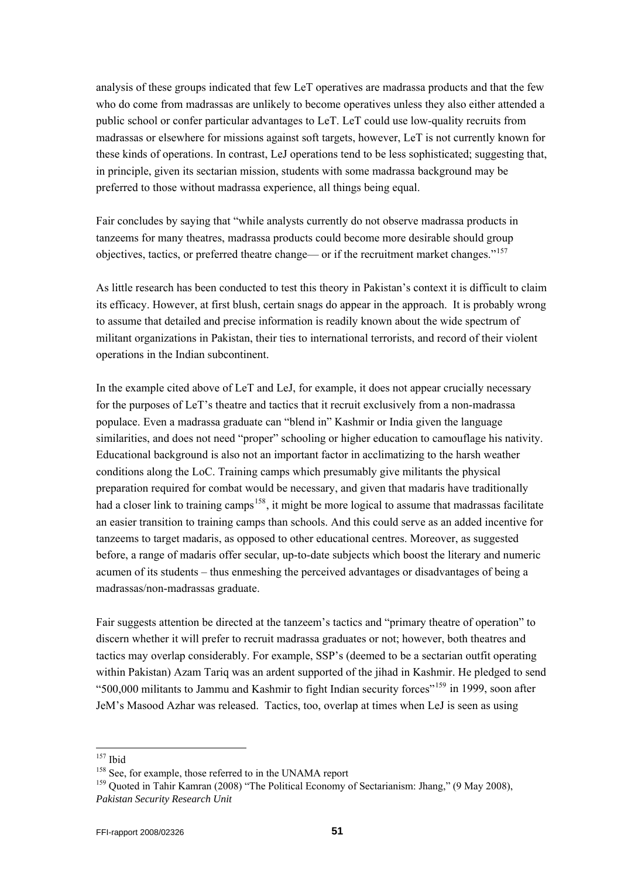analysis of these groups indicated that few LeT operatives are madrassa products and that the few who do come from madrassas are unlikely to become operatives unless they also either attended a public school or confer particular advantages to LeT. LeT could use low-quality recruits from madrassas or elsewhere for missions against soft targets, however, LeT is not currently known for these kinds of operations. In contrast, LeJ operations tend to be less sophisticated; suggesting that, in principle, given its sectarian mission, students with some madrassa background may be preferred to those without madrassa experience, all things being equal.

Fair concludes by saying that "while analysts currently do not observe madrassa products in tanzeems for many theatres, madrassa products could become more desirable should group objectives, tactics, or preferred theatre change— or if the recruitment market changes."[157]

As little research has been conducted to test this theory in Pakistan's context it is difficult to claim its efficacy. However, at first blush, certain snags do appear in the approach. It is probably wrong to assume that detailed and precise information is readily known about the wide spectrum of militant organizations in Pakistan, their ties to international terrorists, and record of their violent operations in the Indian subcontinent.

In the example cited above of LeT and LeJ, for example, it does not appear crucially necessary for the purposes of LeT's theatre and tactics that it recruit exclusively from a non-madrassa populace. Even a madrassa graduate can "blend in" Kashmir or India given the language similarities, and does not need "proper" schooling or higher education to camouflage his nativity. Educational background is also not an important factor in acclimatizing to the harsh weather conditions along the LoC. Training camps which presumably give militants the physical preparation required for combat would be necessary, and given that madaris have traditionally had a closer link to training camps[158], it might be more logical to assume that madrassas facilitate an easier transition to training camps than schools. And this could serve as an added incentive for tanzeems to target madaris, as opposed to other educational centres. Moreover, as suggested before, a range of madaris offer secular, up-to-date subjects which boost the literary and numeric acumen of its students – thus enmeshing the perceived advantages or disadvantages of being a madrassas/non-madrassas graduate.

Fair suggests attention be directed at the tanzeem's tactics and "primary theatre of operation" to discern whether it will prefer to recruit madrassa graduates or not; however, both theatres and tactics may overlap considerably. For example, SSP's (deemed to be a sectarian outfit operating within Pakistan) Azam Tariq was an ardent supported of the jihad in Kashmir. He pledged to send "500,000 militants to Jammu and Kashmir to fight Indian security forces"[159] in 1999, soon after JeM's Masood Azhar was released. Tactics, too, overlap at times when LeJ is seen as using

---

[157] Ibid

[158] See, for example, those referred to in the UNAMA report

[159] Quoted in Tahir Kamran (2008) "The Political Economy of Sectarianism: Jhang," (9 May 2008), *Pakistan Security Research Unit*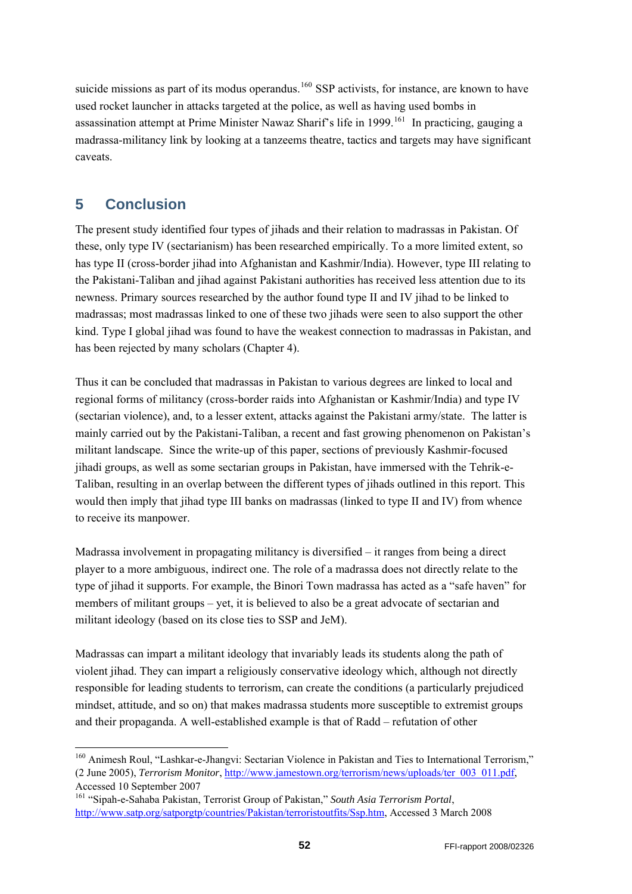suicide missions as part of its modus operandus.[160] SSP activists, for instance, are known to have used rocket launcher in attacks targeted at the police, as well as having used bombs in assassination attempt at Prime Minister Nawaz Sharif's life in 1999.[161] In practicing, gauging a madrassa-militancy link by looking at a tanzeems theatre, tactics and targets may have significant caveats.

## 5 Conclusion

The present study identified four types of jihads and their relation to madrassas in Pakistan. Of these, only type IV (sectarianism) has been researched empirically. To a more limited extent, so has type II (cross-border jihad into Afghanistan and Kashmir/India). However, type III relating to the Pakistani-Taliban and jihad against Pakistani authorities has received less attention due to its newness. Primary sources researched by the author found type II and IV jihad to be linked to madrassas; most madrassas linked to one of these two jihads were seen to also support the other kind. Type I global jihad was found to have the weakest connection to madrassas in Pakistan, and has been rejected by many scholars (Chapter 4).

Thus it can be concluded that madrassas in Pakistan to various degrees are linked to local and regional forms of militancy (cross-border raids into Afghanistan or Kashmir/India) and type IV (sectarian violence), and, to a lesser extent, attacks against the Pakistani army/state. The latter is mainly carried out by the Pakistani-Taliban, a recent and fast growing phenomenon on Pakistan's militant landscape. Since the write-up of this paper, sections of previously Kashmir-focused jihadi groups, as well as some sectarian groups in Pakistan, have immersed with the Tehrik-e-Taliban, resulting in an overlap between the different types of jihads outlined in this report. This would then imply that jihad type III banks on madrassas (linked to type II and IV) from whence to receive its manpower.

Madrassa involvement in propagating militancy is diversified – it ranges from being a direct player to a more ambiguous, indirect one. The role of a madrassa does not directly relate to the type of jihad it supports. For example, the Binori Town madrassa has acted as a "safe haven" for members of militant groups – yet, it is believed to also be a great advocate of sectarian and militant ideology (based on its close ties to SSP and JeM).

Madrassas can impart a militant ideology that invariably leads its students along the path of violent jihad. They can impart a religiously conservative ideology which, although not directly responsible for leading students to terrorism, can create the conditions (a particularly prejudiced mindset, attitude, and so on) that makes madrassa students more susceptible to extremist groups and their propaganda. A well-established example is that of Radd – refutation of other

---

[160] Animesh Roul, "Lashkar-e-Jhangvi: Sectarian Violence in Pakistan and Ties to International Terrorism," (2 June 2005), *Terrorism Monitor*, http://www.jamestown.org/terrorism/news/uploads/ter_003_011.pdf, Accessed 10 September 2007

[161] "Sipah-e-Sahaba Pakistan, Terrorist Group of Pakistan," *South Asia Terrorism Portal*, http://www.satp.org/satporgtp/countries/Pakistan/terroristoutfits/Ssp.htm, Accessed 3 March 2008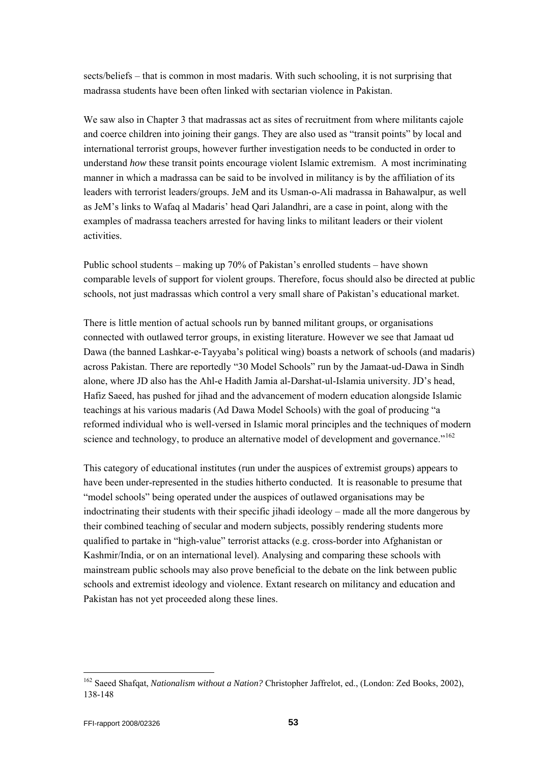sects/beliefs – that is common in most madaris. With such schooling, it is not surprising that madrassa students have been often linked with sectarian violence in Pakistan.

We saw also in Chapter 3 that madrassas act as sites of recruitment from where militants cajole and coerce children into joining their gangs. They are also used as "transit points" by local and international terrorist groups, however further investigation needs to be conducted in order to understand *how* these transit points encourage violent Islamic extremism. A most incriminating manner in which a madrassa can be said to be involved in militancy is by the affiliation of its leaders with terrorist leaders/groups. JeM and its Usman-o-Ali madrassa in Bahawalpur, as well as JeM's links to Wafaq al Madaris' head Qari Jalandhri, are a case in point, along with the examples of madrassa teachers arrested for having links to militant leaders or their violent activities.

Public school students – making up 70% of Pakistan's enrolled students – have shown comparable levels of support for violent groups. Therefore, focus should also be directed at public schools, not just madrassas which control a very small share of Pakistan's educational market.

There is little mention of actual schools run by banned militant groups, or organisations connected with outlawed terror groups, in existing literature. However we see that Jamaat ud Dawa (the banned Lashkar-e-Tayyaba's political wing) boasts a network of schools (and madaris) across Pakistan. There are reportedly "30 Model Schools" run by the Jamaat-ud-Dawa in Sindh alone, where JD also has the Ahl-e Hadith Jamia al-Darshat-ul-Islamia university. JD's head, Hafiz Saeed, has pushed for jihad and the advancement of modern education alongside Islamic teachings at his various madaris (Ad Dawa Model Schools) with the goal of producing "a reformed individual who is well-versed in Islamic moral principles and the techniques of modern science and technology, to produce an alternative model of development and governance."[162]

This category of educational institutes (run under the auspices of extremist groups) appears to have been under-represented in the studies hitherto conducted. It is reasonable to presume that "model schools" being operated under the auspices of outlawed organisations may be indoctrinating their students with their specific jihadi ideology – made all the more dangerous by their combined teaching of secular and modern subjects, possibly rendering students more qualified to partake in "high-value" terrorist attacks (e.g. cross-border into Afghanistan or Kashmir/India, or on an international level). Analysing and comparing these schools with mainstream public schools may also prove beneficial to the debate on the link between public schools and extremist ideology and violence. Extant research on militancy and education and Pakistan has not yet proceeded along these lines.

---

[162] Saeed Shafqat, *Nationalism without a Nation?* Christopher Jaffrelot, ed., (London: Zed Books, 2002), 138-148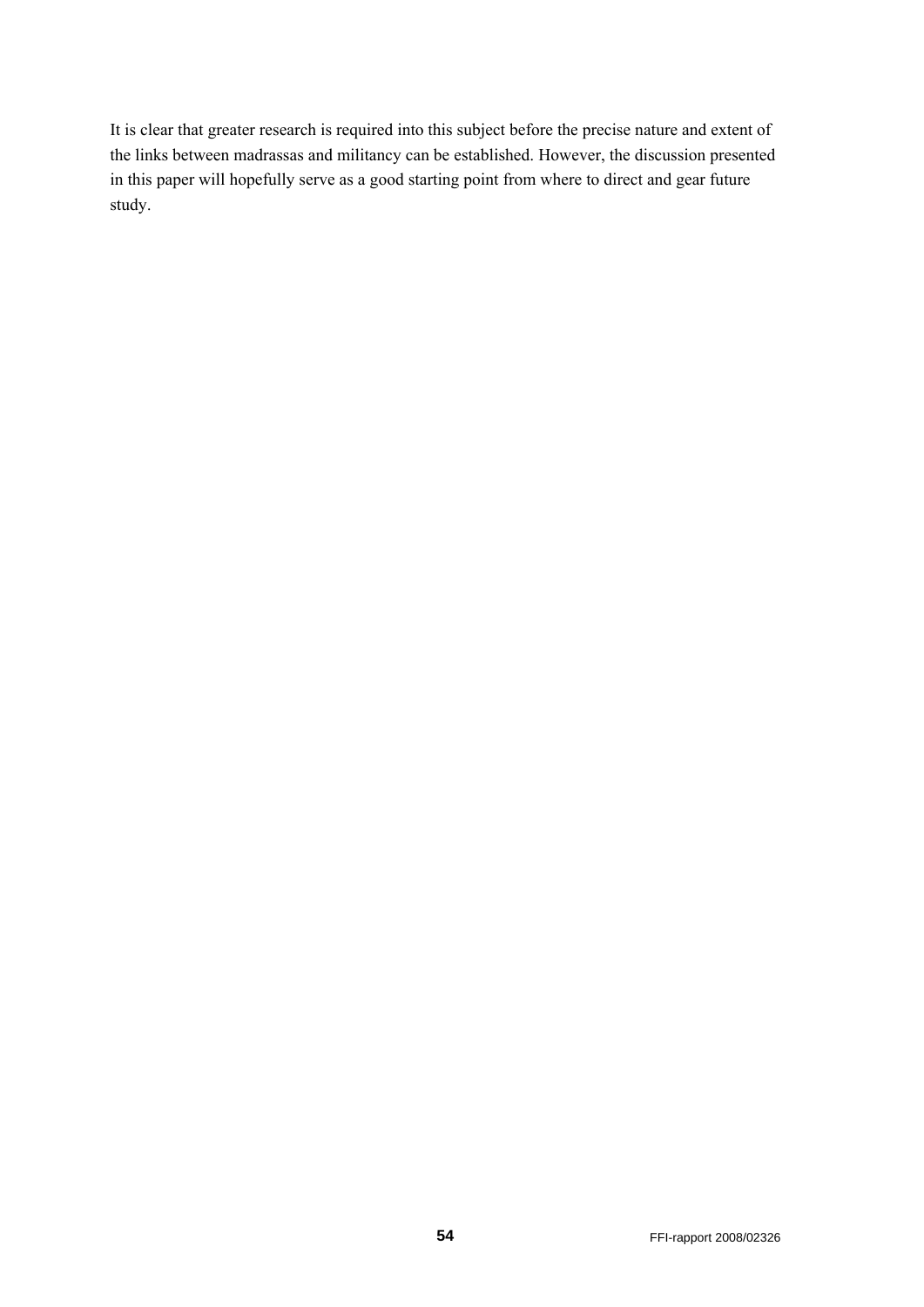It is clear that greater research is required into this subject before the precise nature and extent of the links between madrassas and militancy can be established. However, the discussion presented in this paper will hopefully serve as a good starting point from where to direct and gear future study.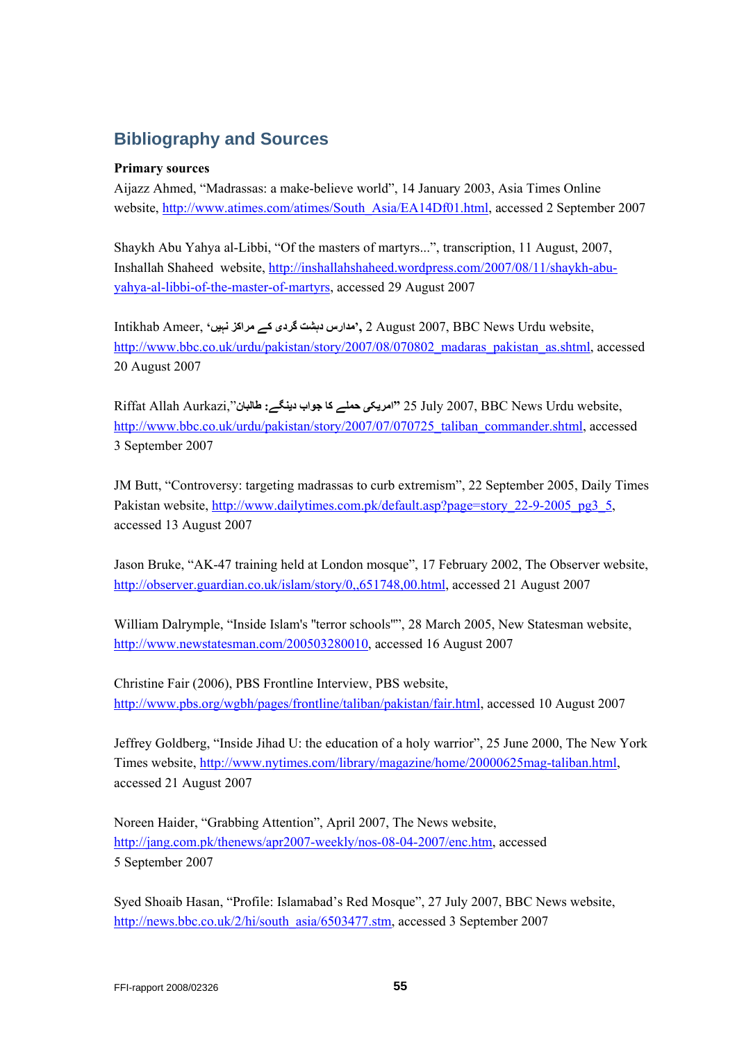## Bibliography and Sources

**Primary sources**

Aijazz Ahmed, “Madrassas: a make-believe world”, 14 January 2003, Asia Times Online website, http://www.atimes.com/atimes/South_Asia/EA14Df01.html, accessed 2 September 2007

Shaykh Abu Yahya al-Libbi, “Of the masters of martyrs...”, transcription, 11 August, 2007, Inshallah Shaheed website, http://inshallahshaheed.wordpress.com/2007/08/11/shaykh-abu-yahya-al-libbi-of-the-master-of-martyrs, accessed 29 August 2007

Intikhab Ameer, ‘مدارس دہشت گردی کے مراکز نہیں’, 2 August 2007, BBC News Urdu website, http://www.bbc.co.uk/urdu/pakistan/story/2007/08/070802_madaras_pakistan_as.shtml, accessed 20 August 2007

Riffat Allah Aurkazi,”امریکی حملے کا جواب دینگے: طالبان” 25 July 2007, BBC News Urdu website, http://www.bbc.co.uk/urdu/pakistan/story/2007/07/070725_taliban_commander.shtml, accessed 3 September 2007

JM Butt, “Controversy: targeting madrassas to curb extremism”, 22 September 2005, Daily Times Pakistan website, http://www.dailytimes.com.pk/default.asp?page=story_22-9-2005_pg3_5, accessed 13 August 2007

Jason Bruke, “AK-47 training held at London mosque”, 17 February 2002, The Observer website, http://observer.guardian.co.uk/islam/story/0,,651748,00.html, accessed 21 August 2007

William Dalrymple, “Inside Islam's "terror schools"”, 28 March 2005, New Statesman website, http://www.newstatesman.com/200503280010, accessed 16 August 2007

Christine Fair (2006), PBS Frontline Interview, PBS website, http://www.pbs.org/wgbh/pages/frontline/taliban/pakistan/fair.html, accessed 10 August 2007

Jeffrey Goldberg, “Inside Jihad U: the education of a holy warrior”, 25 June 2000, The New York Times website, http://www.nytimes.com/library/magazine/home/20000625mag-taliban.html, accessed 21 August 2007

Noreen Haider, “Grabbing Attention”, April 2007, The News website, http://jang.com.pk/thenews/apr2007-weekly/nos-08-04-2007/enc.htm, accessed 5 September 2007

Syed Shoaib Hasan, “Profile: Islamabad’s Red Mosque”, 27 July 2007, BBC News website, http://news.bbc.co.uk/2/hi/south_asia/6503477.stm, accessed 3 September 2007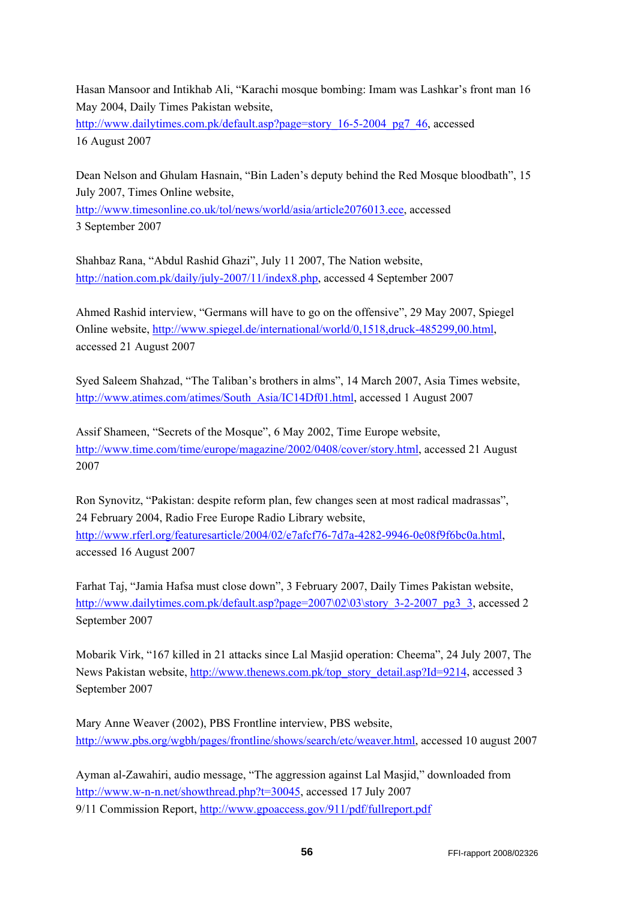Hasan Mansoor and Intikhab Ali, "Karachi mosque bombing: Imam was Lashkar's front man 16 May 2004, Daily Times Pakistan website, http://www.dailytimes.com.pk/default.asp?page=story_16-5-2004_pg7_46, accessed 16 August 2007

Dean Nelson and Ghulam Hasnain, "Bin Laden's deputy behind the Red Mosque bloodbath", 15 July 2007, Times Online website, http://www.timesonline.co.uk/tol/news/world/asia/article2076013.ece, accessed 3 September 2007

Shahbaz Rana, "Abdul Rashid Ghazi", July 11 2007, The Nation website, http://nation.com.pk/daily/july-2007/11/index8.php, accessed 4 September 2007

Ahmed Rashid interview, "Germans will have to go on the offensive", 29 May 2007, Spiegel Online website, http://www.spiegel.de/international/world/0,1518,druck-485299,00.html, accessed 21 August 2007

Syed Saleem Shahzad, "The Taliban's brothers in alms", 14 March 2007, Asia Times website, http://www.atimes.com/atimes/South_Asia/IC14Df01.html, accessed 1 August 2007

Assif Shameen, "Secrets of the Mosque", 6 May 2002, Time Europe website, http://www.time.com/time/europe/magazine/2002/0408/cover/story.html, accessed 21 August 2007

Ron Synovitz, "Pakistan: despite reform plan, few changes seen at most radical madrassas", 24 February 2004, Radio Free Europe Radio Library website, http://www.rferl.org/featuresarticle/2004/02/e7afcf76-7d7a-4282-9946-0e08f9f6bc0a.html, accessed 16 August 2007

Farhat Taj, "Jamia Hafsa must close down", 3 February 2007, Daily Times Pakistan website, http://www.dailytimes.com.pk/default.asp?page=2007\02\03\story_3-2-2007_pg3_3, accessed 2 September 2007

Mobarik Virk, "167 killed in 21 attacks since Lal Masjid operation: Cheema", 24 July 2007, The News Pakistan website, http://www.thenews.com.pk/top_story_detail.asp?Id=9214, accessed 3 September 2007

Mary Anne Weaver (2002), PBS Frontline interview, PBS website, http://www.pbs.org/wgbh/pages/frontline/shows/search/etc/weaver.html, accessed 10 august 2007

Ayman al-Zawahiri, audio message, "The aggression against Lal Masjid," downloaded from http://www.w-n-n.net/showthread.php?t=30045, accessed 17 July 2007
9/11 Commission Report, http://www.gpoaccess.gov/911/pdf/fullreport.pdf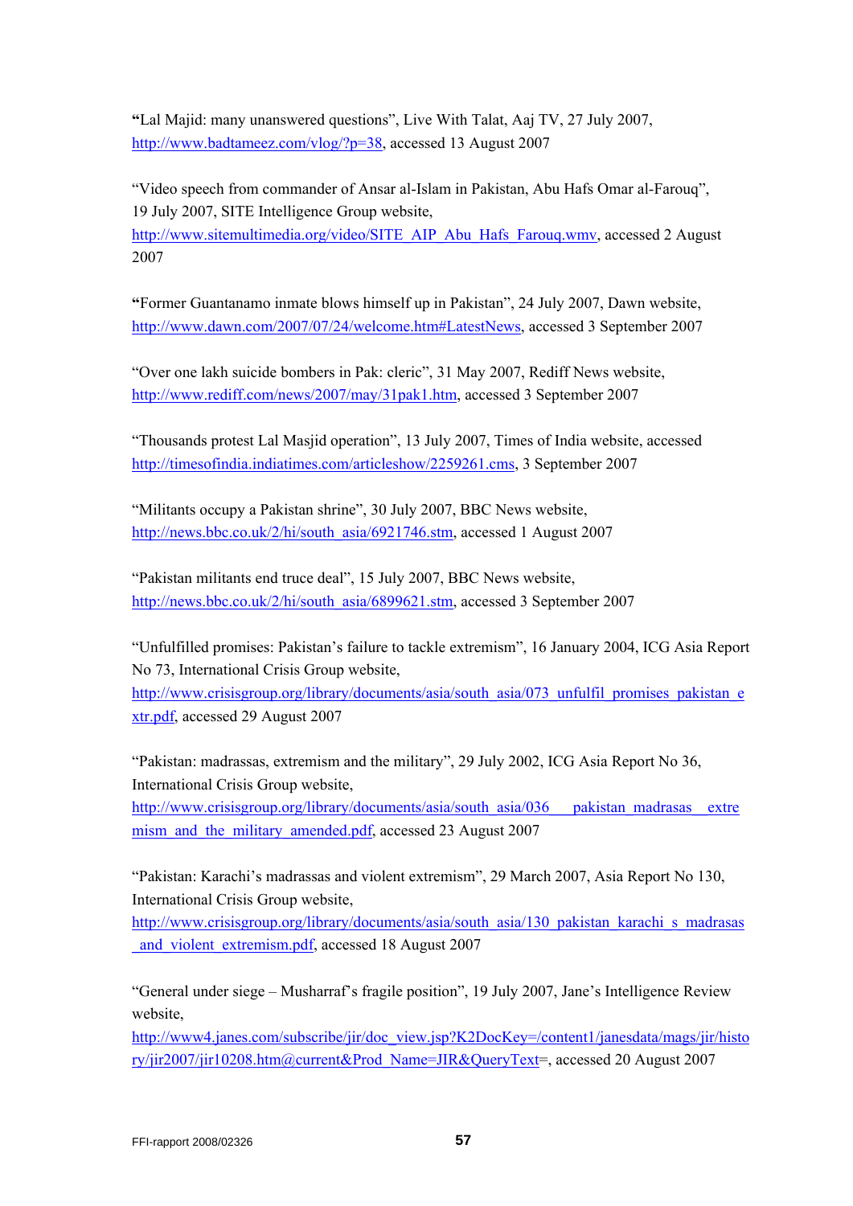"Lal Majid: many unanswered questions", Live With Talat, Aaj TV, 27 July 2007, http://www.badtameez.com/vlog/?p=38, accessed 13 August 2007

"Video speech from commander of Ansar al-Islam in Pakistan, Abu Hafs Omar al-Farouq", 19 July 2007, SITE Intelligence Group website, http://www.sitemultimedia.org/video/SITE_AIP_Abu_Hafs_Farouq.wmv, accessed 2 August 2007

"Former Guantanamo inmate blows himself up in Pakistan", 24 July 2007, Dawn website, http://www.dawn.com/2007/07/24/welcome.htm#LatestNews, accessed 3 September 2007

"Over one lakh suicide bombers in Pak: cleric", 31 May 2007, Rediff News website, http://www.rediff.com/news/2007/may/31pak1.htm, accessed 3 September 2007

"Thousands protest Lal Masjid operation", 13 July 2007, Times of India website, accessed http://timesofindia.indiatimes.com/articleshow/2259261.cms, 3 September 2007

"Militants occupy a Pakistan shrine", 30 July 2007, BBC News website, http://news.bbc.co.uk/2/hi/south_asia/6921746.stm, accessed 1 August 2007

"Pakistan militants end truce deal", 15 July 2007, BBC News website, http://news.bbc.co.uk/2/hi/south_asia/6899621.stm, accessed 3 September 2007

"Unfulfilled promises: Pakistan's failure to tackle extremism", 16 January 2004, ICG Asia Report No 73, International Crisis Group website, http://www.crisisgroup.org/library/documents/asia/south_asia/073_unfulfil_promises_pakistan_extr.pdf, accessed 29 August 2007

"Pakistan: madrassas, extremism and the military", 29 July 2002, ICG Asia Report No 36, International Crisis Group website, http://www.crisisgroup.org/library/documents/asia/south_asia/036___pakistan_madrasas__extremism_and_the_military_amended.pdf, accessed 23 August 2007

"Pakistan: Karachi's madrassas and violent extremism", 29 March 2007, Asia Report No 130, International Crisis Group website, http://www.crisisgroup.org/library/documents/asia/south_asia/130_pakistan_karachi_s_madrasas_and_violent_extremism.pdf, accessed 18 August 2007

"General under siege – Musharraf's fragile position", 19 July 2007, Jane's Intelligence Review website, http://www4.janes.com/subscribe/jir/doc_view.jsp?K2DocKey=/content1/janesdata/mags/jir/history/jir2007/jir10208.htm@current&Prod_Name=JIR&QueryText=, accessed 20 August 2007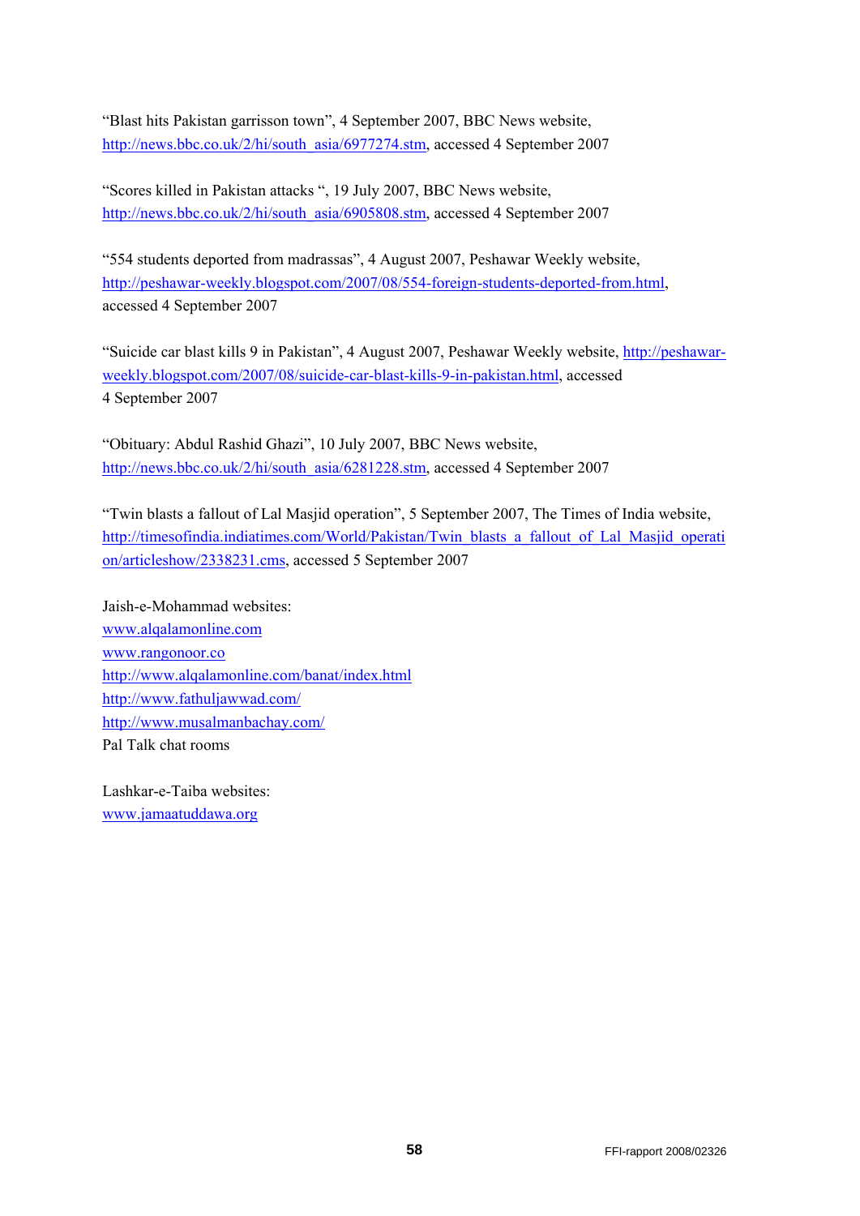"Blast hits Pakistan garrisson town", 4 September 2007, BBC News website, http://news.bbc.co.uk/2/hi/south_asia/6977274.stm, accessed 4 September 2007

"Scores killed in Pakistan attacks ", 19 July 2007, BBC News website, http://news.bbc.co.uk/2/hi/south_asia/6905808.stm, accessed 4 September 2007

"554 students deported from madrassas", 4 August 2007, Peshawar Weekly website, http://peshawar-weekly.blogspot.com/2007/08/554-foreign-students-deported-from.html, accessed 4 September 2007

"Suicide car blast kills 9 in Pakistan", 4 August 2007, Peshawar Weekly website, http://peshawar-weekly.blogspot.com/2007/08/suicide-car-blast-kills-9-in-pakistan.html, accessed 4 September 2007

"Obituary: Abdul Rashid Ghazi", 10 July 2007, BBC News website, http://news.bbc.co.uk/2/hi/south_asia/6281228.stm, accessed 4 September 2007

"Twin blasts a fallout of Lal Masjid operation", 5 September 2007, The Times of India website, http://timesofindia.indiatimes.com/World/Pakistan/Twin_blasts_a_fallout_of_Lal_Masjid_operation/articleshow/2338231.cms, accessed 5 September 2007

Jaish-e-Mohammad websites:
www.alqalamonline.com
www.rangonoor.co
http://www.alqalamonline.com/banat/index.html
http://www.fathuljawwad.com/
http://www.musalmanbachay.com/
Pal Talk chat rooms

Lashkar-e-Taiba websites:
www.jamaatuddawa.org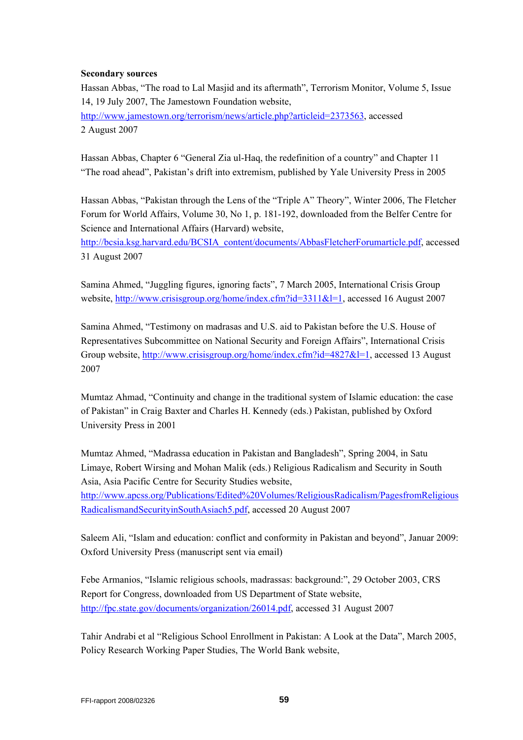**Secondary sources**

Hassan Abbas, "The road to Lal Masjid and its aftermath", Terrorism Monitor, Volume 5, Issue 14, 19 July 2007, The Jamestown Foundation website, http://www.jamestown.org/terrorism/news/article.php?articleid=2373563, accessed 2 August 2007

Hassan Abbas, Chapter 6 "General Zia ul-Haq, the redefinition of a country" and Chapter 11 "The road ahead", Pakistan's drift into extremism, published by Yale University Press in 2005

Hassan Abbas, "Pakistan through the Lens of the "Triple A" Theory", Winter 2006, The Fletcher Forum for World Affairs, Volume 30, No 1, p. 181-192, downloaded from the Belfer Centre for Science and International Affairs (Harvard) website, http://bcsia.ksg.harvard.edu/BCSIA_content/documents/AbbasFletcherForumarticle.pdf, accessed 31 August 2007

Samina Ahmed, "Juggling figures, ignoring facts", 7 March 2005, International Crisis Group website, http://www.crisisgroup.org/home/index.cfm?id=3311&l=1, accessed 16 August 2007

Samina Ahmed, "Testimony on madrasas and U.S. aid to Pakistan before the U.S. House of Representatives Subcommittee on National Security and Foreign Affairs", International Crisis Group website, http://www.crisisgroup.org/home/index.cfm?id=4827&l=1, accessed 13 August 2007

Mumtaz Ahmad, "Continuity and change in the traditional system of Islamic education: the case of Pakistan" in Craig Baxter and Charles H. Kennedy (eds.) Pakistan, published by Oxford University Press in 2001

Mumtaz Ahmed, "Madrassa education in Pakistan and Bangladesh", Spring 2004, in Satu Limaye, Robert Wirsing and Mohan Malik (eds.) Religious Radicalism and Security in South Asia, Asia Pacific Centre for Security Studies website, http://www.apcss.org/Publications/Edited%20Volumes/ReligiousRadicalism/PagesfromReligiousRadicalismandSecurityinSouthAsiach5.pdf, accessed 20 August 2007

Saleem Ali, "Islam and education: conflict and conformity in Pakistan and beyond", Januar 2009: Oxford University Press (manuscript sent via email)

Febe Armanios, "Islamic religious schools, madrassas: background:", 29 October 2003, CRS Report for Congress, downloaded from US Department of State website, http://fpc.state.gov/documents/organization/26014.pdf, accessed 31 August 2007

Tahir Andrabi et al "Religious School Enrollment in Pakistan: A Look at the Data", March 2005, Policy Research Working Paper Studies, The World Bank website,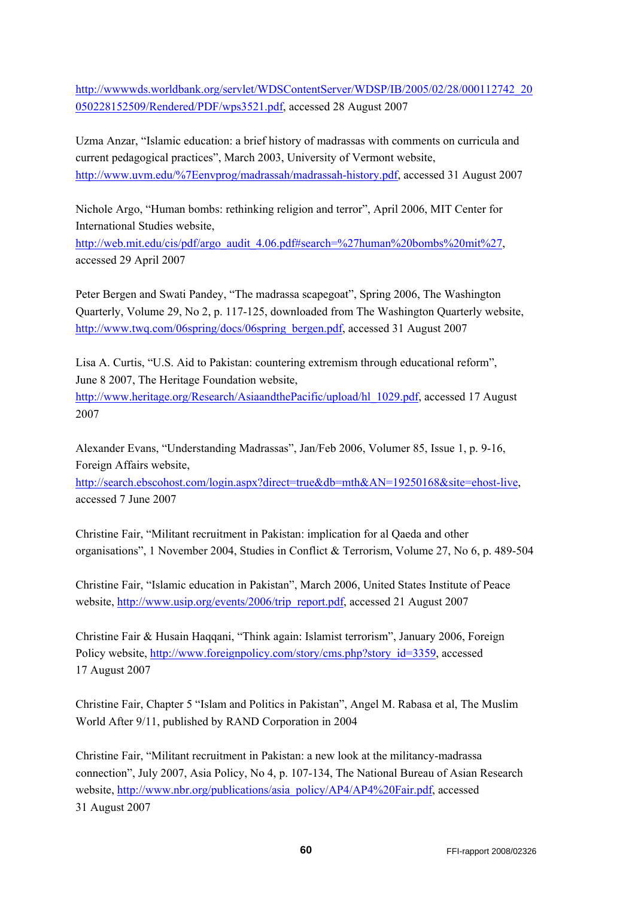http://wwwwds.worldbank.org/servlet/WDSContentServer/WDSP/IB/2005/02/28/000112742_20050228152509/Rendered/PDF/wps3521.pdf, accessed 28 August 2007

Uzma Anzar, "Islamic education: a brief history of madrassas with comments on curricula and current pedagogical practices", March 2003, University of Vermont website, http://www.uvm.edu/%7Eenvprog/madrassah/madrassah-history.pdf, accessed 31 August 2007

Nichole Argo, "Human bombs: rethinking religion and terror", April 2006, MIT Center for International Studies website, http://web.mit.edu/cis/pdf/argo_audit_4.06.pdf#search=%27human%20bombs%20mit%27, accessed 29 April 2007

Peter Bergen and Swati Pandey, "The madrassa scapegoat", Spring 2006, The Washington Quarterly, Volume 29, No 2, p. 117-125, downloaded from The Washington Quarterly website, http://www.twq.com/06spring/docs/06spring_bergen.pdf, accessed 31 August 2007

Lisa A. Curtis, "U.S. Aid to Pakistan: countering extremism through educational reform", June 8 2007, The Heritage Foundation website, http://www.heritage.org/Research/AsiaandthePacific/upload/hl_1029.pdf, accessed 17 August 2007

Alexander Evans, "Understanding Madrassas", Jan/Feb 2006, Volumer 85, Issue 1, p. 9-16, Foreign Affairs website, http://search.ebscohost.com/login.aspx?direct=true&db=mth&AN=19250168&site=ehost-live, accessed 7 June 2007

Christine Fair, "Militant recruitment in Pakistan: implication for al Qaeda and other organisations", 1 November 2004, Studies in Conflict & Terrorism, Volume 27, No 6, p. 489-504

Christine Fair, "Islamic education in Pakistan", March 2006, United States Institute of Peace website, http://www.usip.org/events/2006/trip_report.pdf, accessed 21 August 2007

Christine Fair & Husain Haqqani, "Think again: Islamist terrorism", January 2006, Foreign Policy website, http://www.foreignpolicy.com/story/cms.php?story_id=3359, accessed 17 August 2007

Christine Fair, Chapter 5 "Islam and Politics in Pakistan", Angel M. Rabasa et al, The Muslim World After 9/11, published by RAND Corporation in 2004

Christine Fair, "Militant recruitment in Pakistan: a new look at the militancy-madrassa connection", July 2007, Asia Policy, No 4, p. 107-134, The National Bureau of Asian Research website, http://www.nbr.org/publications/asia_policy/AP4/AP4%20Fair.pdf, accessed 31 August 2007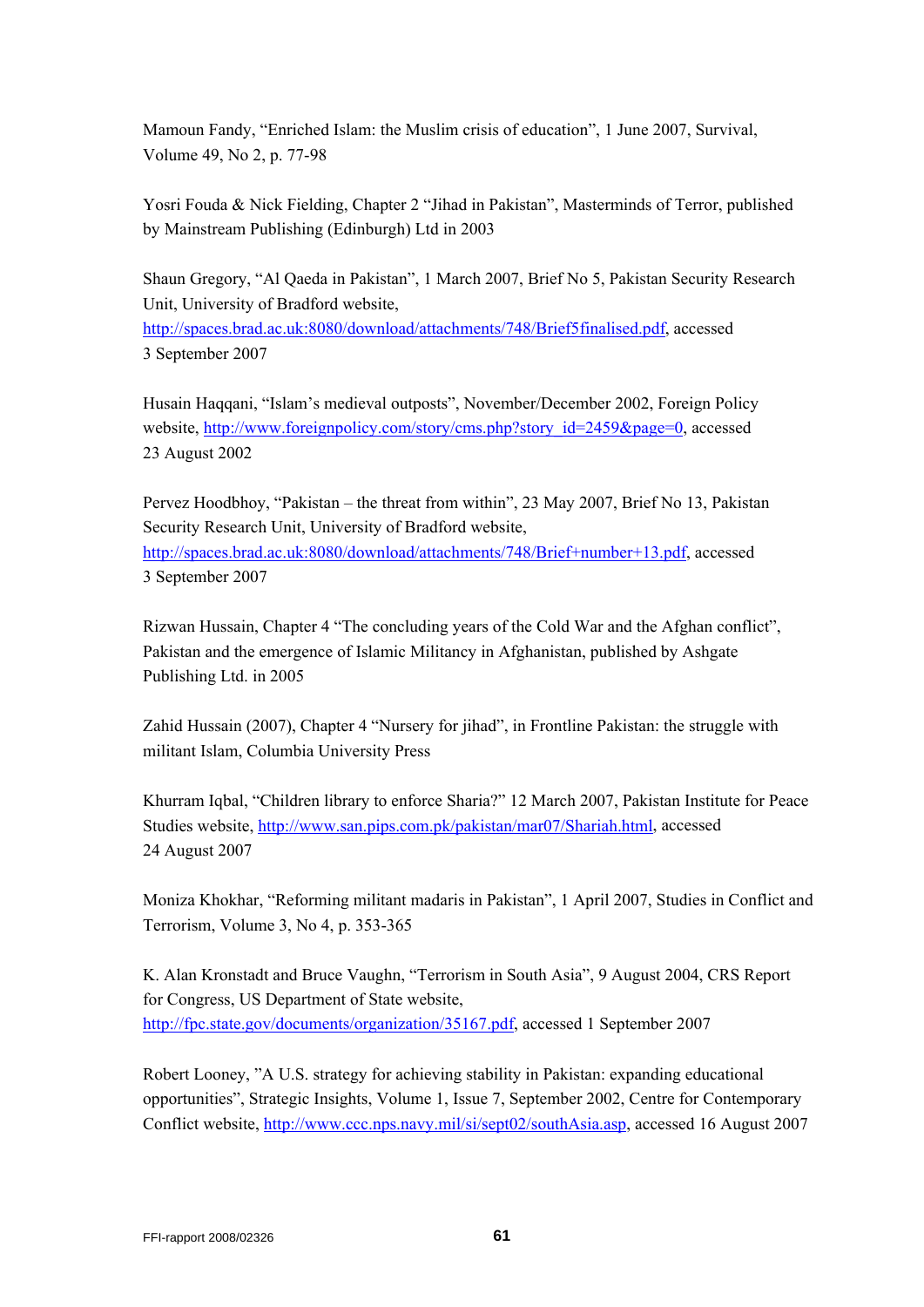Mamoun Fandy, "Enriched Islam: the Muslim crisis of education", 1 June 2007, Survival, Volume 49, No 2, p. 77-98

Yosri Fouda & Nick Fielding, Chapter 2 "Jihad in Pakistan", Masterminds of Terror, published by Mainstream Publishing (Edinburgh) Ltd in 2003

Shaun Gregory, "Al Qaeda in Pakistan", 1 March 2007, Brief No 5, Pakistan Security Research Unit, University of Bradford website, http://spaces.brad.ac.uk:8080/download/attachments/748/Brief5finalised.pdf, accessed 3 September 2007

Husain Haqqani, "Islam's medieval outposts", November/December 2002, Foreign Policy website, http://www.foreignpolicy.com/story/cms.php?story_id=2459&page=0, accessed 23 August 2002

Pervez Hoodbhoy, "Pakistan – the threat from within", 23 May 2007, Brief No 13, Pakistan Security Research Unit, University of Bradford website, http://spaces.brad.ac.uk:8080/download/attachments/748/Brief+number+13.pdf, accessed 3 September 2007

Rizwan Hussain, Chapter 4 "The concluding years of the Cold War and the Afghan conflict", Pakistan and the emergence of Islamic Militancy in Afghanistan, published by Ashgate Publishing Ltd. in 2005

Zahid Hussain (2007), Chapter 4 "Nursery for jihad", in Frontline Pakistan: the struggle with militant Islam, Columbia University Press

Khurram Iqbal, "Children library to enforce Sharia?" 12 March 2007, Pakistan Institute for Peace Studies website, http://www.san.pips.com.pk/pakistan/mar07/Shariah.html, accessed 24 August 2007

Moniza Khokhar, "Reforming militant madaris in Pakistan", 1 April 2007, Studies in Conflict and Terrorism, Volume 3, No 4, p. 353-365

K. Alan Kronstadt and Bruce Vaughn, "Terrorism in South Asia", 9 August 2004, CRS Report for Congress, US Department of State website, http://fpc.state.gov/documents/organization/35167.pdf, accessed 1 September 2007

Robert Looney, "A U.S. strategy for achieving stability in Pakistan: expanding educational opportunities", Strategic Insights, Volume 1, Issue 7, September 2002, Centre for Contemporary Conflict website, http://www.ccc.nps.navy.mil/si/sept02/southAsia.asp, accessed 16 August 2007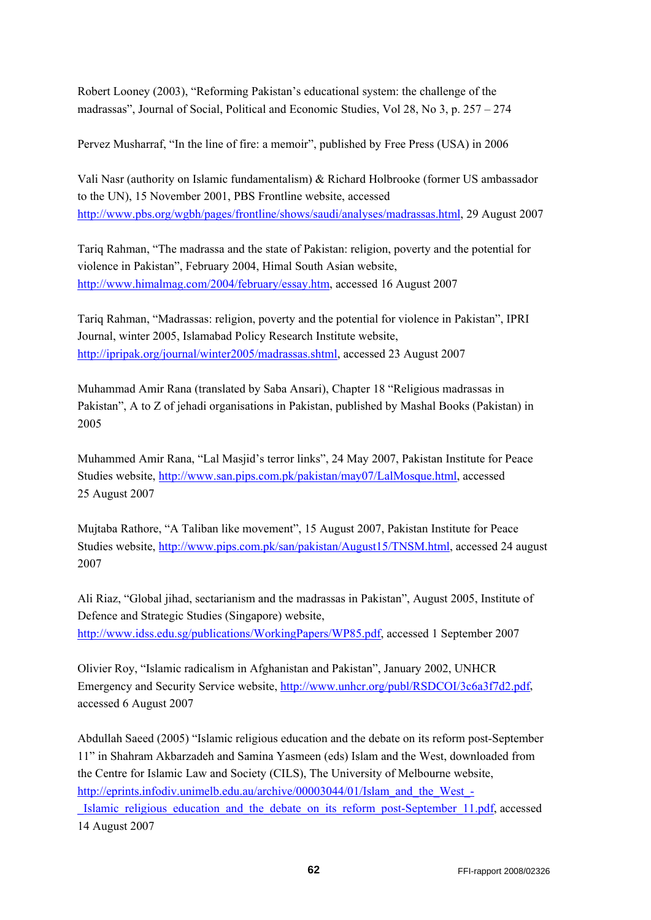Robert Looney (2003), “Reforming Pakistan’s educational system: the challenge of the madrassas”, Journal of Social, Political and Economic Studies, Vol 28, No 3, p. 257 – 274

Pervez Musharraf, “In the line of fire: a memoir”, published by Free Press (USA) in 2006

Vali Nasr (authority on Islamic fundamentalism) & Richard Holbrooke (former US ambassador to the UN), 15 November 2001, PBS Frontline website, accessed http://www.pbs.org/wgbh/pages/frontline/shows/saudi/analyses/madrassas.html, 29 August 2007

Tariq Rahman, “The madrassa and the state of Pakistan: religion, poverty and the potential for violence in Pakistan”, February 2004, Himal South Asian website, http://www.himalmag.com/2004/february/essay.htm, accessed 16 August 2007

Tariq Rahman, “Madrassas: religion, poverty and the potential for violence in Pakistan”, IPRI Journal, winter 2005, Islamabad Policy Research Institute website, http://ipripak.org/journal/winter2005/madrassas.shtml, accessed 23 August 2007

Muhammad Amir Rana (translated by Saba Ansari), Chapter 18 “Religious madrassas in Pakistan”, A to Z of jehadi organisations in Pakistan, published by Mashal Books (Pakistan) in 2005

Muhammed Amir Rana, “Lal Masjid’s terror links”, 24 May 2007, Pakistan Institute for Peace Studies website, http://www.san.pips.com.pk/pakistan/may07/LalMosque.html, accessed 25 August 2007

Mujtaba Rathore, “A Taliban like movement”, 15 August 2007, Pakistan Institute for Peace Studies website, http://www.pips.com.pk/san/pakistan/August15/TNSM.html, accessed 24 august 2007

Ali Riaz, “Global jihad, sectarianism and the madrassas in Pakistan”, August 2005, Institute of Defence and Strategic Studies (Singapore) website, http://www.idss.edu.sg/publications/WorkingPapers/WP85.pdf, accessed 1 September 2007

Olivier Roy, “Islamic radicalism in Afghanistan and Pakistan”, January 2002, UNHCR Emergency and Security Service website, http://www.unhcr.org/publ/RSDCOI/3c6a3f7d2.pdf, accessed 6 August 2007

Abdullah Saeed (2005) “Islamic religious education and the debate on its reform post-September 11” in Shahram Akbarzadeh and Samina Yasmeen (eds) Islam and the West, downloaded from the Centre for Islamic Law and Society (CILS), The University of Melbourne website, http://eprints.infodiv.unimelb.edu.au/archive/00003044/01/Islam_and_the_West_-_Islamic_religious_education_and_the_debate_on_its_reform_post-September_11.pdf, accessed 14 August 2007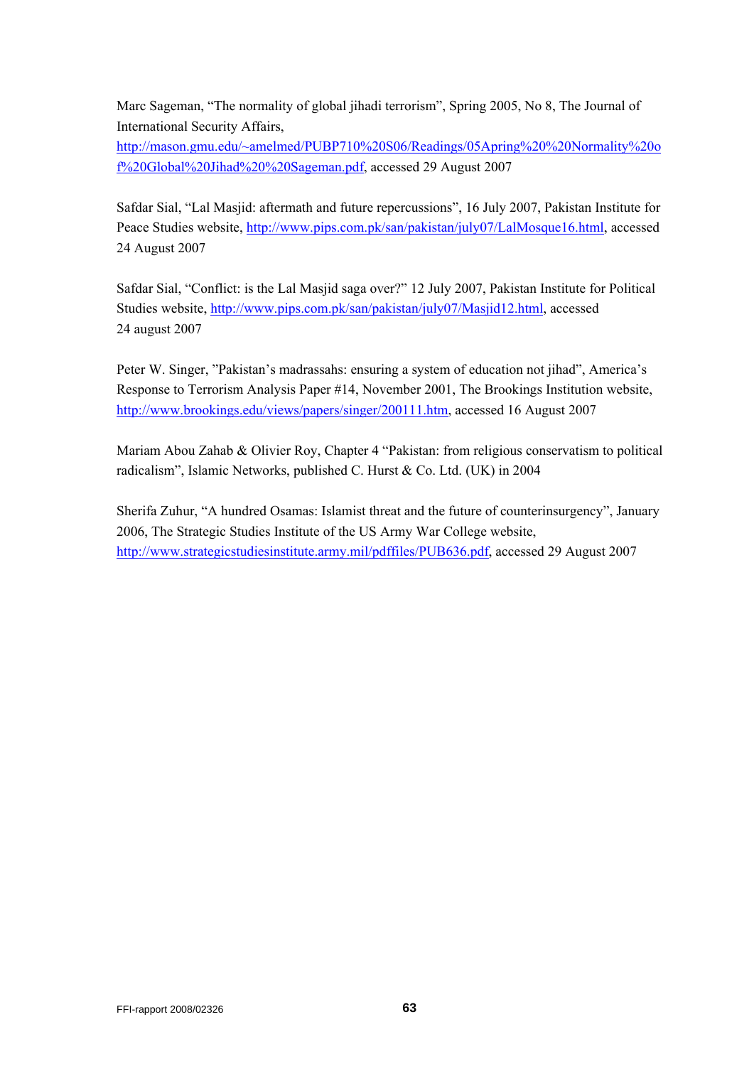Marc Sageman, “The normality of global jihadi terrorism”, Spring 2005, No 8, The Journal of International Security Affairs, http://mason.gmu.edu/~amelmed/PUBP710%20S06/Readings/05Apring%20%20Normality%20of%20Global%20Jihad%20%20Sageman.pdf, accessed 29 August 2007

Safdar Sial, “Lal Masjid: aftermath and future repercussions”, 16 July 2007, Pakistan Institute for Peace Studies website, http://www.pips.com.pk/san/pakistan/july07/LalMosque16.html, accessed 24 August 2007

Safdar Sial, “Conflict: is the Lal Masjid saga over?” 12 July 2007, Pakistan Institute for Political Studies website, http://www.pips.com.pk/san/pakistan/july07/Masjid12.html, accessed 24 august 2007

Peter W. Singer, ”Pakistan’s madrassahs: ensuring a system of education not jihad”, America’s Response to Terrorism Analysis Paper #14, November 2001, The Brookings Institution website, http://www.brookings.edu/views/papers/singer/200111.htm, accessed 16 August 2007

Mariam Abou Zahab & Olivier Roy, Chapter 4 “Pakistan: from religious conservatism to political radicalism”, Islamic Networks, published C. Hurst & Co. Ltd. (UK) in 2004

Sherifa Zuhur, “A hundred Osamas: Islamist threat and the future of counterinsurgency”, January 2006, The Strategic Studies Institute of the US Army War College website, http://www.strategicstudiesinstitute.army.mil/pdffiles/PUB636.pdf, accessed 29 August 2007